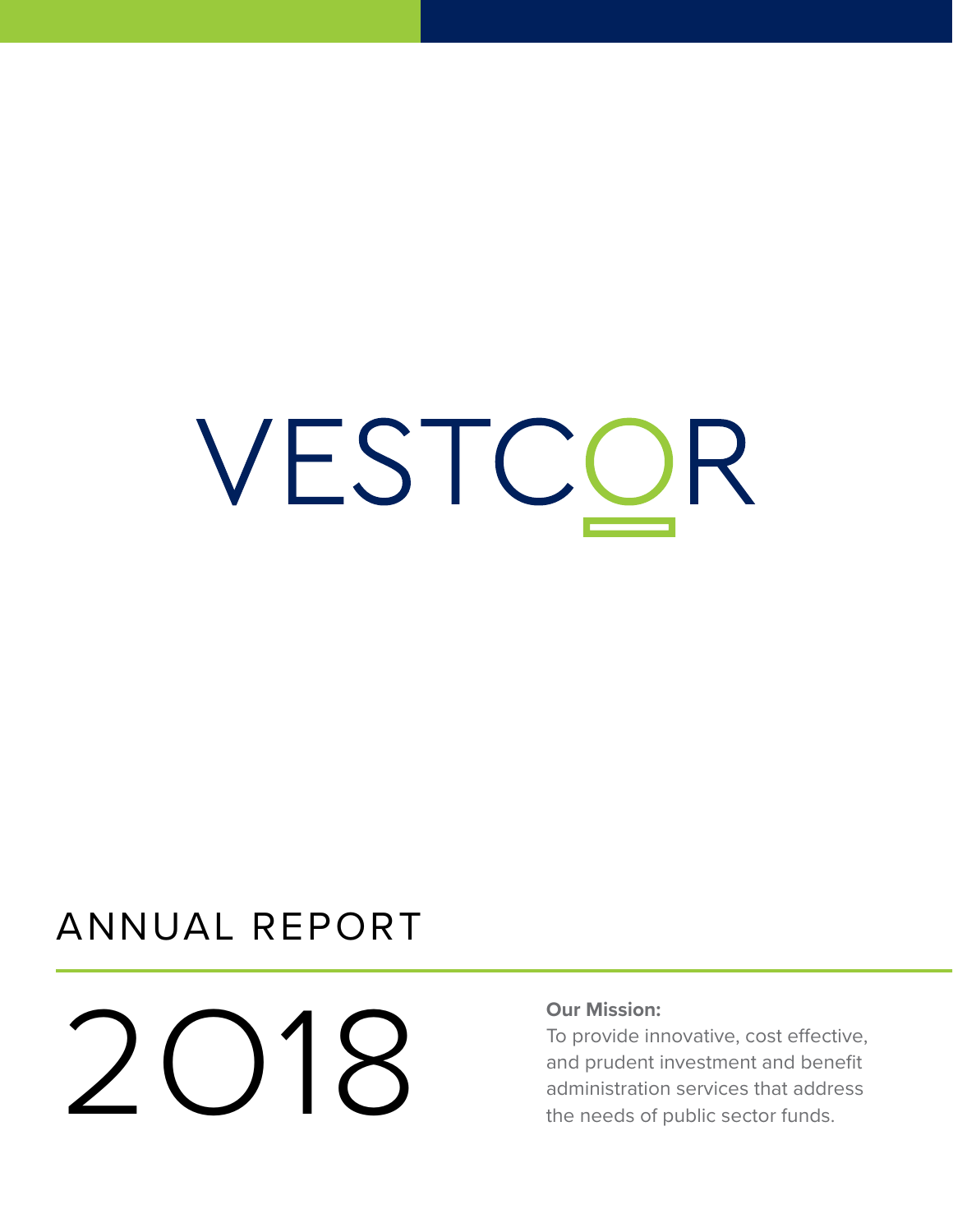# VESTCOR

## ANNUAL REPORT

# 2018

**Our Mission:**
To provide innovative, cost effective, and prudent investment and benefit administration services that address the needs of public sector funds.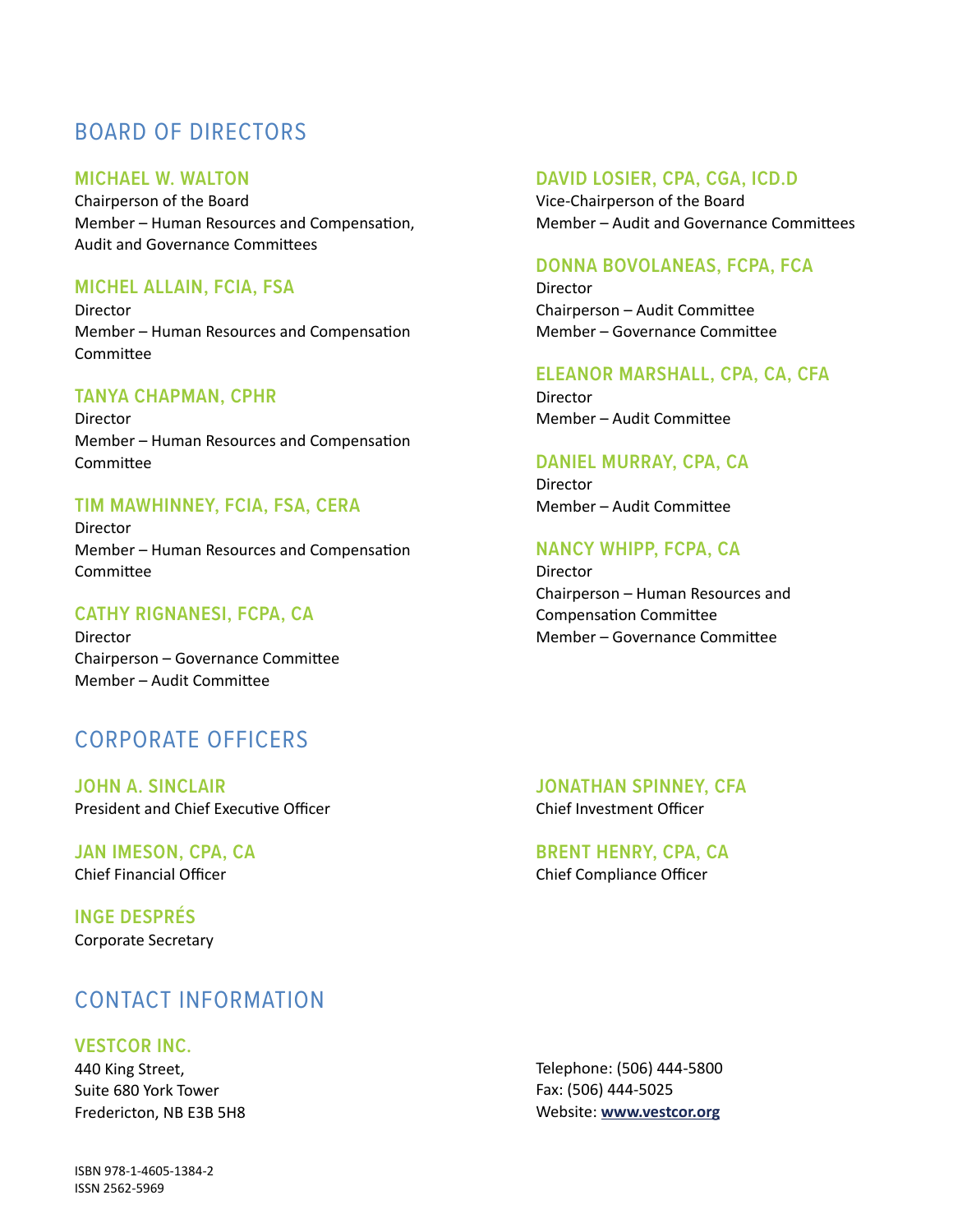## BOARD OF DIRECTORS

### MICHAEL W. WALTON
Chairperson of the Board
Member – Human Resources and Compensation, Audit and Governance Committees

### MICHEL ALLAIN, FCIA, FSA
Director
Member – Human Resources and Compensation Committee

### TANYA CHAPMAN, CPHR
Director
Member – Human Resources and Compensation Committee

### TIM MAWHINNEY, FCIA, FSA, CERA
Director
Member – Human Resources and Compensation Committee

### CATHY RIGNANESI, FCPA, CA
Director
Chairperson – Governance Committee
Member – Audit Committee

### DAVID LOSIER, CPA, CGA, ICD.D
Vice-Chairperson of the Board
Member – Audit and Governance Committees

### DONNA BOVOLANEAS, FCPA, FCA
Director
Chairperson – Audit Committee
Member – Governance Committee

### ELEANOR MARSHALL, CPA, CA, CFA
Director
Member – Audit Committee

### DANIEL MURRAY, CPA, CA
Director
Member – Audit Committee

### NANCY WHIPP, FCPA, CA
Director
Chairperson – Human Resources and Compensation Committee
Member – Governance Committee

## CORPORATE OFFICERS

### JOHN A. SINCLAIR
President and Chief Executive Officer

### JAN IMESON, CPA, CA
Chief Financial Officer

### INGE DESPRÉS
Corporate Secretary

### JONATHAN SPINNEY, CFA
Chief Investment Officer

### BRENT HENRY, CPA, CA
Chief Compliance Officer

## CONTACT INFORMATION

### VESTCOR INC.
440 King Street,
Suite 680 York Tower
Fredericton, NB E3B 5H8

Telephone: (506) 444-5800
Fax: (506) 444-5025
Website: **www.vestcor.org**

ISBN 978-1-4605-1384-2
ISSN 2562-5969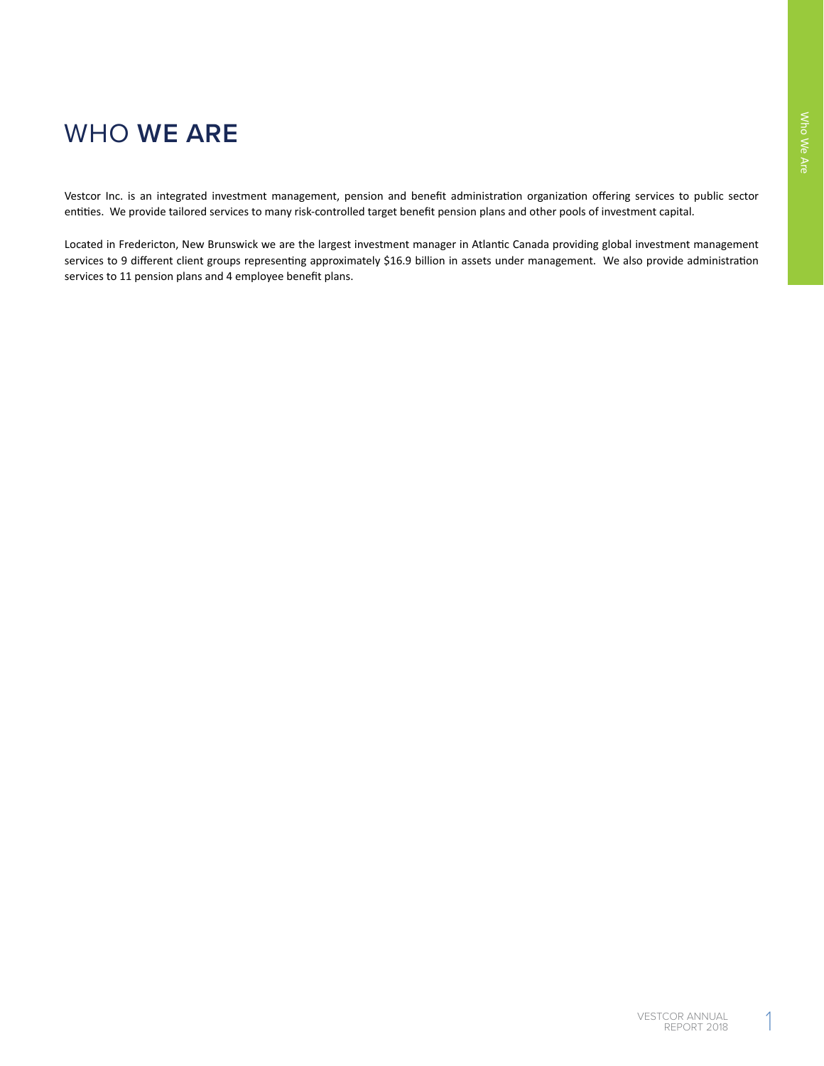# WHO **WE ARE**

Vestcor Inc. is an integrated investment management, pension and benefit administration organization offering services to public sector entities. We provide tailored services to many risk-controlled target benefit pension plans and other pools of investment capital.

Located in Fredericton, New Brunswick we are the largest investment manager in Atlantic Canada providing global investment management services to 9 different client groups representing approximately $16.9 billion in assets under management. We also provide administration services to 11 pension plans and 4 employee benefit plans.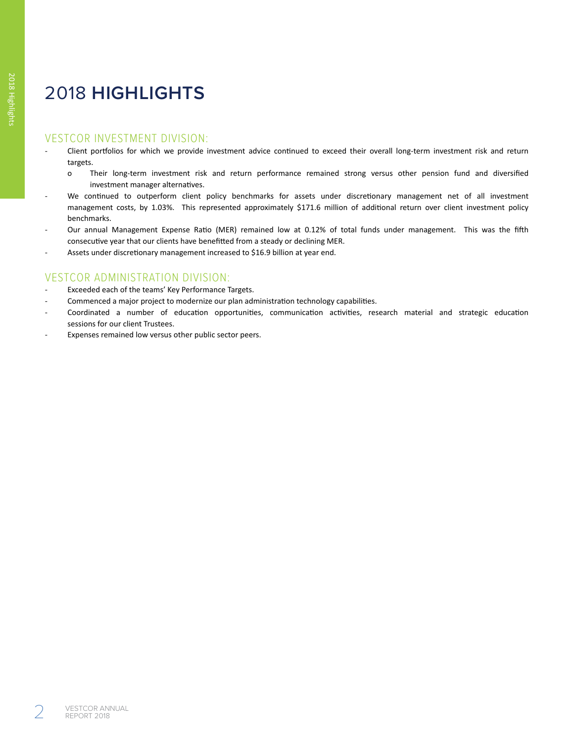# 2018 **HIGHLIGHTS**

## VESTCOR INVESTMENT DIVISION:

- Client portfolios for which we provide investment advice continued to exceed their overall long-term investment risk and return targets.
  - Their long-term investment risk and return performance remained strong versus other pension fund and diversified investment manager alternatives.
- We continued to outperform client policy benchmarks for assets under discretionary management net of all investment management costs, by 1.03%. This represented approximately $171.6 million of additional return over client investment policy benchmarks.
- Our annual Management Expense Ratio (MER) remained low at 0.12% of total funds under management. This was the fifth consecutive year that our clients have benefitted from a steady or declining MER.
- Assets under discretionary management increased to $16.9 billion at year end.

## VESTCOR ADMINISTRATION DIVISION:

- Exceeded each of the teams' Key Performance Targets.
- Commenced a major project to modernize our plan administration technology capabilities.
- Coordinated a number of education opportunities, communication activities, research material and strategic education sessions for our client Trustees.
- Expenses remained low versus other public sector peers.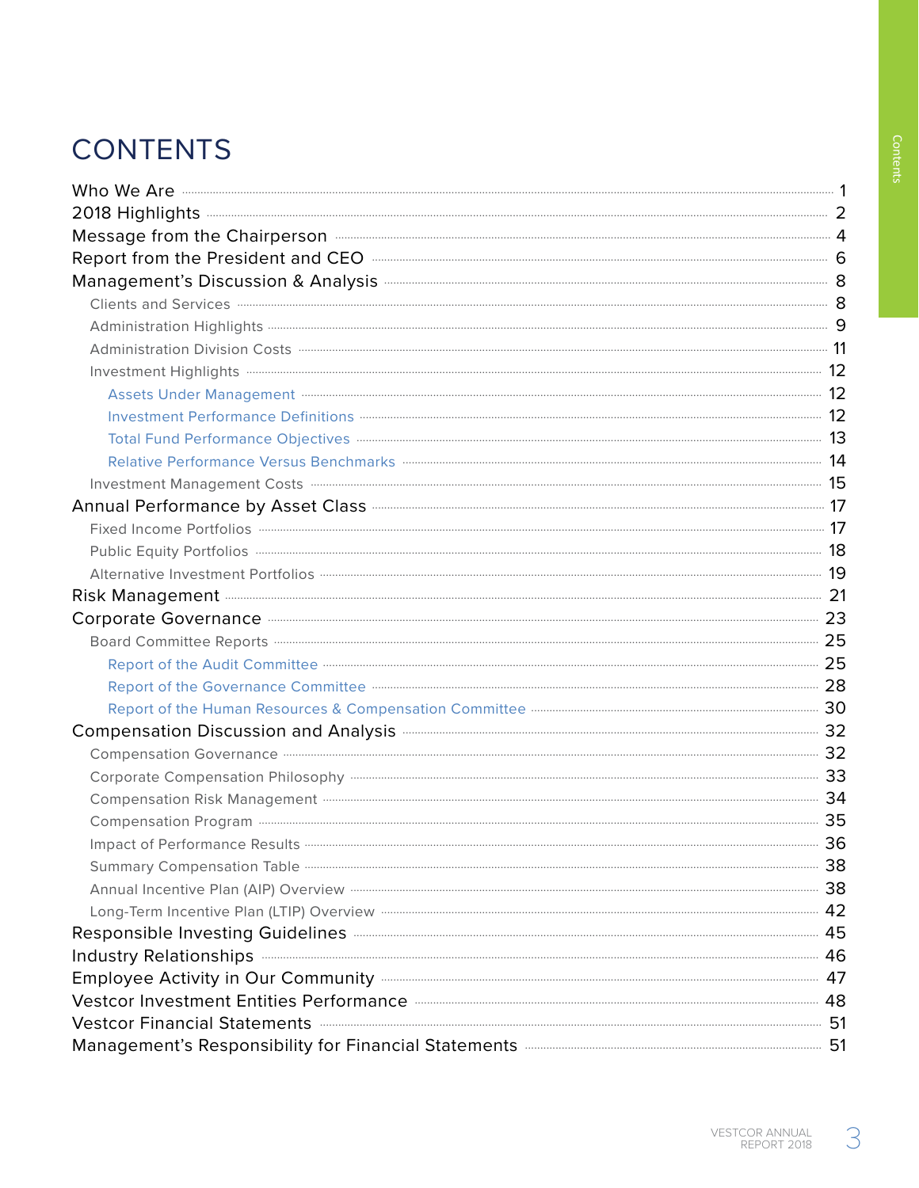# CONTENTS

- Who We Are ........ 1
- 2018 Highlights ........ 2
- Message from the Chairperson ........ 4
- Report from the President and CEO ........ 6
- Management's Discussion & Analysis ........ 8
  - Clients and Services ........ 8
  - Administration Highlights ........ 9
  - Administration Division Costs ........ 11
  - Investment Highlights ........ 12
    - Assets Under Management ........ 12
    - Investment Performance Definitions ........ 12
    - Total Fund Performance Objectives ........ 13
    - Relative Performance Versus Benchmarks ........ 14
  - Investment Management Costs ........ 15
- Annual Performance by Asset Class ........ 17
  - Fixed Income Portfolios ........ 17
  - Public Equity Portfolios ........ 18
  - Alternative Investment Portfolios ........ 19
- Risk Management ........ 21
- Corporate Governance ........ 23
  - Board Committee Reports ........ 25
    - Report of the Audit Committee ........ 25
    - Report of the Governance Committee ........ 28
    - Report of the Human Resources & Compensation Committee ........ 30
- Compensation Discussion and Analysis ........ 32
  - Compensation Governance ........ 32
  - Corporate Compensation Philosophy ........ 33
  - Compensation Risk Management ........ 34
  - Compensation Program ........ 35
  - Impact of Performance Results ........ 36
  - Summary Compensation Table ........ 38
  - Annual Incentive Plan (AIP) Overview ........ 38
  - Long-Term Incentive Plan (LTIP) Overview ........ 42
- Responsible Investing Guidelines ........ 45
- Industry Relationships ........ 46
- Employee Activity in Our Community ........ 47
- Vestcor Investment Entities Performance ........ 48
- Vestcor Financial Statements ........ 51
- Management's Responsibility for Financial Statements ........ 51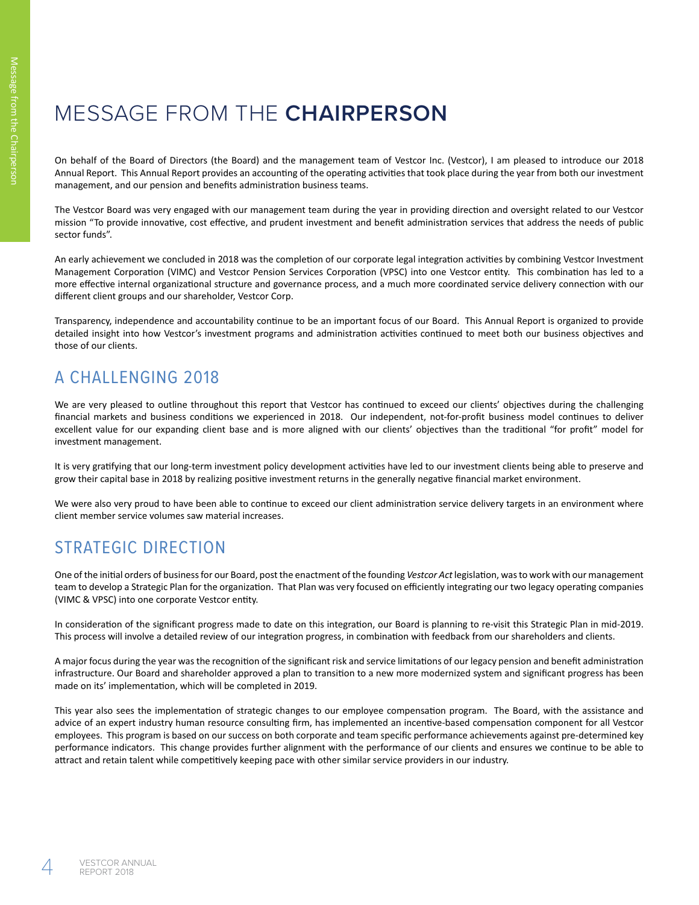# MESSAGE FROM THE **CHAIRPERSON**

On behalf of the Board of Directors (the Board) and the management team of Vestcor Inc. (Vestcor), I am pleased to introduce our 2018 Annual Report. This Annual Report provides an accounting of the operating activities that took place during the year from both our investment management, and our pension and benefits administration business teams.

The Vestcor Board was very engaged with our management team during the year in providing direction and oversight related to our Vestcor mission "To provide innovative, cost effective, and prudent investment and benefit administration services that address the needs of public sector funds".

An early achievement we concluded in 2018 was the completion of our corporate legal integration activities by combining Vestcor Investment Management Corporation (VIMC) and Vestcor Pension Services Corporation (VPSC) into one Vestcor entity. This combination has led to a more effective internal organizational structure and governance process, and a much more coordinated service delivery connection with our different client groups and our shareholder, Vestcor Corp.

Transparency, independence and accountability continue to be an important focus of our Board. This Annual Report is organized to provide detailed insight into how Vestcor's investment programs and administration activities continued to meet both our business objectives and those of our clients.

## A CHALLENGING 2018

We are very pleased to outline throughout this report that Vestcor has continued to exceed our clients' objectives during the challenging financial markets and business conditions we experienced in 2018. Our independent, not-for-profit business model continues to deliver excellent value for our expanding client base and is more aligned with our clients' objectives than the traditional "for profit" model for investment management.

It is very gratifying that our long-term investment policy development activities have led to our investment clients being able to preserve and grow their capital base in 2018 by realizing positive investment returns in the generally negative financial market environment.

We were also very proud to have been able to continue to exceed our client administration service delivery targets in an environment where client member service volumes saw material increases.

## STRATEGIC DIRECTION

One of the initial orders of business for our Board, post the enactment of the founding *Vestcor Act* legislation, was to work with our management team to develop a Strategic Plan for the organization. That Plan was very focused on efficiently integrating our two legacy operating companies (VIMC & VPSC) into one corporate Vestcor entity.

In consideration of the significant progress made to date on this integration, our Board is planning to re-visit this Strategic Plan in mid-2019. This process will involve a detailed review of our integration progress, in combination with feedback from our shareholders and clients.

A major focus during the year was the recognition of the significant risk and service limitations of our legacy pension and benefit administration infrastructure. Our Board and shareholder approved a plan to transition to a new more modernized system and significant progress has been made on its' implementation, which will be completed in 2019.

This year also sees the implementation of strategic changes to our employee compensation program. The Board, with the assistance and advice of an expert industry human resource consulting firm, has implemented an incentive-based compensation component for all Vestcor employees. This program is based on our success on both corporate and team specific performance achievements against pre-determined key performance indicators. This change provides further alignment with the performance of our clients and ensures we continue to be able to attract and retain talent while competitively keeping pace with other similar service providers in our industry.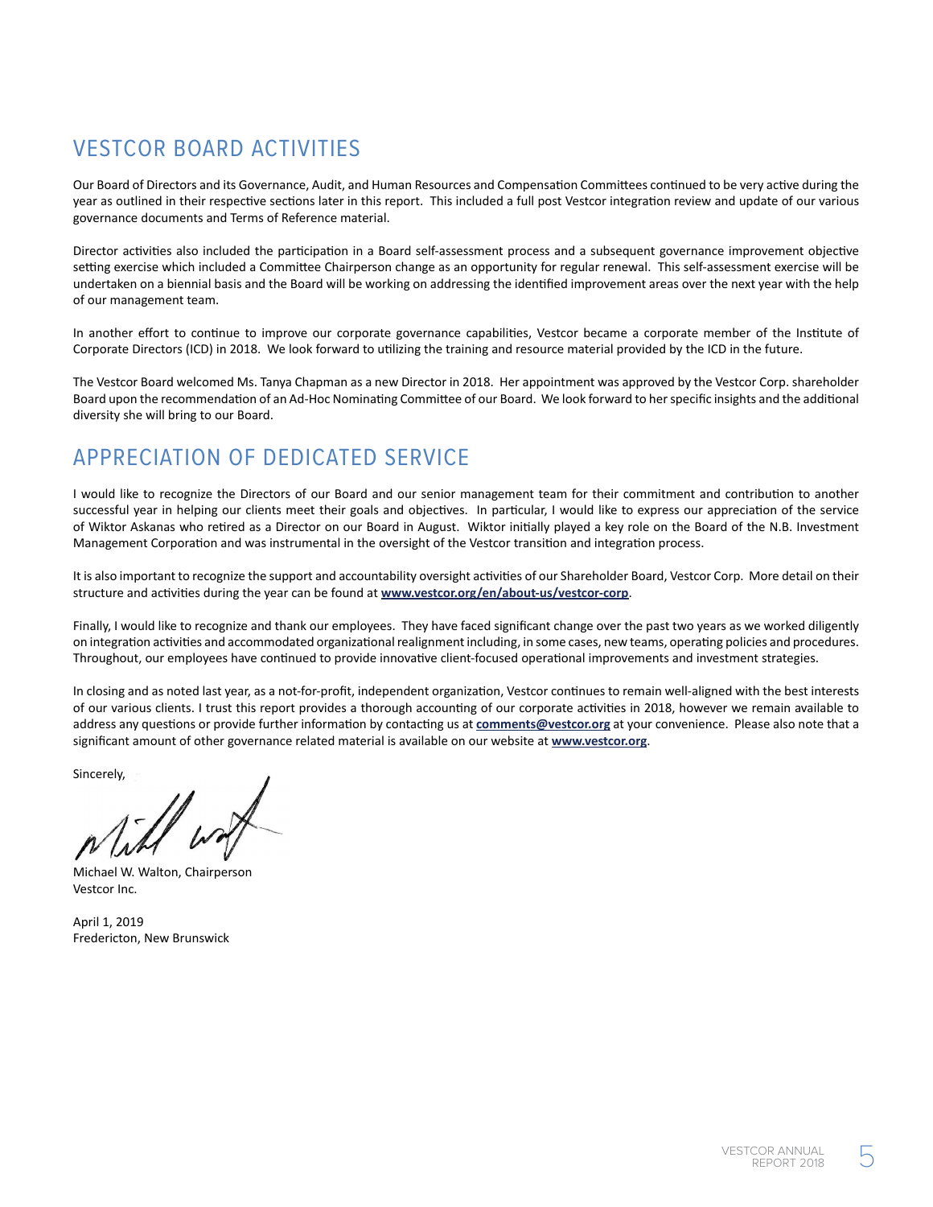## VESTCOR BOARD ACTIVITIES

Our Board of Directors and its Governance, Audit, and Human Resources and Compensation Committees continued to be very active during the year as outlined in their respective sections later in this report. This included a full post Vestcor integration review and update of our various governance documents and Terms of Reference material.

Director activities also included the participation in a Board self-assessment process and a subsequent governance improvement objective setting exercise which included a Committee Chairperson change as an opportunity for regular renewal. This self-assessment exercise will be undertaken on a biennial basis and the Board will be working on addressing the identified improvement areas over the next year with the help of our management team.

In another effort to continue to improve our corporate governance capabilities, Vestcor became a corporate member of the Institute of Corporate Directors (ICD) in 2018. We look forward to utilizing the training and resource material provided by the ICD in the future.

The Vestcor Board welcomed Ms. Tanya Chapman as a new Director in 2018. Her appointment was approved by the Vestcor Corp. shareholder Board upon the recommendation of an Ad-Hoc Nominating Committee of our Board. We look forward to her specific insights and the additional diversity she will bring to our Board.

## APPRECIATION OF DEDICATED SERVICE

I would like to recognize the Directors of our Board and our senior management team for their commitment and contribution to another successful year in helping our clients meet their goals and objectives. In particular, I would like to express our appreciation of the service of Wiktor Askanas who retired as a Director on our Board in August. Wiktor initially played a key role on the Board of the N.B. Investment Management Corporation and was instrumental in the oversight of the Vestcor transition and integration process.

It is also important to recognize the support and accountability oversight activities of our Shareholder Board, Vestcor Corp. More detail on their structure and activities during the year can be found at **www.vestcor.org/en/about-us/vestcor-corp**.

Finally, I would like to recognize and thank our employees. They have faced significant change over the past two years as we worked diligently on integration activities and accommodated organizational realignment including, in some cases, new teams, operating policies and procedures. Throughout, our employees have continued to provide innovative client-focused operational improvements and investment strategies.

In closing and as noted last year, as a not-for-profit, independent organization, Vestcor continues to remain well-aligned with the best interests of our various clients. I trust this report provides a thorough accounting of our corporate activities in 2018, however we remain available to address any questions or provide further information by contacting us at **comments@vestcor.org** at your convenience. Please also note that a significant amount of other governance related material is available on our website at **www.vestcor.org**.

Sincerely,

Michael W. Walton, Chairperson
Vestcor Inc.

April 1, 2019
Fredericton, New Brunswick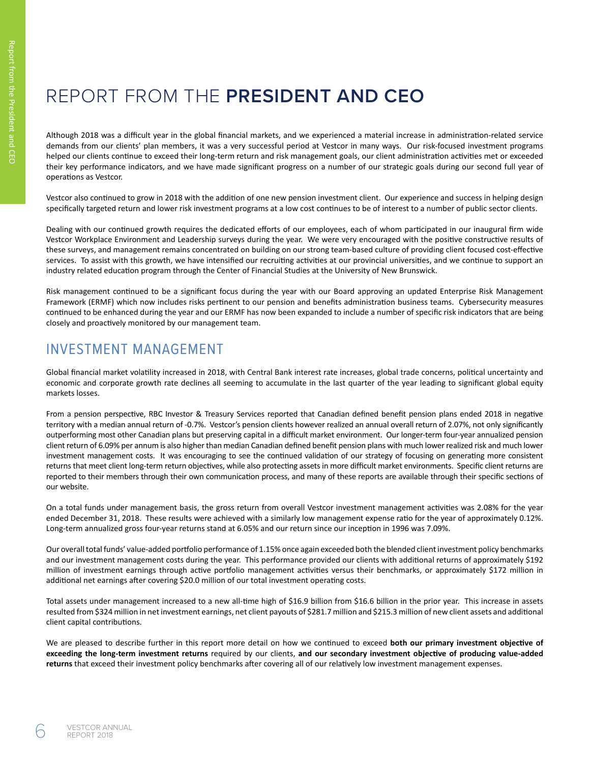# REPORT FROM THE **PRESIDENT AND CEO**

Although 2018 was a difficult year in the global financial markets, and we experienced a material increase in administration-related service demands from our clients' plan members, it was a very successful period at Vestcor in many ways. Our risk-focused investment programs helped our clients continue to exceed their long-term return and risk management goals, our client administration activities met or exceeded their key performance indicators, and we have made significant progress on a number of our strategic goals during our second full year of operations as Vestcor.

Vestcor also continued to grow in 2018 with the addition of one new pension investment client. Our experience and success in helping design specifically targeted return and lower risk investment programs at a low cost continues to be of interest to a number of public sector clients.

Dealing with our continued growth requires the dedicated efforts of our employees, each of whom participated in our inaugural firm wide Vestcor Workplace Environment and Leadership surveys during the year. We were very encouraged with the positive constructive results of these surveys, and management remains concentrated on building on our strong team-based culture of providing client focused cost-effective services. To assist with this growth, we have intensified our recruiting activities at our provincial universities, and we continue to support an industry related education program through the Center of Financial Studies at the University of New Brunswick.

Risk management continued to be a significant focus during the year with our Board approving an updated Enterprise Risk Management Framework (ERMF) which now includes risks pertinent to our pension and benefits administration business teams. Cybersecurity measures continued to be enhanced during the year and our ERMF has now been expanded to include a number of specific risk indicators that are being closely and proactively monitored by our management team.

## INVESTMENT MANAGEMENT

Global financial market volatility increased in 2018, with Central Bank interest rate increases, global trade concerns, political uncertainty and economic and corporate growth rate declines all seeming to accumulate in the last quarter of the year leading to significant global equity markets losses.

From a pension perspective, RBC Investor & Treasury Services reported that Canadian defined benefit pension plans ended 2018 in negative territory with a median annual return of -0.7%. Vestcor's pension clients however realized an annual overall return of 2.07%, not only significantly outperforming most other Canadian plans but preserving capital in a difficult market environment. Our longer-term four-year annualized pension client return of 6.09% per annum is also higher than median Canadian defined benefit pension plans with much lower realized risk and much lower investment management costs. It was encouraging to see the continued validation of our strategy of focusing on generating more consistent returns that meet client long-term return objectives, while also protecting assets in more difficult market environments. Specific client returns are reported to their members through their own communication process, and many of these reports are available through their specific sections of our website.

On a total funds under management basis, the gross return from overall Vestcor investment management activities was 2.08% for the year ended December 31, 2018. These results were achieved with a similarly low management expense ratio for the year of approximately 0.12%. Long-term annualized gross four-year returns stand at 6.05% and our return since our inception in 1996 was 7.09%.

Our overall total funds' value-added portfolio performance of 1.15% once again exceeded both the blended client investment policy benchmarks and our investment management costs during the year. This performance provided our clients with additional returns of approximately $192 million of investment earnings through active portfolio management activities versus their benchmarks, or approximately $172 million in additional net earnings after covering $20.0 million of our total investment operating costs.

Total assets under management increased to a new all-time high of $16.9 billion from $16.6 billion in the prior year. This increase in assets resulted from $324 million in net investment earnings, net client payouts of $281.7 million and $215.3 million of new client assets and additional client capital contributions.

We are pleased to describe further in this report more detail on how we continued to exceed **both our primary investment objective of exceeding the long-term investment returns** required by our clients, **and our secondary investment objective of producing value-added returns** that exceed their investment policy benchmarks after covering all of our relatively low investment management expenses.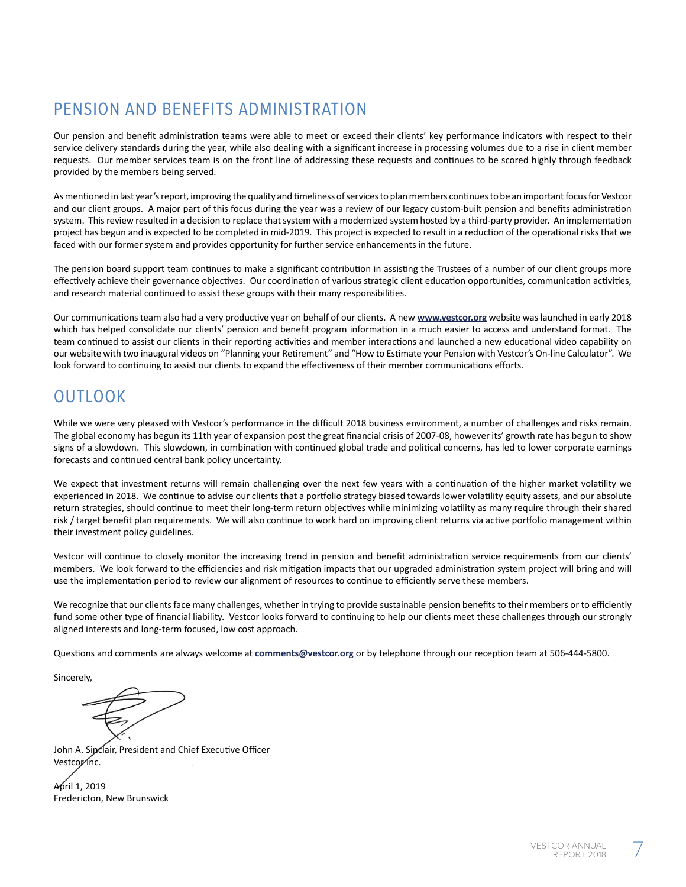## PENSION AND BENEFITS ADMINISTRATION

Our pension and benefit administration teams were able to meet or exceed their clients' key performance indicators with respect to their service delivery standards during the year, while also dealing with a significant increase in processing volumes due to a rise in client member requests. Our member services team is on the front line of addressing these requests and continues to be scored highly through feedback provided by the members being served.

As mentioned in last year's report, improving the quality and timeliness of services to plan members continues to be an important focus for Vestcor and our client groups. A major part of this focus during the year was a review of our legacy custom-built pension and benefits administration system. This review resulted in a decision to replace that system with a modernized system hosted by a third-party provider. An implementation project has begun and is expected to be completed in mid-2019. This project is expected to result in a reduction of the operational risks that we faced with our former system and provides opportunity for further service enhancements in the future.

The pension board support team continues to make a significant contribution in assisting the Trustees of a number of our client groups more effectively achieve their governance objectives. Our coordination of various strategic client education opportunities, communication activities, and research material continued to assist these groups with their many responsibilities.

Our communications team also had a very productive year on behalf of our clients. A new **www.vestcor.org** website was launched in early 2018 which has helped consolidate our clients' pension and benefit program information in a much easier to access and understand format. The team continued to assist our clients in their reporting activities and member interactions and launched a new educational video capability on our website with two inaugural videos on "Planning your Retirement" and "How to Estimate your Pension with Vestcor's On-line Calculator". We look forward to continuing to assist our clients to expand the effectiveness of their member communications efforts.

## OUTLOOK

While we were very pleased with Vestcor's performance in the difficult 2018 business environment, a number of challenges and risks remain. The global economy has begun its 11th year of expansion post the great financial crisis of 2007-08, however its' growth rate has begun to show signs of a slowdown. This slowdown, in combination with continued global trade and political concerns, has led to lower corporate earnings forecasts and continued central bank policy uncertainty.

We expect that investment returns will remain challenging over the next few years with a continuation of the higher market volatility we experienced in 2018. We continue to advise our clients that a portfolio strategy biased towards lower volatility equity assets, and our absolute return strategies, should continue to meet their long-term return objectives while minimizing volatility as many require through their shared risk / target benefit plan requirements. We will also continue to work hard on improving client returns via active portfolio management within their investment policy guidelines.

Vestcor will continue to closely monitor the increasing trend in pension and benefit administration service requirements from our clients' members. We look forward to the efficiencies and risk mitigation impacts that our upgraded administration system project will bring and will use the implementation period to review our alignment of resources to continue to efficiently serve these members.

We recognize that our clients face many challenges, whether in trying to provide sustainable pension benefits to their members or to efficiently fund some other type of financial liability. Vestcor looks forward to continuing to help our clients meet these challenges through our strongly aligned interests and long-term focused, low cost approach.

Questions and comments are always welcome at **comments@vestcor.org** or by telephone through our reception team at 506-444-5800.

Sincerely,

John A. Sinclair, President and Chief Executive Officer
Vestcor Inc.

April 1, 2019
Fredericton, New Brunswick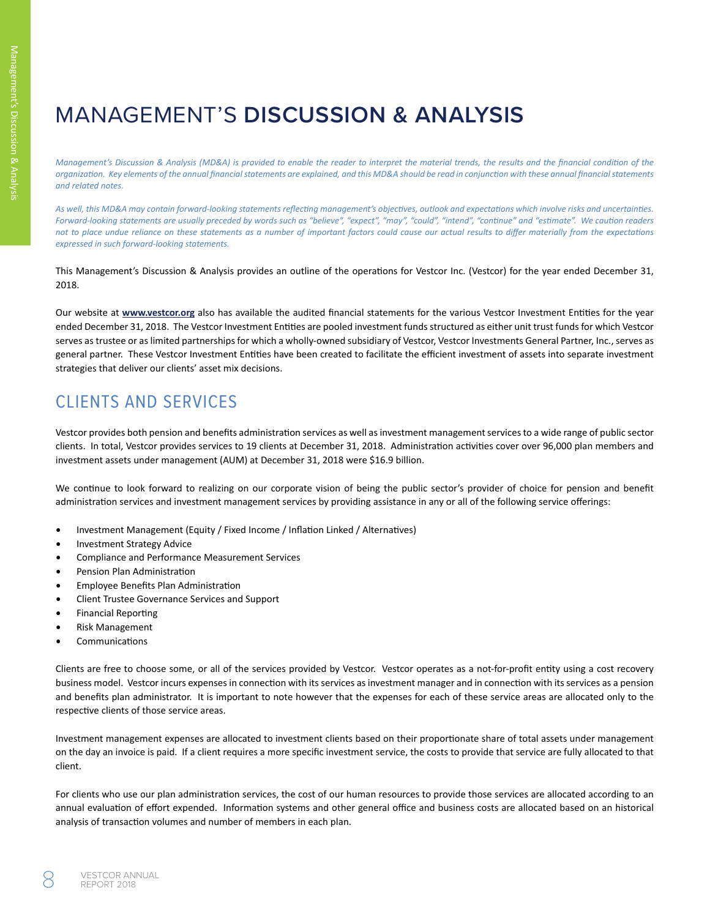# MANAGEMENT'S **DISCUSSION & ANALYSIS**

*Management's Discussion & Analysis (MD&A) is provided to enable the reader to interpret the material trends, the results and the financial condition of the organization. Key elements of the annual financial statements are explained, and this MD&A should be read in conjunction with these annual financial statements and related notes.*

*As well, this MD&A may contain forward-looking statements reflecting management's objectives, outlook and expectations which involve risks and uncertainties. Forward-looking statements are usually preceded by words such as "believe", "expect", "may", "could", "intend", "continue" and "estimate". We caution readers not to place undue reliance on these statements as a number of important factors could cause our actual results to differ materially from the expectations expressed in such forward-looking statements.*

This Management's Discussion & Analysis provides an outline of the operations for Vestcor Inc. (Vestcor) for the year ended December 31, 2018.

Our website at **www.vestcor.org** also has available the audited financial statements for the various Vestcor Investment Entities for the year ended December 31, 2018. The Vestcor Investment Entities are pooled investment funds structured as either unit trust funds for which Vestcor serves as trustee or as limited partnerships for which a wholly-owned subsidiary of Vestcor, Vestcor Investments General Partner, Inc., serves as general partner. These Vestcor Investment Entities have been created to facilitate the efficient investment of assets into separate investment strategies that deliver our clients' asset mix decisions.

## CLIENTS AND SERVICES

Vestcor provides both pension and benefits administration services as well as investment management services to a wide range of public sector clients. In total, Vestcor provides services to 19 clients at December 31, 2018. Administration activities cover over 96,000 plan members and investment assets under management (AUM) at December 31, 2018 were $16.9 billion.

We continue to look forward to realizing on our corporate vision of being the public sector's provider of choice for pension and benefit administration services and investment management services by providing assistance in any or all of the following service offerings:

- Investment Management (Equity / Fixed Income / Inflation Linked / Alternatives)
- Investment Strategy Advice
- Compliance and Performance Measurement Services
- Pension Plan Administration
- Employee Benefits Plan Administration
- Client Trustee Governance Services and Support
- Financial Reporting
- Risk Management
- Communications

Clients are free to choose some, or all of the services provided by Vestcor. Vestcor operates as a not-for-profit entity using a cost recovery business model. Vestcor incurs expenses in connection with its services as investment manager and in connection with its services as a pension and benefits plan administrator. It is important to note however that the expenses for each of these service areas are allocated only to the respective clients of those service areas.

Investment management expenses are allocated to investment clients based on their proportionate share of total assets under management on the day an invoice is paid. If a client requires a more specific investment service, the costs to provide that service are fully allocated to that client.

For clients who use our plan administration services, the cost of our human resources to provide those services are allocated according to an annual evaluation of effort expended. Information systems and other general office and business costs are allocated based on an historical analysis of transaction volumes and number of members in each plan.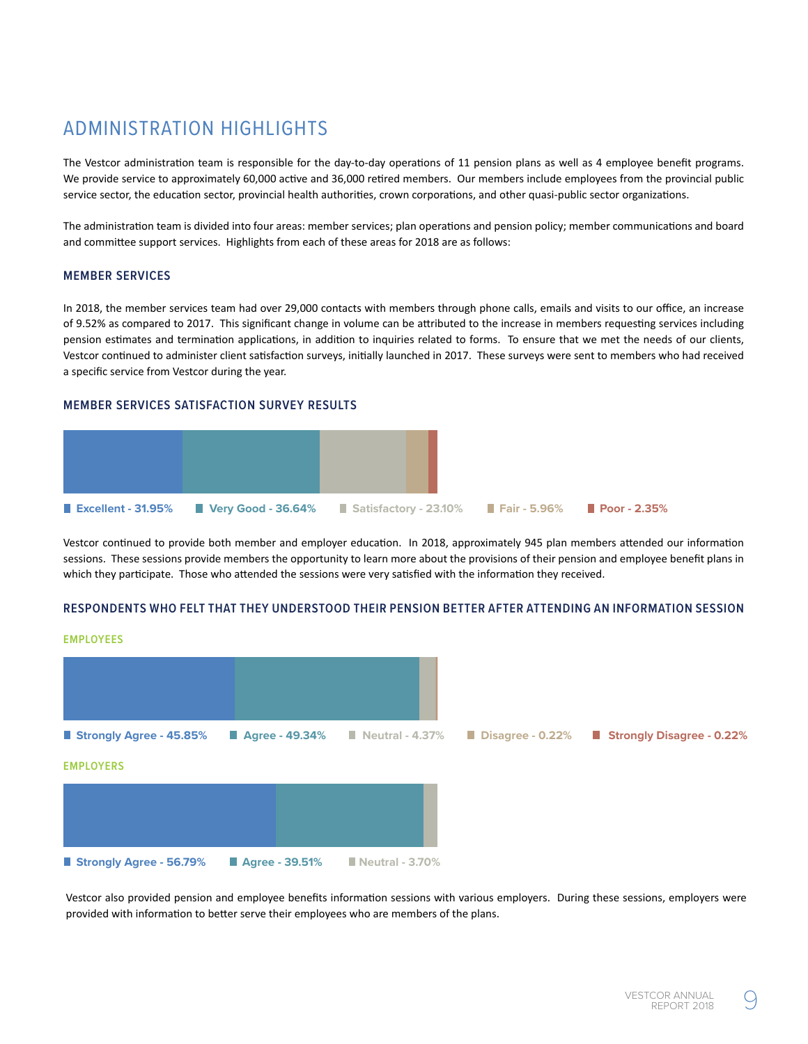# ADMINISTRATION HIGHLIGHTS

The Vestcor administration team is responsible for the day-to-day operations of 11 pension plans as well as 4 employee benefit programs. We provide service to approximately 60,000 active and 36,000 retired members. Our members include employees from the provincial public service sector, the education sector, provincial health authorities, crown corporations, and other quasi-public sector organizations.

The administration team is divided into four areas: member services; plan operations and pension policy; member communications and board and committee support services. Highlights from each of these areas for 2018 are as follows:

## MEMBER SERVICES

In 2018, the member services team had over 29,000 contacts with members through phone calls, emails and visits to our office, an increase of 9.52% as compared to 2017. This significant change in volume can be attributed to the increase in members requesting services including pension estimates and termination applications, in addition to inquiries related to forms. To ensure that we met the needs of our clients, Vestcor continued to administer client satisfaction surveys, initially launched in 2017. These surveys were sent to members who had received a specific service from Vestcor during the year.

### MEMBER SERVICES SATISFACTION SURVEY RESULTS

Excellent - 31.95% | Very Good - 36.64% | Satisfactory - 23.10% | Fair - 5.96% | Poor - 2.35%

Vestcor continued to provide both member and employer education. In 2018, approximately 945 plan members attended our information sessions. These sessions provide members the opportunity to learn more about the provisions of their pension and employee benefit plans in which they participate. Those who attended the sessions were very satisfied with the information they received.

### RESPONDENTS WHO FELT THAT THEY UNDERSTOOD THEIR PENSION BETTER AFTER ATTENDING AN INFORMATION SESSION

**EMPLOYEES**

Strongly Agree - 45.85% | Agree - 49.34% | Neutral - 4.37% | Disagree - 0.22% | Strongly Disagree - 0.22%

**EMPLOYERS**

Strongly Agree - 56.79% | Agree - 39.51% | Neutral - 3.70%

Vestcor also provided pension and employee benefits information sessions with various employers. During these sessions, employers were provided with information to better serve their employees who are members of the plans.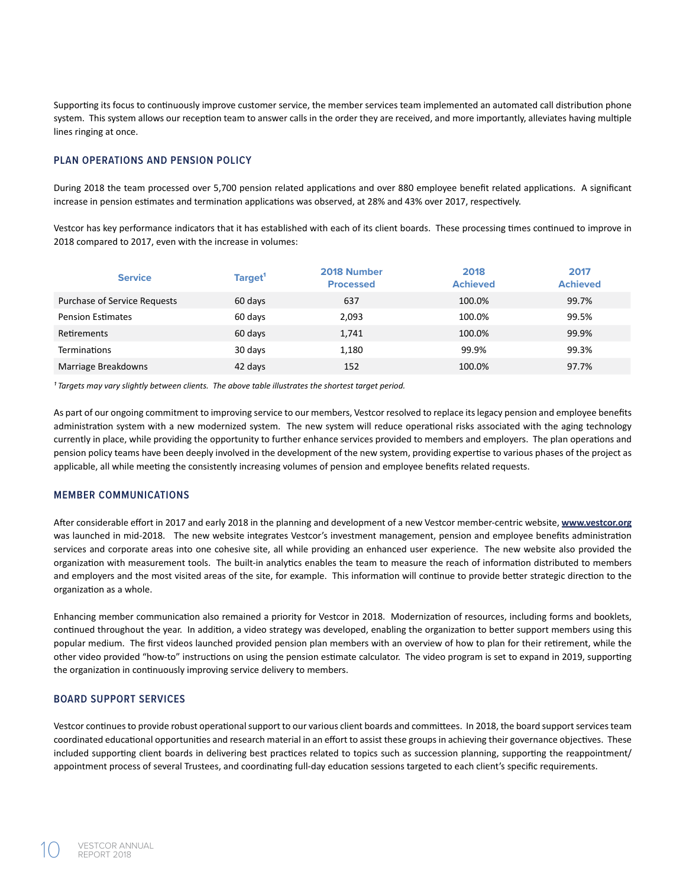Supporting its focus to continuously improve customer service, the member services team implemented an automated call distribution phone system. This system allows our reception team to answer calls in the order they are received, and more importantly, alleviates having multiple lines ringing at once.

## PLAN OPERATIONS AND PENSION POLICY

During 2018 the team processed over 5,700 pension related applications and over 880 employee benefit related applications. A significant increase in pension estimates and termination applications was observed, at 28% and 43% over 2017, respectively.

Vestcor has key performance indicators that it has established with each of its client boards. These processing times continued to improve in 2018 compared to 2017, even with the increase in volumes:

| Service | Target[1] | 2018 Number Processed | 2018 Achieved | 2017 Achieved |
|---|---|---|---|---|
| Purchase of Service Requests | 60 days | 637 | 100.0% | 99.7% |
| Pension Estimates | 60 days | 2,093 | 100.0% | 99.5% |
| Retirements | 60 days | 1,741 | 100.0% | 99.9% |
| Terminations | 30 days | 1,180 | 99.9% | 99.3% |
| Marriage Breakdowns | 42 days | 152 | 100.0% | 97.7% |

*[1] Targets may vary slightly between clients. The above table illustrates the shortest target period.*

As part of our ongoing commitment to improving service to our members, Vestcor resolved to replace its legacy pension and employee benefits administration system with a new modernized system. The new system will reduce operational risks associated with the aging technology currently in place, while providing the opportunity to further enhance services provided to members and employers. The plan operations and pension policy teams have been deeply involved in the development of the new system, providing expertise to various phases of the project as applicable, all while meeting the consistently increasing volumes of pension and employee benefits related requests.

## MEMBER COMMUNICATIONS

After considerable effort in 2017 and early 2018 in the planning and development of a new Vestcor member-centric website, **www.vestcor.org** was launched in mid-2018. The new website integrates Vestcor's investment management, pension and employee benefits administration services and corporate areas into one cohesive site, all while providing an enhanced user experience. The new website also provided the organization with measurement tools. The built-in analytics enables the team to measure the reach of information distributed to members and employers and the most visited areas of the site, for example. This information will continue to provide better strategic direction to the organization as a whole.

Enhancing member communication also remained a priority for Vestcor in 2018. Modernization of resources, including forms and booklets, continued throughout the year. In addition, a video strategy was developed, enabling the organization to better support members using this popular medium. The first videos launched provided pension plan members with an overview of how to plan for their retirement, while the other video provided "how-to" instructions on using the pension estimate calculator. The video program is set to expand in 2019, supporting the organization in continuously improving service delivery to members.

## BOARD SUPPORT SERVICES

Vestcor continues to provide robust operational support to our various client boards and committees. In 2018, the board support services team coordinated educational opportunities and research material in an effort to assist these groups in achieving their governance objectives. These included supporting client boards in delivering best practices related to topics such as succession planning, supporting the reappointment/appointment process of several Trustees, and coordinating full-day education sessions targeted to each client's specific requirements.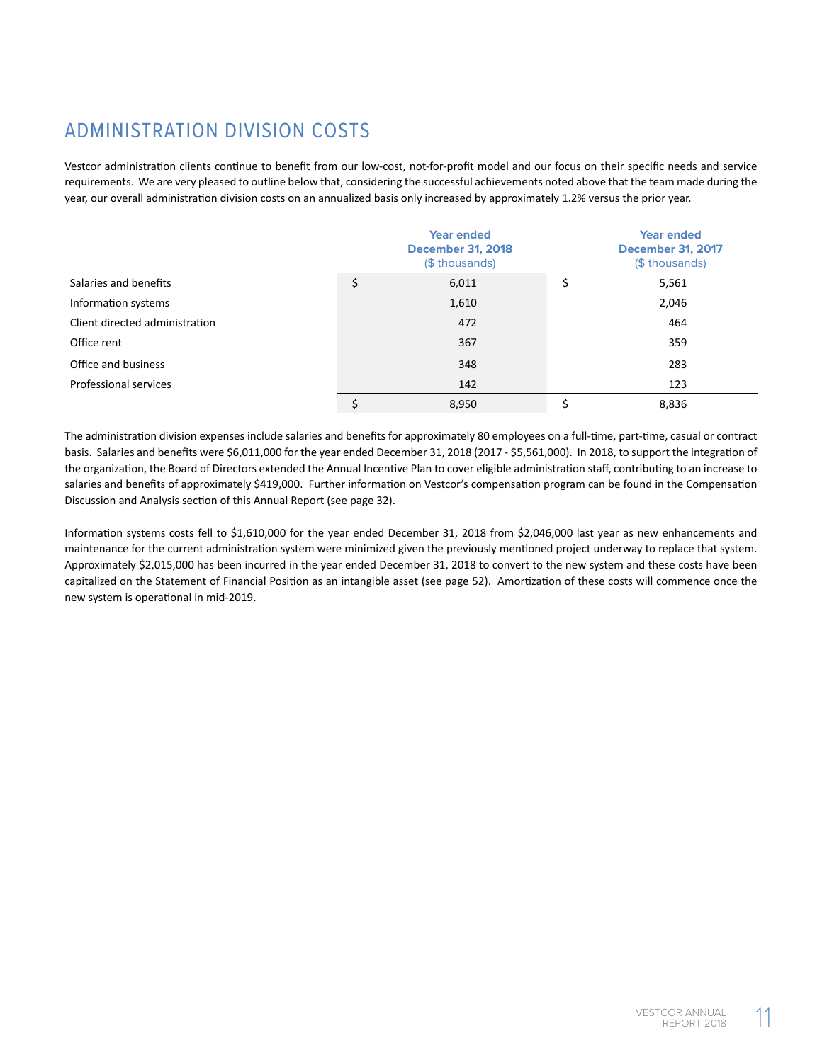## ADMINISTRATION DIVISION COSTS

Vestcor administration clients continue to benefit from our low-cost, not-for-profit model and our focus on their specific needs and service requirements. We are very pleased to outline below that, considering the successful achievements noted above that the team made during the year, our overall administration division costs on an annualized basis only increased by approximately 1.2% versus the prior year.

| | Year ended December 31, 2018 ($ thousands) | Year ended December 31, 2017 ($ thousands) |
|---|---|---|
| Salaries and benefits | $ 6,011 | $ 5,561 |
| Information systems | 1,610 | 2,046 |
| Client directed administration | 472 | 464 |
| Office rent | 367 | 359 |
| Office and business | 348 | 283 |
| Professional services | 142 | 123 |
| | $ 8,950 | $ 8,836 |

The administration division expenses include salaries and benefits for approximately 80 employees on a full-time, part-time, casual or contract basis. Salaries and benefits were $6,011,000 for the year ended December 31, 2018 (2017 - $5,561,000). In 2018, to support the integration of the organization, the Board of Directors extended the Annual Incentive Plan to cover eligible administration staff, contributing to an increase to salaries and benefits of approximately $419,000. Further information on Vestcor's compensation program can be found in the Compensation Discussion and Analysis section of this Annual Report (see page 32).

Information systems costs fell to $1,610,000 for the year ended December 31, 2018 from $2,046,000 last year as new enhancements and maintenance for the current administration system were minimized given the previously mentioned project underway to replace that system. Approximately $2,015,000 has been incurred in the year ended December 31, 2018 to convert to the new system and these costs have been capitalized on the Statement of Financial Position as an intangible asset (see page 52). Amortization of these costs will commence once the new system is operational in mid-2019.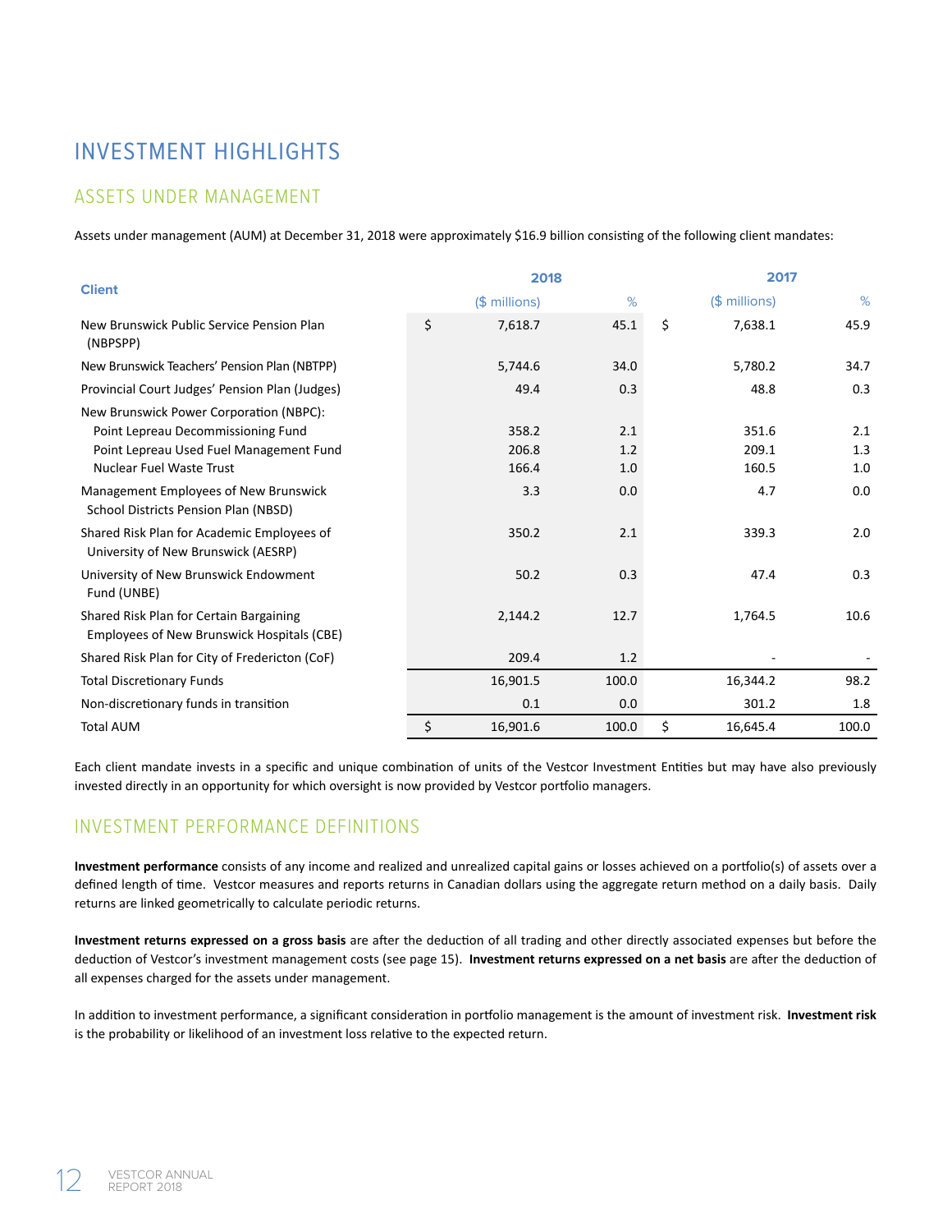# INVESTMENT HIGHLIGHTS

## ASSETS UNDER MANAGEMENT

Assets under management (AUM) at December 31, 2018 were approximately $16.9 billion consisting of the following client mandates:

| Client | 2018 | | | 2017 | | |
|---|---|---|---|---|---|---|
| | | ($ millions) | % | | ($ millions) | % |
| New Brunswick Public Service Pension Plan (NBPSPP) | $ | 7,618.7 | 45.1 | $ | 7,638.1 | 45.9 |
| New Brunswick Teachers' Pension Plan (NBTPP) | | 5,744.6 | 34.0 | | 5,780.2 | 34.7 |
| Provincial Court Judges' Pension Plan (Judges) | | 49.4 | 0.3 | | 48.8 | 0.3 |
| New Brunswick Power Corporation (NBPC): | | | | | | |
| Point Lepreau Decommissioning Fund | | 358.2 | 2.1 | | 351.6 | 2.1 |
| Point Lepreau Used Fuel Management Fund | | 206.8 | 1.2 | | 209.1 | 1.3 |
| Nuclear Fuel Waste Trust | | 166.4 | 1.0 | | 160.5 | 1.0 |
| Management Employees of New Brunswick School Districts Pension Plan (NBSD) | | 3.3 | 0.0 | | 4.7 | 0.0 |
| Shared Risk Plan for Academic Employees of University of New Brunswick (AESRP) | | 350.2 | 2.1 | | 339.3 | 2.0 |
| University of New Brunswick Endowment Fund (UNBE) | | 50.2 | 0.3 | | 47.4 | 0.3 |
| Shared Risk Plan for Certain Bargaining Employees of New Brunswick Hospitals (CBE) | | 2,144.2 | 12.7 | | 1,764.5 | 10.6 |
| Shared Risk Plan for City of Fredericton (CoF) | | 209.4 | 1.2 | | - | - |
| Total Discretionary Funds | | 16,901.5 | 100.0 | | 16,344.2 | 98.2 |
| Non-discretionary funds in transition | | 0.1 | 0.0 | | 301.2 | 1.8 |
| Total AUM | $ | 16,901.6 | 100.0 | $ | 16,645.4 | 100.0 |

Each client mandate invests in a specific and unique combination of units of the Vestcor Investment Entities but may have also previously invested directly in an opportunity for which oversight is now provided by Vestcor portfolio managers.

## INVESTMENT PERFORMANCE DEFINITIONS

**Investment performance** consists of any income and realized and unrealized capital gains or losses achieved on a portfolio(s) of assets over a defined length of time. Vestcor measures and reports returns in Canadian dollars using the aggregate return method on a daily basis. Daily returns are linked geometrically to calculate periodic returns.

**Investment returns expressed on a gross basis** are after the deduction of all trading and other directly associated expenses but before the deduction of Vestcor's investment management costs (see page 15). **Investment returns expressed on a net basis** are after the deduction of all expenses charged for the assets under management.

In addition to investment performance, a significant consideration in portfolio management is the amount of investment risk. **Investment risk** is the probability or likelihood of an investment loss relative to the expected return.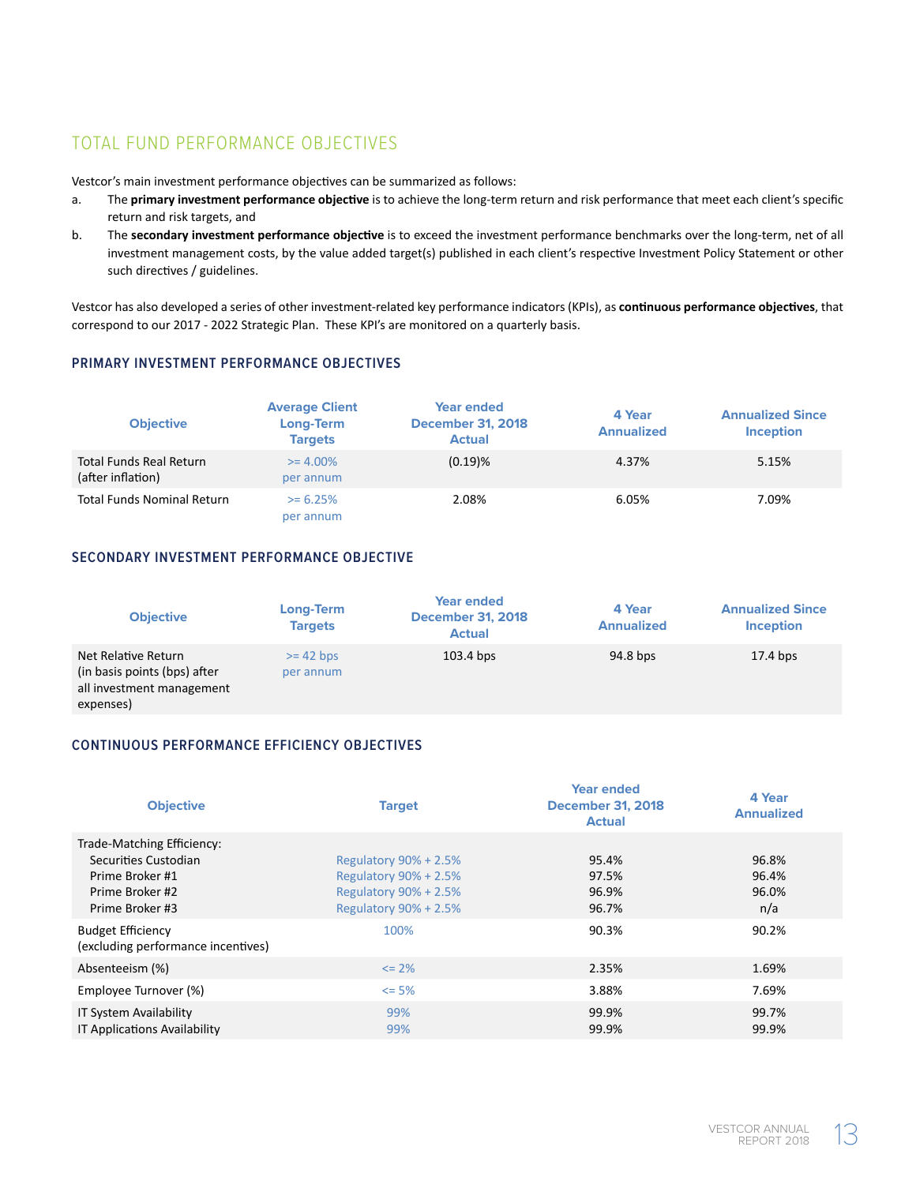# TOTAL FUND PERFORMANCE OBJECTIVES

Vestcor's main investment performance objectives can be summarized as follows:

a. The **primary investment performance objective** is to achieve the long-term return and risk performance that meet each client's specific return and risk targets, and

b. The **secondary investment performance objective** is to exceed the investment performance benchmarks over the long-term, net of all investment management costs, by the value added target(s) published in each client's respective Investment Policy Statement or other such directives / guidelines.

Vestcor has also developed a series of other investment-related key performance indicators (KPIs), as **continuous performance objectives**, that correspond to our 2017 - 2022 Strategic Plan. These KPI's are monitored on a quarterly basis.

## PRIMARY INVESTMENT PERFORMANCE OBJECTIVES

| Objective | Average Client Long-Term Targets | Year ended December 31, 2018 Actual | 4 Year Annualized | Annualized Since Inception |
|---|---|---|---|---|
| Total Funds Real Return (after inflation) | >= 4.00% per annum | (0.19)% | 4.37% | 5.15% |
| Total Funds Nominal Return | >= 6.25% per annum | 2.08% | 6.05% | 7.09% |

## SECONDARY INVESTMENT PERFORMANCE OBJECTIVE

| Objective | Long-Term Targets | Year ended December 31, 2018 Actual | 4 Year Annualized | Annualized Since Inception |
|---|---|---|---|---|
| Net Relative Return (in basis points (bps) after all investment management expenses) | >= 42 bps per annum | 103.4 bps | 94.8 bps | 17.4 bps |

## CONTINUOUS PERFORMANCE EFFICIENCY OBJECTIVES

| Objective | Target | Year ended December 31, 2018 Actual | 4 Year Annualized |
|---|---|---|---|
| Trade-Matching Efficiency: | | | |
| Securities Custodian | Regulatory 90% + 2.5% | 95.4% | 96.8% |
| Prime Broker #1 | Regulatory 90% + 2.5% | 97.5% | 96.4% |
| Prime Broker #2 | Regulatory 90% + 2.5% | 96.9% | 96.0% |
| Prime Broker #3 | Regulatory 90% + 2.5% | 96.7% | n/a |
| Budget Efficiency (excluding performance incentives) | 100% | 90.3% | 90.2% |
| Absenteeism (%) | <= 2% | 2.35% | 1.69% |
| Employee Turnover (%) | <= 5% | 3.88% | 7.69% |
| IT System Availability | 99% | 99.9% | 99.7% |
| IT Applications Availability | 99% | 99.9% | 99.9% |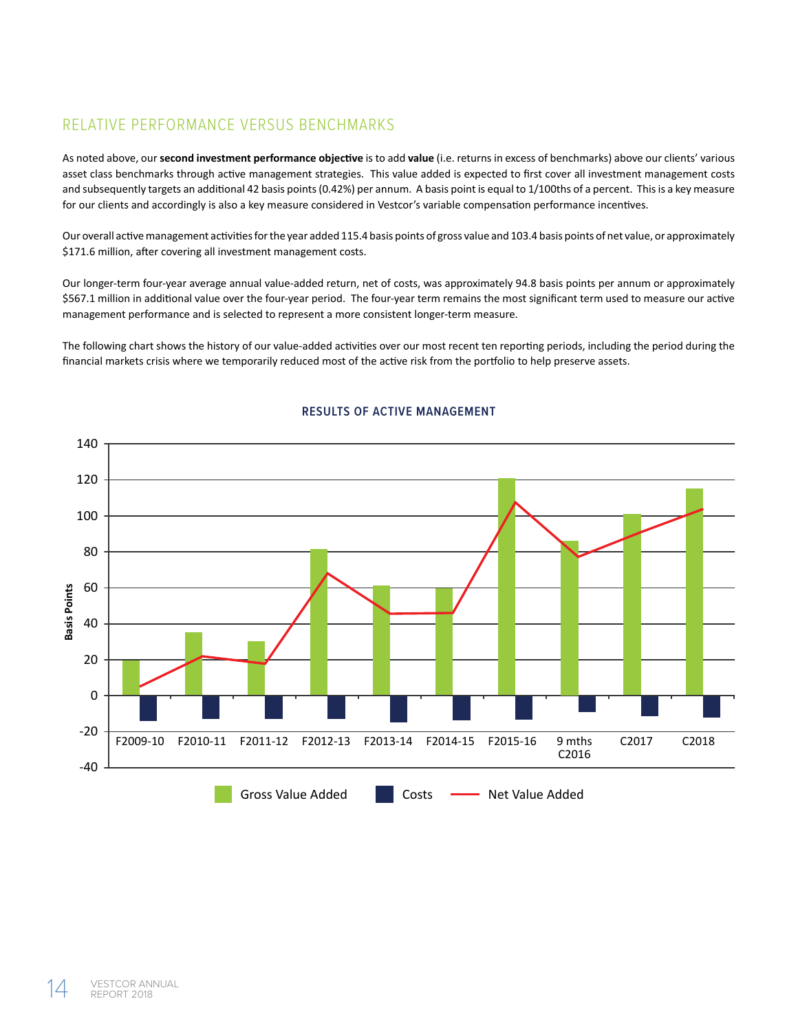## RELATIVE PERFORMANCE VERSUS BENCHMARKS

As noted above, our **second investment performance objective** is to add **value** (i.e. returns in excess of benchmarks) above our clients' various asset class benchmarks through active management strategies. This value added is expected to first cover all investment management costs and subsequently targets an additional 42 basis points (0.42%) per annum. A basis point is equal to 1/100ths of a percent. This is a key measure for our clients and accordingly is also a key measure considered in Vestcor's variable compensation performance incentives.

Our overall active management activities for the year added 115.4 basis points of gross value and 103.4 basis points of net value, or approximately $171.6 million, after covering all investment management costs.

Our longer-term four-year average annual value-added return, net of costs, was approximately 94.8 basis points per annum or approximately $567.1 million in additional value over the four-year period. The four-year term remains the most significant term used to measure our active management performance and is selected to represent a more consistent longer-term measure.

The following chart shows the history of our value-added activities over our most recent ten reporting periods, including the period during the financial markets crisis where we temporarily reduced most of the active risk from the portfolio to help preserve assets.

**RESULTS OF ACTIVE MANAGEMENT**

Basis Points (y-axis: -40 to 140)

Periods: F2009-10, F2010-11, F2011-12, F2012-13, F2013-14, F2014-15, F2015-16, 9 mths C2016, C2017, C2018

Legend: Gross Value Added, Costs, Net Value Added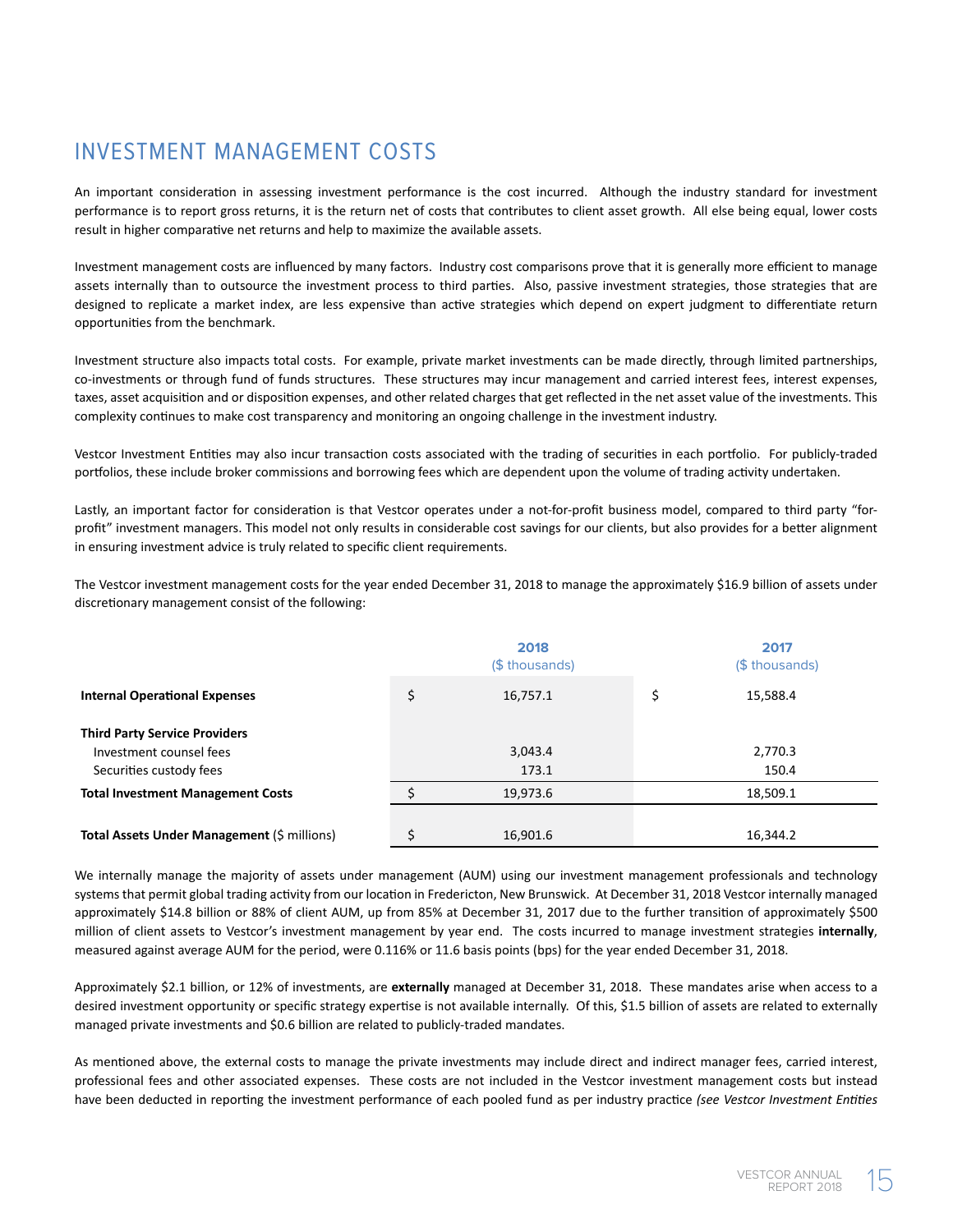# INVESTMENT MANAGEMENT COSTS

An important consideration in assessing investment performance is the cost incurred. Although the industry standard for investment performance is to report gross returns, it is the return net of costs that contributes to client asset growth. All else being equal, lower costs result in higher comparative net returns and help to maximize the available assets.

Investment management costs are influenced by many factors. Industry cost comparisons prove that it is generally more efficient to manage assets internally than to outsource the investment process to third parties. Also, passive investment strategies, those strategies that are designed to replicate a market index, are less expensive than active strategies which depend on expert judgment to differentiate return opportunities from the benchmark.

Investment structure also impacts total costs. For example, private market investments can be made directly, through limited partnerships, co-investments or through fund of funds structures. These structures may incur management and carried interest fees, interest expenses, taxes, asset acquisition and or disposition expenses, and other related charges that get reflected in the net asset value of the investments. This complexity continues to make cost transparency and monitoring an ongoing challenge in the investment industry.

Vestcor Investment Entities may also incur transaction costs associated with the trading of securities in each portfolio. For publicly-traded portfolios, these include broker commissions and borrowing fees which are dependent upon the volume of trading activity undertaken.

Lastly, an important factor for consideration is that Vestcor operates under a not-for-profit business model, compared to third party "for-profit" investment managers. This model not only results in considerable cost savings for our clients, but also provides for a better alignment in ensuring investment advice is truly related to specific client requirements.

The Vestcor investment management costs for the year ended December 31, 2018 to manage the approximately $16.9 billion of assets under discretionary management consist of the following:

| | 2018 ($ thousands) | 2017 ($ thousands) |
|---|---|---|
| **Internal Operational Expenses** | $ 16,757.1 | $ 15,588.4 |
| **Third Party Service Providers** | | |
| Investment counsel fees | 3,043.4 | 2,770.3 |
| Securities custody fees | 173.1 | 150.4 |
| **Total Investment Management Costs** | $ 19,973.6 | 18,509.1 |
| **Total Assets Under Management** ($ millions) | $ 16,901.6 | 16,344.2 |

We internally manage the majority of assets under management (AUM) using our investment management professionals and technology systems that permit global trading activity from our location in Fredericton, New Brunswick. At December 31, 2018 Vestcor internally managed approximately $14.8 billion or 88% of client AUM, up from 85% at December 31, 2017 due to the further transition of approximately $500 million of client assets to Vestcor's investment management by year end. The costs incurred to manage investment strategies **internally**, measured against average AUM for the period, were 0.116% or 11.6 basis points (bps) for the year ended December 31, 2018.

Approximately $2.1 billion, or 12% of investments, are **externally** managed at December 31, 2018. These mandates arise when access to a desired investment opportunity or specific strategy expertise is not available internally. Of this, $1.5 billion of assets are related to externally managed private investments and $0.6 billion are related to publicly-traded mandates.

As mentioned above, the external costs to manage the private investments may include direct and indirect manager fees, carried interest, professional fees and other associated expenses. These costs are not included in the Vestcor investment management costs but instead have been deducted in reporting the investment performance of each pooled fund as per industry practice *(see Vestcor Investment Entities*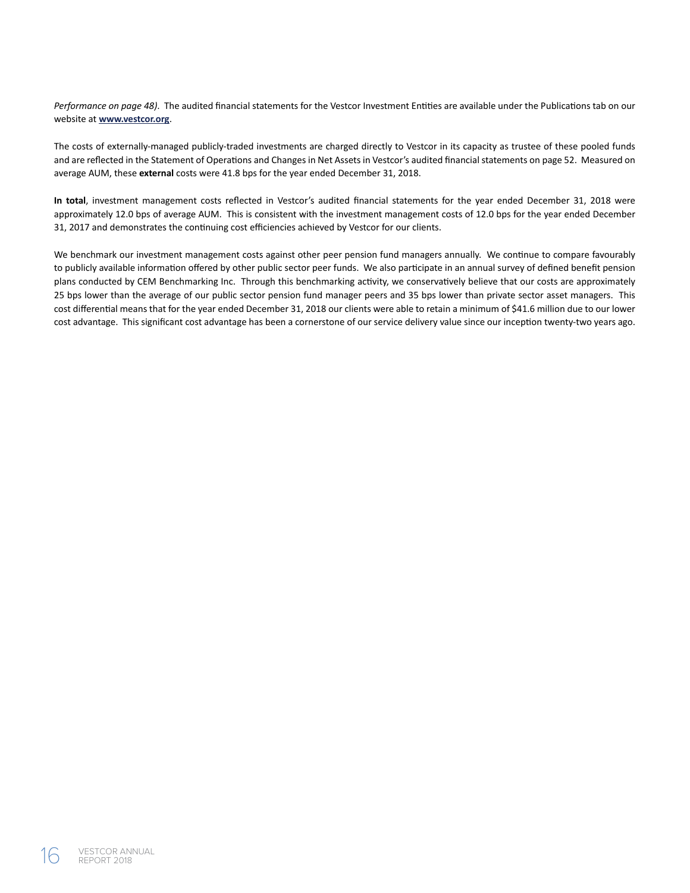*Performance on page 48)*. The audited financial statements for the Vestcor Investment Entities are available under the Publications tab on our website at **www.vestcor.org**.

The costs of externally-managed publicly-traded investments are charged directly to Vestcor in its capacity as trustee of these pooled funds and are reflected in the Statement of Operations and Changes in Net Assets in Vestcor's audited financial statements on page 52. Measured on average AUM, these **external** costs were 41.8 bps for the year ended December 31, 2018.

**In total**, investment management costs reflected in Vestcor's audited financial statements for the year ended December 31, 2018 were approximately 12.0 bps of average AUM. This is consistent with the investment management costs of 12.0 bps for the year ended December 31, 2017 and demonstrates the continuing cost efficiencies achieved by Vestcor for our clients.

We benchmark our investment management costs against other peer pension fund managers annually. We continue to compare favourably to publicly available information offered by other public sector peer funds. We also participate in an annual survey of defined benefit pension plans conducted by CEM Benchmarking Inc. Through this benchmarking activity, we conservatively believe that our costs are approximately 25 bps lower than the average of our public sector pension fund manager peers and 35 bps lower than private sector asset managers. This cost differential means that for the year ended December 31, 2018 our clients were able to retain a minimum of $41.6 million due to our lower cost advantage. This significant cost advantage has been a cornerstone of our service delivery value since our inception twenty-two years ago.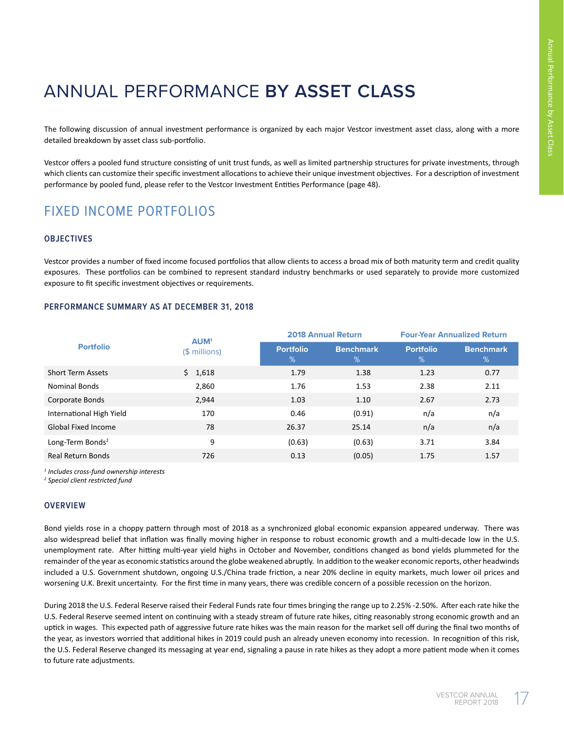# ANNUAL PERFORMANCE BY ASSET CLASS

The following discussion of annual investment performance is organized by each major Vestcor investment asset class, along with a more detailed breakdown by asset class sub-portfolio.

Vestcor offers a pooled fund structure consisting of unit trust funds, as well as limited partnership structures for private investments, through which clients can customize their specific investment allocations to achieve their unique investment objectives. For a description of investment performance by pooled fund, please refer to the Vestcor Investment Entities Performance (page 48).

## FIXED INCOME PORTFOLIOS

### OBJECTIVES

Vestcor provides a number of fixed income focused portfolios that allow clients to access a broad mix of both maturity term and credit quality exposures. These portfolios can be combined to represent standard industry benchmarks or used separately to provide more customized exposure to fit specific investment objectives or requirements.

### PERFORMANCE SUMMARY AS AT DECEMBER 31, 2018

| Portfolio | AUM[1] ($ millions) | 2018 Annual Return | | Four-Year Annualized Return | |
|---|---|---|---|---|---|
| | | Portfolio % | Benchmark % | Portfolio % | Benchmark % |
| Short Term Assets | $ 1,618 | 1.79 | 1.38 | 1.23 | 0.77 |
| Nominal Bonds | 2,860 | 1.76 | 1.53 | 2.38 | 2.11 |
| Corporate Bonds | 2,944 | 1.03 | 1.10 | 2.67 | 2.73 |
| International High Yield | 170 | 0.46 | (0.91) | n/a | n/a |
| Global Fixed Income | 78 | 26.37 | 25.14 | n/a | n/a |
| Long-Term Bonds[2] | 9 | (0.63) | (0.63) | 3.71 | 3.84 |
| Real Return Bonds | 726 | 0.13 | (0.05) | 1.75 | 1.57 |

*[1] Includes cross-fund ownership interests*
*[2] Special client restricted fund*

### OVERVIEW

Bond yields rose in a choppy pattern through most of 2018 as a synchronized global economic expansion appeared underway. There was also widespread belief that inflation was finally moving higher in response to robust economic growth and a multi-decade low in the U.S. unemployment rate. After hitting multi-year yield highs in October and November, conditions changed as bond yields plummeted for the remainder of the year as economic statistics around the globe weakened abruptly. In addition to the weaker economic reports, other headwinds included a U.S. Government shutdown, ongoing U.S./China trade friction, a near 20% decline in equity markets, much lower oil prices and worsening U.K. Brexit uncertainty. For the first time in many years, there was credible concern of a possible recession on the horizon.

During 2018 the U.S. Federal Reserve raised their Federal Funds rate four times bringing the range up to 2.25% -2.50%. After each rate hike the U.S. Federal Reserve seemed intent on continuing with a steady stream of future rate hikes, citing reasonably strong economic growth and an uptick in wages. This expected path of aggressive future rate hikes was the main reason for the market sell off during the final two months of the year, as investors worried that additional hikes in 2019 could push an already uneven economy into recession. In recognition of this risk, the U.S. Federal Reserve changed its messaging at year end, signaling a pause in rate hikes as they adopt a more patient mode when it comes to future rate adjustments.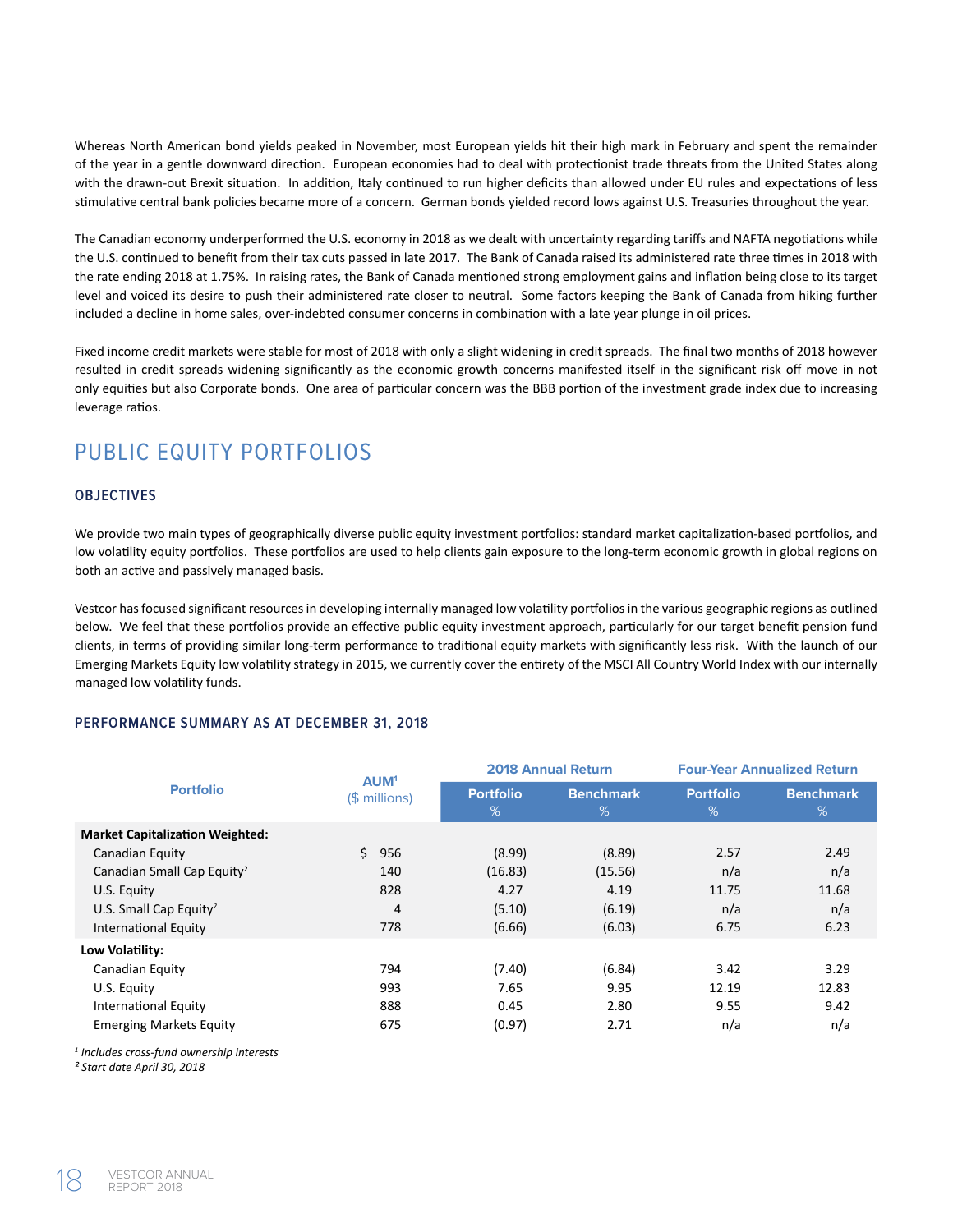Whereas North American bond yields peaked in November, most European yields hit their high mark in February and spent the remainder of the year in a gentle downward direction. European economies had to deal with protectionist trade threats from the United States along with the drawn-out Brexit situation. In addition, Italy continued to run higher deficits than allowed under EU rules and expectations of less stimulative central bank policies became more of a concern. German bonds yielded record lows against U.S. Treasuries throughout the year.

The Canadian economy underperformed the U.S. economy in 2018 as we dealt with uncertainty regarding tariffs and NAFTA negotiations while the U.S. continued to benefit from their tax cuts passed in late 2017. The Bank of Canada raised its administered rate three times in 2018 with the rate ending 2018 at 1.75%. In raising rates, the Bank of Canada mentioned strong employment gains and inflation being close to its target level and voiced its desire to push their administered rate closer to neutral. Some factors keeping the Bank of Canada from hiking further included a decline in home sales, over-indebted consumer concerns in combination with a late year plunge in oil prices.

Fixed income credit markets were stable for most of 2018 with only a slight widening in credit spreads. The final two months of 2018 however resulted in credit spreads widening significantly as the economic growth concerns manifested itself in the significant risk off move in not only equities but also Corporate bonds. One area of particular concern was the BBB portion of the investment grade index due to increasing leverage ratios.

# PUBLIC EQUITY PORTFOLIOS

## OBJECTIVES

We provide two main types of geographically diverse public equity investment portfolios: standard market capitalization-based portfolios, and low volatility equity portfolios. These portfolios are used to help clients gain exposure to the long-term economic growth in global regions on both an active and passively managed basis.

Vestcor has focused significant resources in developing internally managed low volatility portfolios in the various geographic regions as outlined below. We feel that these portfolios provide an effective public equity investment approach, particularly for our target benefit pension fund clients, in terms of providing similar long-term performance to traditional equity markets with significantly less risk. With the launch of our Emerging Markets Equity low volatility strategy in 2015, we currently cover the entirety of the MSCI All Country World Index with our internally managed low volatility funds.

### PERFORMANCE SUMMARY AS AT DECEMBER 31, 2018

| Portfolio | AUM[1] ($ millions) | 2018 Annual Return | | Four-Year Annualized Return | |
|---|---|---|---|---|---|
| | | Portfolio % | Benchmark % | Portfolio % | Benchmark % |
| **Market Capitalization Weighted:** | | | | | |
| Canadian Equity | $ 956 | (8.99) | (8.89) | 2.57 | 2.49 |
| Canadian Small Cap Equity[2] | 140 | (16.83) | (15.56) | n/a | n/a |
| U.S. Equity | 828 | 4.27 | 4.19 | 11.75 | 11.68 |
| U.S. Small Cap Equity[2] | 4 | (5.10) | (6.19) | n/a | n/a |
| International Equity | 778 | (6.66) | (6.03) | 6.75 | 6.23 |
| **Low Volatility:** | | | | | |
| Canadian Equity | 794 | (7.40) | (6.84) | 3.42 | 3.29 |
| U.S. Equity | 993 | 7.65 | 9.95 | 12.19 | 12.83 |
| International Equity | 888 | 0.45 | 2.80 | 9.55 | 9.42 |
| Emerging Markets Equity | 675 | (0.97) | 2.71 | n/a | n/a |

*[1] Includes cross-fund ownership interests*
*[2] Start date April 30, 2018*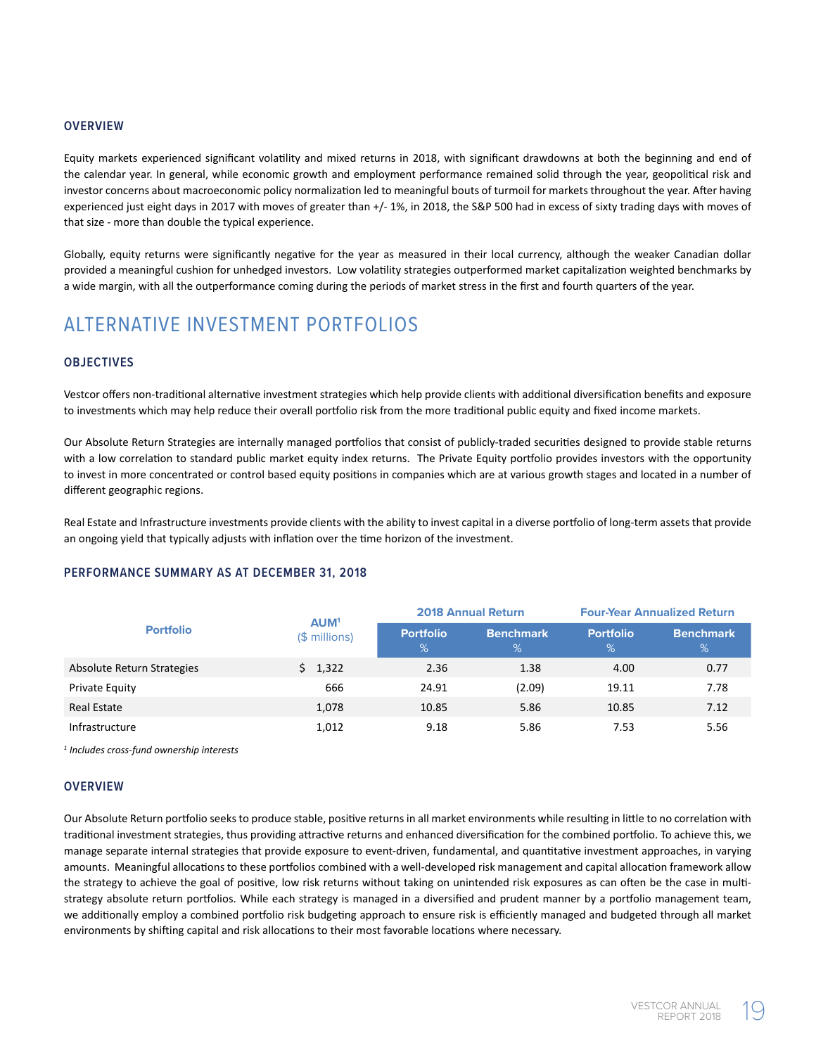### OVERVIEW

Equity markets experienced significant volatility and mixed returns in 2018, with significant drawdowns at both the beginning and end of the calendar year. In general, while economic growth and employment performance remained solid through the year, geopolitical risk and investor concerns about macroeconomic policy normalization led to meaningful bouts of turmoil for markets throughout the year. After having experienced just eight days in 2017 with moves of greater than +/- 1%, in 2018, the S&P 500 had in excess of sixty trading days with moves of that size - more than double the typical experience.

Globally, equity returns were significantly negative for the year as measured in their local currency, although the weaker Canadian dollar provided a meaningful cushion for unhedged investors. Low volatility strategies outperformed market capitalization weighted benchmarks by a wide margin, with all the outperformance coming during the periods of market stress in the first and fourth quarters of the year.

## ALTERNATIVE INVESTMENT PORTFOLIOS

### OBJECTIVES

Vestcor offers non-traditional alternative investment strategies which help provide clients with additional diversification benefits and exposure to investments which may help reduce their overall portfolio risk from the more traditional public equity and fixed income markets.

Our Absolute Return Strategies are internally managed portfolios that consist of publicly-traded securities designed to provide stable returns with a low correlation to standard public market equity index returns. The Private Equity portfolio provides investors with the opportunity to invest in more concentrated or control based equity positions in companies which are at various growth stages and located in a number of different geographic regions.

Real Estate and Infrastructure investments provide clients with the ability to invest capital in a diverse portfolio of long-term assets that provide an ongoing yield that typically adjusts with inflation over the time horizon of the investment.

### PERFORMANCE SUMMARY AS AT DECEMBER 31, 2018

| Portfolio | AUM[1] ($ millions) | 2018 Annual Return | | Four-Year Annualized Return | |
|---|---|---|---|---|---|
| | | Portfolio % | Benchmark % | Portfolio % | Benchmark % |
| Absolute Return Strategies | $ 1,322 | 2.36 | 1.38 | 4.00 | 0.77 |
| Private Equity | 666 | 24.91 | (2.09) | 19.11 | 7.78 |
| Real Estate | 1,078 | 10.85 | 5.86 | 10.85 | 7.12 |
| Infrastructure | 1,012 | 9.18 | 5.86 | 7.53 | 5.56 |

*[1] Includes cross-fund ownership interests*

### OVERVIEW

Our Absolute Return portfolio seeks to produce stable, positive returns in all market environments while resulting in little to no correlation with traditional investment strategies, thus providing attractive returns and enhanced diversification for the combined portfolio. To achieve this, we manage separate internal strategies that provide exposure to event-driven, fundamental, and quantitative investment approaches, in varying amounts. Meaningful allocations to these portfolios combined with a well-developed risk management and capital allocation framework allow the strategy to achieve the goal of positive, low risk returns without taking on unintended risk exposures as can often be the case in multi-strategy absolute return portfolios. While each strategy is managed in a diversified and prudent manner by a portfolio management team, we additionally employ a combined portfolio risk budgeting approach to ensure risk is efficiently managed and budgeted through all market environments by shifting capital and risk allocations to their most favorable locations where necessary.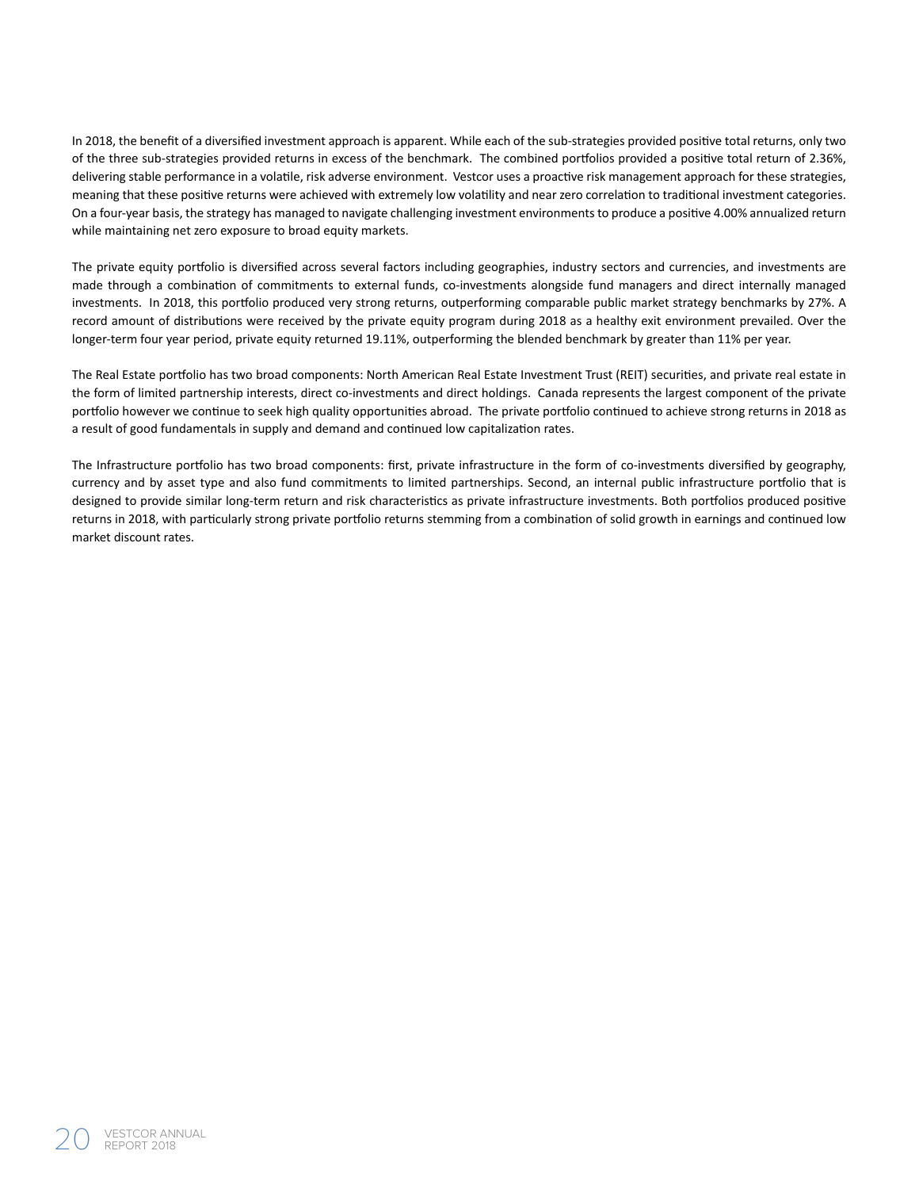In 2018, the benefit of a diversified investment approach is apparent. While each of the sub-strategies provided positive total returns, only two of the three sub-strategies provided returns in excess of the benchmark. The combined portfolios provided a positive total return of 2.36%, delivering stable performance in a volatile, risk adverse environment. Vestcor uses a proactive risk management approach for these strategies, meaning that these positive returns were achieved with extremely low volatility and near zero correlation to traditional investment categories. On a four-year basis, the strategy has managed to navigate challenging investment environments to produce a positive 4.00% annualized return while maintaining net zero exposure to broad equity markets.

The private equity portfolio is diversified across several factors including geographies, industry sectors and currencies, and investments are made through a combination of commitments to external funds, co-investments alongside fund managers and direct internally managed investments. In 2018, this portfolio produced very strong returns, outperforming comparable public market strategy benchmarks by 27%. A record amount of distributions were received by the private equity program during 2018 as a healthy exit environment prevailed. Over the longer-term four year period, private equity returned 19.11%, outperforming the blended benchmark by greater than 11% per year.

The Real Estate portfolio has two broad components: North American Real Estate Investment Trust (REIT) securities, and private real estate in the form of limited partnership interests, direct co-investments and direct holdings. Canada represents the largest component of the private portfolio however we continue to seek high quality opportunities abroad. The private portfolio continued to achieve strong returns in 2018 as a result of good fundamentals in supply and demand and continued low capitalization rates.

The Infrastructure portfolio has two broad components: first, private infrastructure in the form of co-investments diversified by geography, currency and by asset type and also fund commitments to limited partnerships. Second, an internal public infrastructure portfolio that is designed to provide similar long-term return and risk characteristics as private infrastructure investments. Both portfolios produced positive returns in 2018, with particularly strong private portfolio returns stemming from a combination of solid growth in earnings and continued low market discount rates.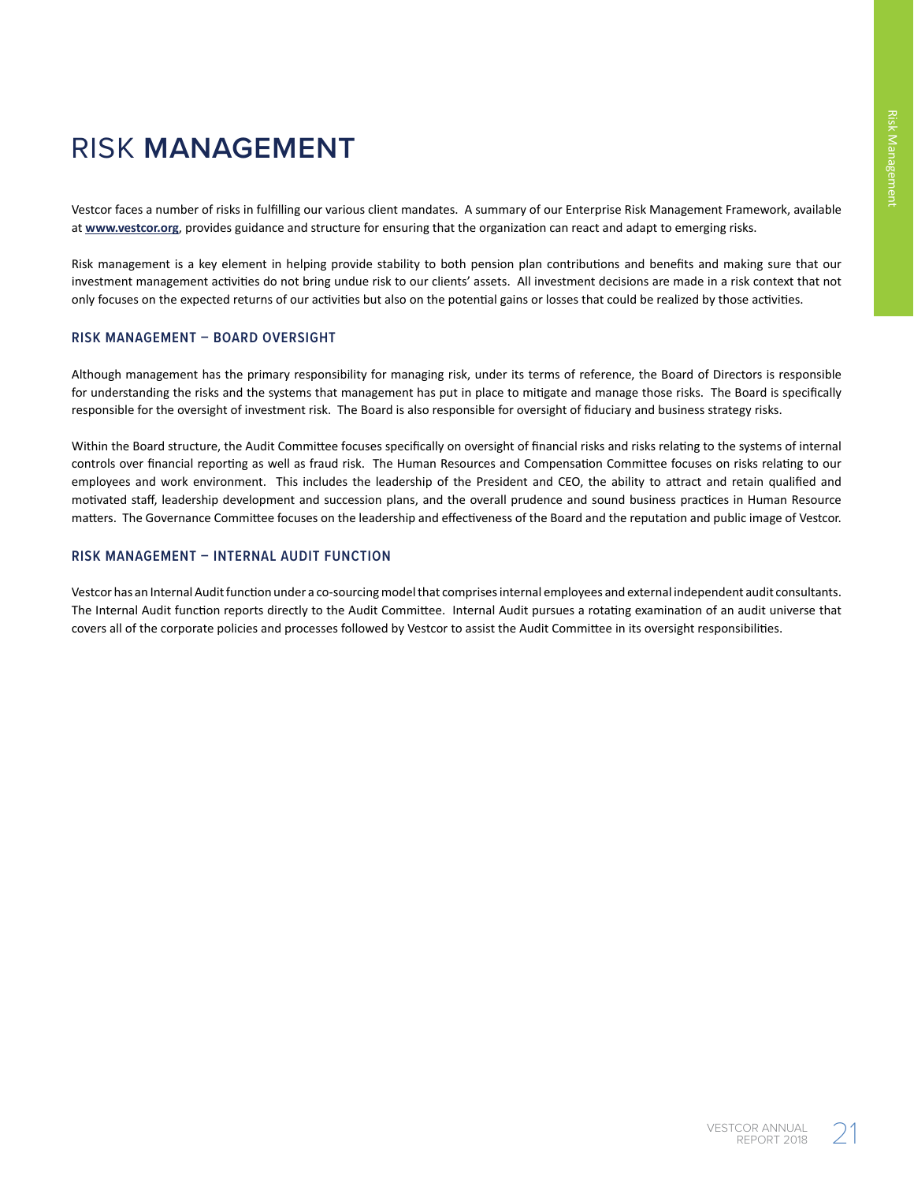# RISK **MANAGEMENT**

Vestcor faces a number of risks in fulfilling our various client mandates. A summary of our Enterprise Risk Management Framework, available at **www.vestcor.org**, provides guidance and structure for ensuring that the organization can react and adapt to emerging risks.

Risk management is a key element in helping provide stability to both pension plan contributions and benefits and making sure that our investment management activities do not bring undue risk to our clients' assets. All investment decisions are made in a risk context that not only focuses on the expected returns of our activities but also on the potential gains or losses that could be realized by those activities.

### RISK MANAGEMENT – BOARD OVERSIGHT

Although management has the primary responsibility for managing risk, under its terms of reference, the Board of Directors is responsible for understanding the risks and the systems that management has put in place to mitigate and manage those risks. The Board is specifically responsible for the oversight of investment risk. The Board is also responsible for oversight of fiduciary and business strategy risks.

Within the Board structure, the Audit Committee focuses specifically on oversight of financial risks and risks relating to the systems of internal controls over financial reporting as well as fraud risk. The Human Resources and Compensation Committee focuses on risks relating to our employees and work environment. This includes the leadership of the President and CEO, the ability to attract and retain qualified and motivated staff, leadership development and succession plans, and the overall prudence and sound business practices in Human Resource matters. The Governance Committee focuses on the leadership and effectiveness of the Board and the reputation and public image of Vestcor.

### RISK MANAGEMENT – INTERNAL AUDIT FUNCTION

Vestcor has an Internal Audit function under a co-sourcing model that comprises internal employees and external independent audit consultants. The Internal Audit function reports directly to the Audit Committee. Internal Audit pursues a rotating examination of an audit universe that covers all of the corporate policies and processes followed by Vestcor to assist the Audit Committee in its oversight responsibilities.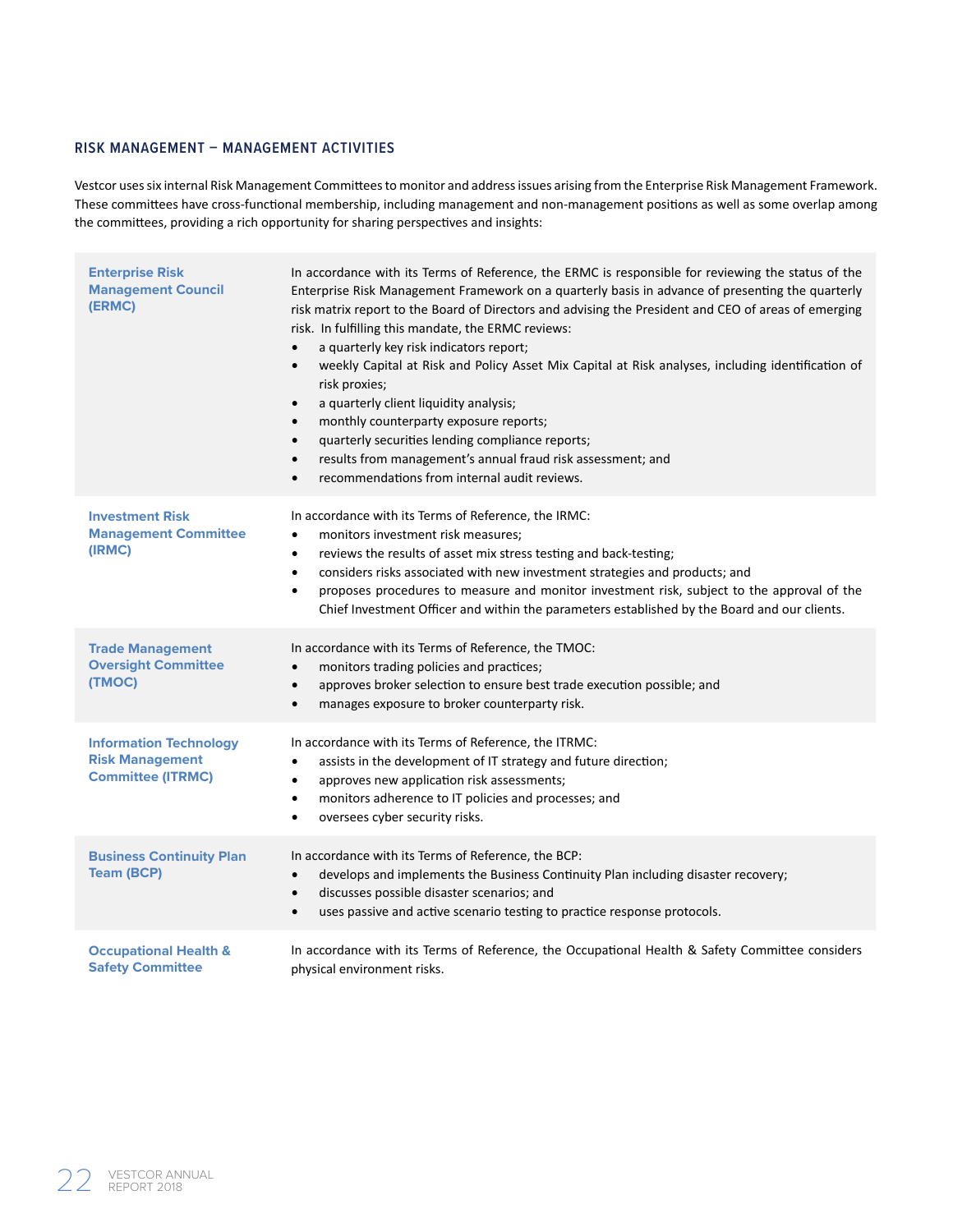## RISK MANAGEMENT – MANAGEMENT ACTIVITIES

Vestcor uses six internal Risk Management Committees to monitor and address issues arising from the Enterprise Risk Management Framework. These committees have cross-functional membership, including management and non-management positions as well as some overlap among the committees, providing a rich opportunity for sharing perspectives and insights:

### Enterprise Risk Management Council (ERMC)

In accordance with its Terms of Reference, the ERMC is responsible for reviewing the status of the Enterprise Risk Management Framework on a quarterly basis in advance of presenting the quarterly risk matrix report to the Board of Directors and advising the President and CEO of areas of emerging risk. In fulfilling this mandate, the ERMC reviews:

- a quarterly key risk indicators report;
- weekly Capital at Risk and Policy Asset Mix Capital at Risk analyses, including identification of risk proxies;
- a quarterly client liquidity analysis;
- monthly counterparty exposure reports;
- quarterly securities lending compliance reports;
- results from management's annual fraud risk assessment; and
- recommendations from internal audit reviews.

### Investment Risk Management Committee (IRMC)

In accordance with its Terms of Reference, the IRMC:

- monitors investment risk measures;
- reviews the results of asset mix stress testing and back-testing;
- considers risks associated with new investment strategies and products; and
- proposes procedures to measure and monitor investment risk, subject to the approval of the Chief Investment Officer and within the parameters established by the Board and our clients.

### Trade Management Oversight Committee (TMOC)

In accordance with its Terms of Reference, the TMOC:

- monitors trading policies and practices;
- approves broker selection to ensure best trade execution possible; and
- manages exposure to broker counterparty risk.

### Information Technology Risk Management Committee (ITRMC)

In accordance with its Terms of Reference, the ITRMC:

- assists in the development of IT strategy and future direction;
- approves new application risk assessments;
- monitors adherence to IT policies and processes; and
- oversees cyber security risks.

### Business Continuity Plan Team (BCP)

In accordance with its Terms of Reference, the BCP:

- develops and implements the Business Continuity Plan including disaster recovery;
- discusses possible disaster scenarios; and
- uses passive and active scenario testing to practice response protocols.

### Occupational Health & Safety Committee

In accordance with its Terms of Reference, the Occupational Health & Safety Committee considers physical environment risks.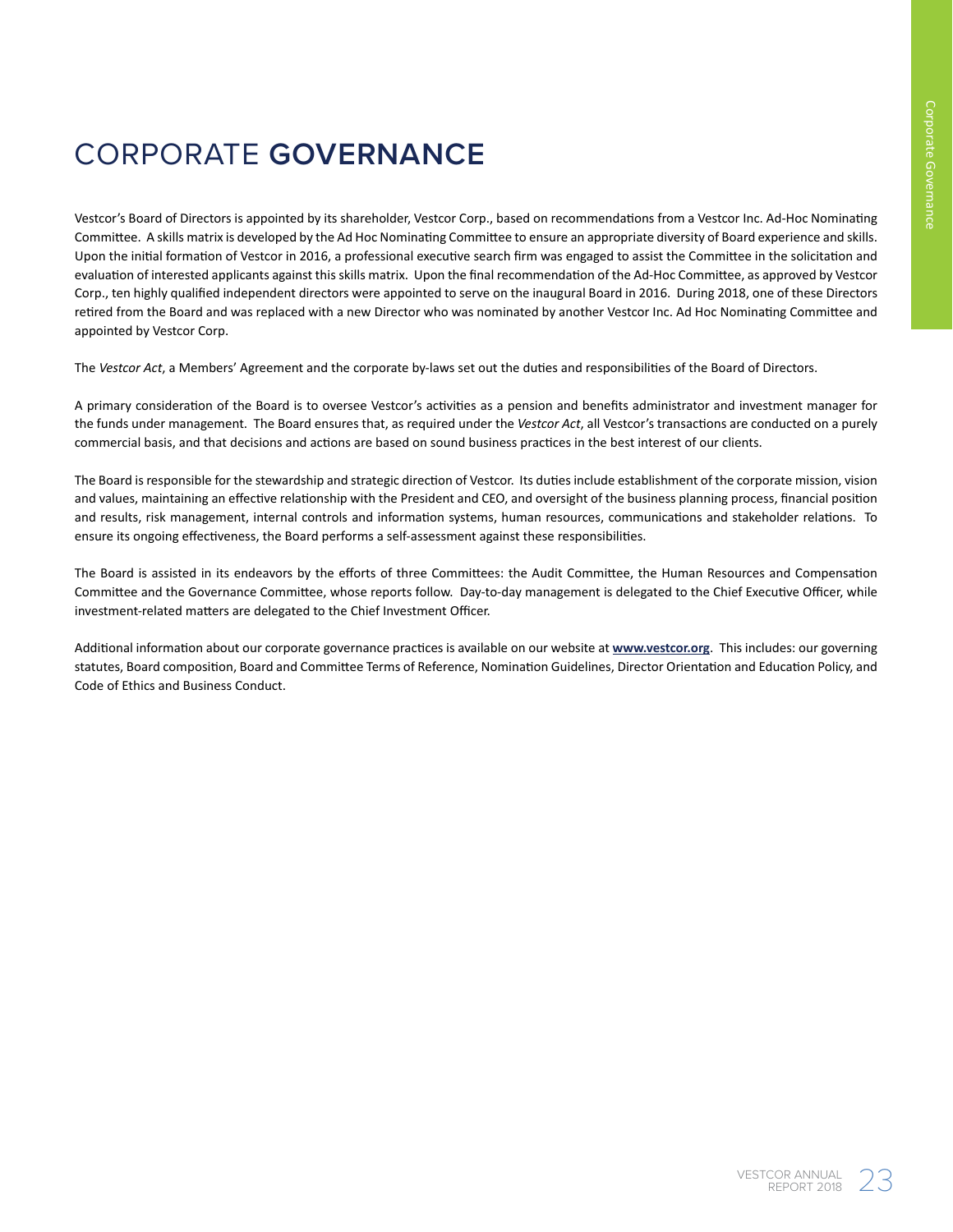# CORPORATE **GOVERNANCE**

Vestcor's Board of Directors is appointed by its shareholder, Vestcor Corp., based on recommendations from a Vestcor Inc. Ad-Hoc Nominating Committee. A skills matrix is developed by the Ad Hoc Nominating Committee to ensure an appropriate diversity of Board experience and skills. Upon the initial formation of Vestcor in 2016, a professional executive search firm was engaged to assist the Committee in the solicitation and evaluation of interested applicants against this skills matrix. Upon the final recommendation of the Ad-Hoc Committee, as approved by Vestcor Corp., ten highly qualified independent directors were appointed to serve on the inaugural Board in 2016. During 2018, one of these Directors retired from the Board and was replaced with a new Director who was nominated by another Vestcor Inc. Ad Hoc Nominating Committee and appointed by Vestcor Corp.

The *Vestcor Act*, a Members' Agreement and the corporate by-laws set out the duties and responsibilities of the Board of Directors.

A primary consideration of the Board is to oversee Vestcor's activities as a pension and benefits administrator and investment manager for the funds under management. The Board ensures that, as required under the *Vestcor Act*, all Vestcor's transactions are conducted on a purely commercial basis, and that decisions and actions are based on sound business practices in the best interest of our clients.

The Board is responsible for the stewardship and strategic direction of Vestcor. Its duties include establishment of the corporate mission, vision and values, maintaining an effective relationship with the President and CEO, and oversight of the business planning process, financial position and results, risk management, internal controls and information systems, human resources, communications and stakeholder relations. To ensure its ongoing effectiveness, the Board performs a self-assessment against these responsibilities.

The Board is assisted in its endeavors by the efforts of three Committees: the Audit Committee, the Human Resources and Compensation Committee and the Governance Committee, whose reports follow. Day-to-day management is delegated to the Chief Executive Officer, while investment-related matters are delegated to the Chief Investment Officer.

Additional information about our corporate governance practices is available on our website at **www.vestcor.org**. This includes: our governing statutes, Board composition, Board and Committee Terms of Reference, Nomination Guidelines, Director Orientation and Education Policy, and Code of Ethics and Business Conduct.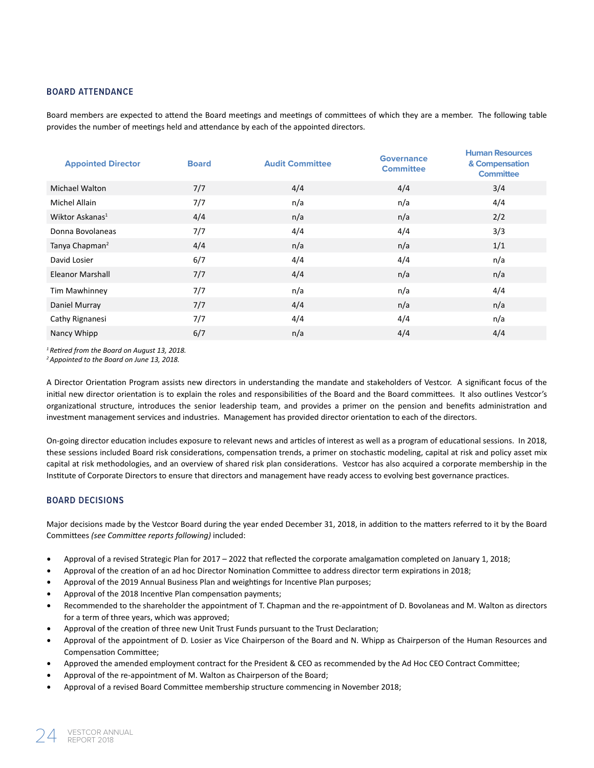## BOARD ATTENDANCE

Board members are expected to attend the Board meetings and meetings of committees of which they are a member. The following table provides the number of meetings held and attendance by each of the appointed directors.

| Appointed Director | Board | Audit Committee | Governance Committee | Human Resources & Compensation Committee |
|---|---|---|---|---|
| Michael Walton | 7/7 | 4/4 | 4/4 | 3/4 |
| Michel Allain | 7/7 | n/a | n/a | 4/4 |
| Wiktor Askanas[1] | 4/4 | n/a | n/a | 2/2 |
| Donna Bovolaneas | 7/7 | 4/4 | 4/4 | 3/3 |
| Tanya Chapman[2] | 4/4 | n/a | n/a | 1/1 |
| David Losier | 6/7 | 4/4 | 4/4 | n/a |
| Eleanor Marshall | 7/7 | 4/4 | n/a | n/a |
| Tim Mawhinney | 7/7 | n/a | n/a | 4/4 |
| Daniel Murray | 7/7 | 4/4 | n/a | n/a |
| Cathy Rignanesi | 7/7 | 4/4 | 4/4 | n/a |
| Nancy Whipp | 6/7 | n/a | 4/4 | 4/4 |

*[1] Retired from the Board on August 13, 2018.*
*[2] Appointed to the Board on June 13, 2018.*

A Director Orientation Program assists new directors in understanding the mandate and stakeholders of Vestcor. A significant focus of the initial new director orientation is to explain the roles and responsibilities of the Board and the Board committees. It also outlines Vestcor's organizational structure, introduces the senior leadership team, and provides a primer on the pension and benefits administration and investment management services and industries. Management has provided director orientation to each of the directors.

On-going director education includes exposure to relevant news and articles of interest as well as a program of educational sessions. In 2018, these sessions included Board risk considerations, compensation trends, a primer on stochastic modeling, capital at risk and policy asset mix capital at risk methodologies, and an overview of shared risk plan considerations. Vestcor has also acquired a corporate membership in the Institute of Corporate Directors to ensure that directors and management have ready access to evolving best governance practices.

## BOARD DECISIONS

Major decisions made by the Vestcor Board during the year ended December 31, 2018, in addition to the matters referred to it by the Board Committees *(see Committee reports following)* included:

- Approval of a revised Strategic Plan for 2017 – 2022 that reflected the corporate amalgamation completed on January 1, 2018;
- Approval of the creation of an ad hoc Director Nomination Committee to address director term expirations in 2018;
- Approval of the 2019 Annual Business Plan and weightings for Incentive Plan purposes;
- Approval of the 2018 Incentive Plan compensation payments;
- Recommended to the shareholder the appointment of T. Chapman and the re-appointment of D. Bovolaneas and M. Walton as directors for a term of three years, which was approved;
- Approval of the creation of three new Unit Trust Funds pursuant to the Trust Declaration;
- Approval of the appointment of D. Losier as Vice Chairperson of the Board and N. Whipp as Chairperson of the Human Resources and Compensation Committee;
- Approved the amended employment contract for the President & CEO as recommended by the Ad Hoc CEO Contract Committee;
- Approval of the re-appointment of M. Walton as Chairperson of the Board;
- Approval of a revised Board Committee membership structure commencing in November 2018;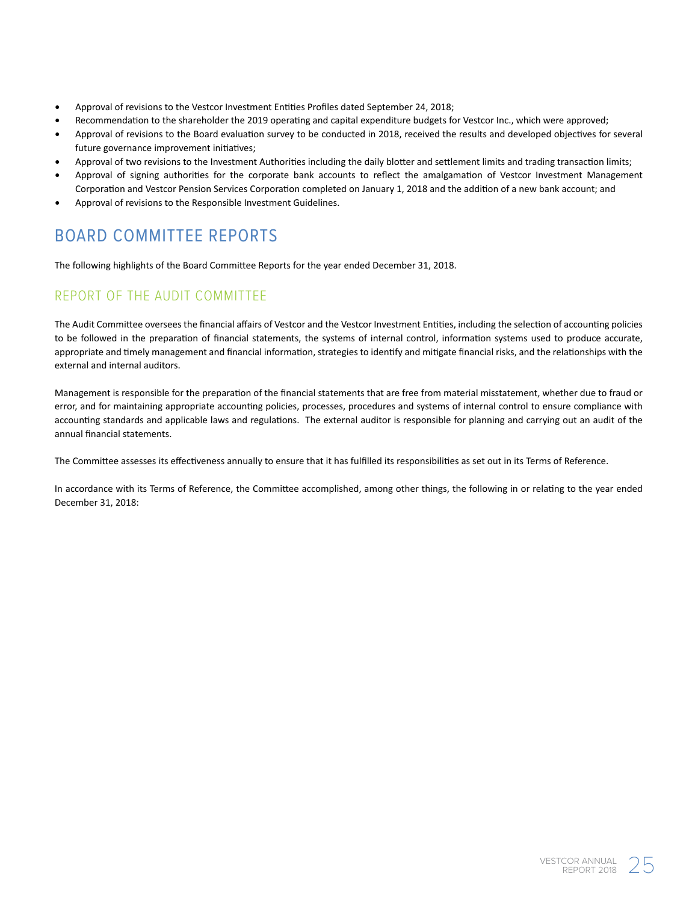- Approval of revisions to the Vestcor Investment Entities Profiles dated September 24, 2018;
- Recommendation to the shareholder the 2019 operating and capital expenditure budgets for Vestcor Inc., which were approved;
- Approval of revisions to the Board evaluation survey to be conducted in 2018, received the results and developed objectives for several future governance improvement initiatives;
- Approval of two revisions to the Investment Authorities including the daily blotter and settlement limits and trading transaction limits;
- Approval of signing authorities for the corporate bank accounts to reflect the amalgamation of Vestcor Investment Management Corporation and Vestcor Pension Services Corporation completed on January 1, 2018 and the addition of a new bank account; and
- Approval of revisions to the Responsible Investment Guidelines.

# BOARD COMMITTEE REPORTS

The following highlights of the Board Committee Reports for the year ended December 31, 2018.

## REPORT OF THE AUDIT COMMITTEE

The Audit Committee oversees the financial affairs of Vestcor and the Vestcor Investment Entities, including the selection of accounting policies to be followed in the preparation of financial statements, the systems of internal control, information systems used to produce accurate, appropriate and timely management and financial information, strategies to identify and mitigate financial risks, and the relationships with the external and internal auditors.

Management is responsible for the preparation of the financial statements that are free from material misstatement, whether due to fraud or error, and for maintaining appropriate accounting policies, processes, procedures and systems of internal control to ensure compliance with accounting standards and applicable laws and regulations. The external auditor is responsible for planning and carrying out an audit of the annual financial statements.

The Committee assesses its effectiveness annually to ensure that it has fulfilled its responsibilities as set out in its Terms of Reference.

In accordance with its Terms of Reference, the Committee accomplished, among other things, the following in or relating to the year ended December 31, 2018: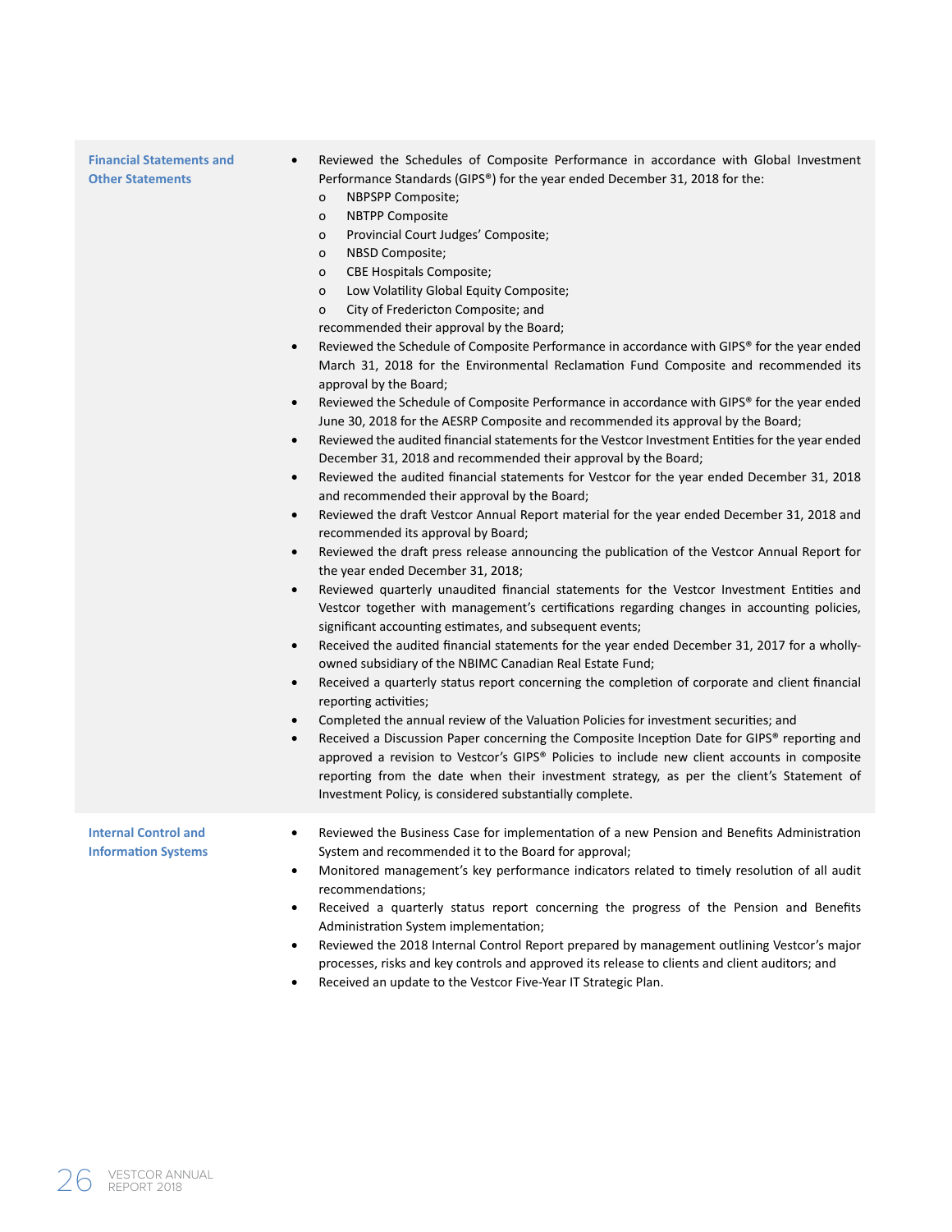| | |
|---|---|
| **Financial Statements and Other Statements** | • Reviewed the Schedules of Composite Performance in accordance with Global Investment Performance Standards (GIPS®) for the year ended December 31, 2018 for the:<br>o NBPSPP Composite;<br>o NBTPP Composite<br>o Provincial Court Judges' Composite;<br>o NBSD Composite;<br>o CBE Hospitals Composite;<br>o Low Volatility Global Equity Composite;<br>o City of Fredericton Composite; and<br>recommended their approval by the Board;<br>• Reviewed the Schedule of Composite Performance in accordance with GIPS® for the year ended March 31, 2018 for the Environmental Reclamation Fund Composite and recommended its approval by the Board;<br>• Reviewed the Schedule of Composite Performance in accordance with GIPS® for the year ended June 30, 2018 for the AESRP Composite and recommended its approval by the Board;<br>• Reviewed the audited financial statements for the Vestcor Investment Entities for the year ended December 31, 2018 and recommended their approval by the Board;<br>• Reviewed the audited financial statements for Vestcor for the year ended December 31, 2018 and recommended their approval by the Board;<br>• Reviewed the draft Vestcor Annual Report material for the year ended December 31, 2018 and recommended its approval by Board;<br>• Reviewed the draft press release announcing the publication of the Vestcor Annual Report for the year ended December 31, 2018;<br>• Reviewed quarterly unaudited financial statements for the Vestcor Investment Entities and Vestcor together with management's certifications regarding changes in accounting policies, significant accounting estimates, and subsequent events;<br>• Received the audited financial statements for the year ended December 31, 2017 for a wholly-owned subsidiary of the NBIMC Canadian Real Estate Fund;<br>• Received a quarterly status report concerning the completion of corporate and client financial reporting activities;<br>• Completed the annual review of the Valuation Policies for investment securities; and<br>• Received a Discussion Paper concerning the Composite Inception Date for GIPS® reporting and approved a revision to Vestcor's GIPS® Policies to include new client accounts in composite reporting from the date when their investment strategy, as per the client's Statement of Investment Policy, is considered substantially complete. |
| **Internal Control and Information Systems** | • Reviewed the Business Case for implementation of a new Pension and Benefits Administration System and recommended it to the Board for approval;<br>• Monitored management's key performance indicators related to timely resolution of all audit recommendations;<br>• Received a quarterly status report concerning the progress of the Pension and Benefits Administration System implementation;<br>• Reviewed the 2018 Internal Control Report prepared by management outlining Vestcor's major processes, risks and key controls and approved its release to clients and client auditors; and<br>• Received an update to the Vestcor Five-Year IT Strategic Plan. |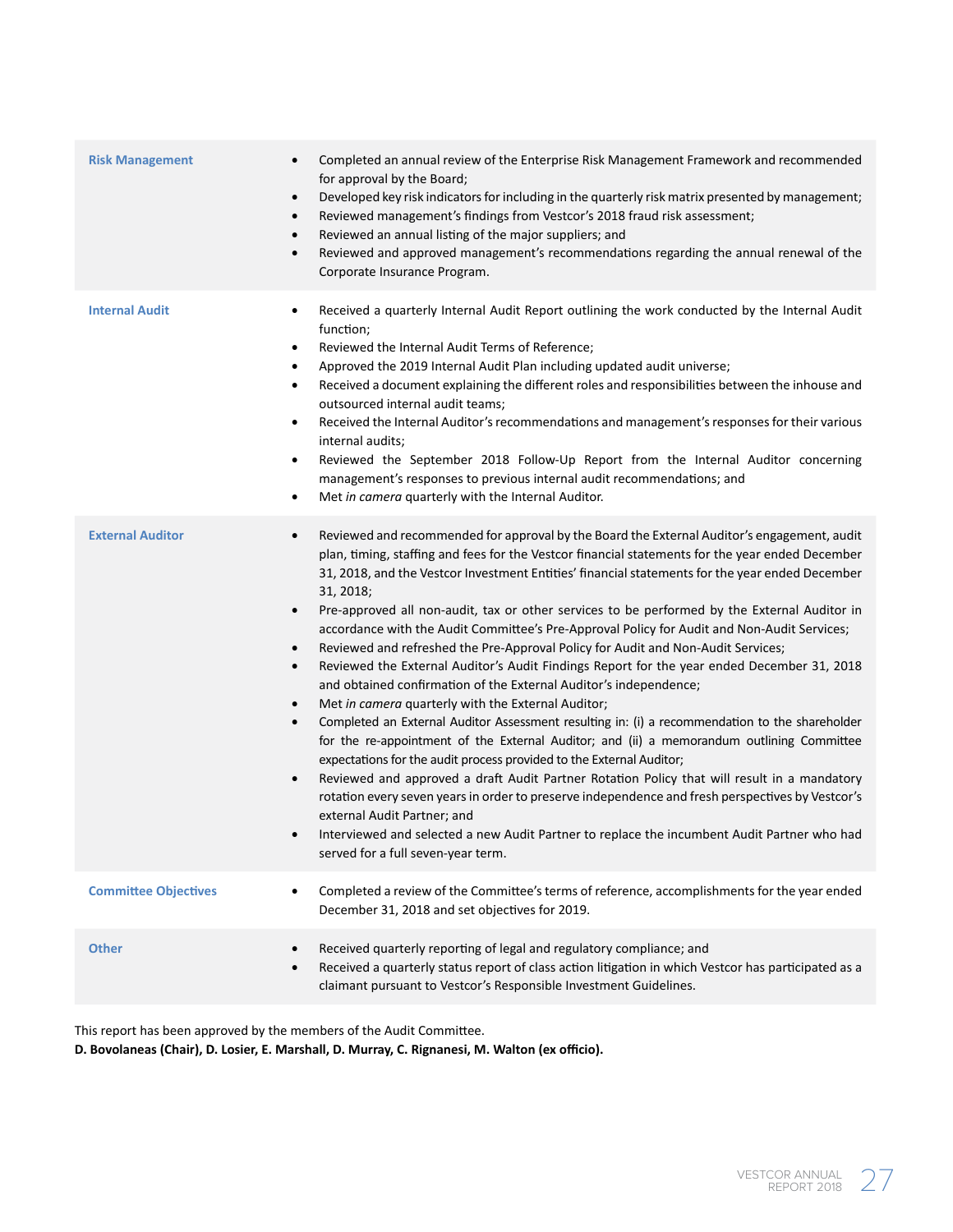| | |
|---|---|
| **Risk Management** | • Completed an annual review of the Enterprise Risk Management Framework and recommended for approval by the Board;<br>• Developed key risk indicators for including in the quarterly risk matrix presented by management;<br>• Reviewed management's findings from Vestcor's 2018 fraud risk assessment;<br>• Reviewed an annual listing of the major suppliers; and<br>• Reviewed and approved management's recommendations regarding the annual renewal of the Corporate Insurance Program. |
| **Internal Audit** | • Received a quarterly Internal Audit Report outlining the work conducted by the Internal Audit function;<br>• Reviewed the Internal Audit Terms of Reference;<br>• Approved the 2019 Internal Audit Plan including updated audit universe;<br>• Received a document explaining the different roles and responsibilities between the inhouse and outsourced internal audit teams;<br>• Received the Internal Auditor's recommendations and management's responses for their various internal audits;<br>• Reviewed the September 2018 Follow-Up Report from the Internal Auditor concerning management's responses to previous internal audit recommendations; and<br>• Met *in camera* quarterly with the Internal Auditor. |
| **External Auditor** | • Reviewed and recommended for approval by the Board the External Auditor's engagement, audit plan, timing, staffing and fees for the Vestcor financial statements for the year ended December 31, 2018, and the Vestcor Investment Entities' financial statements for the year ended December 31, 2018;<br>• Pre-approved all non-audit, tax or other services to be performed by the External Auditor in accordance with the Audit Committee's Pre-Approval Policy for Audit and Non-Audit Services;<br>• Reviewed and refreshed the Pre-Approval Policy for Audit and Non-Audit Services;<br>• Reviewed the External Auditor's Audit Findings Report for the year ended December 31, 2018 and obtained confirmation of the External Auditor's independence;<br>• Met *in camera* quarterly with the External Auditor;<br>• Completed an External Auditor Assessment resulting in: (i) a recommendation to the shareholder for the re-appointment of the External Auditor; and (ii) a memorandum outlining Committee expectations for the audit process provided to the External Auditor;<br>• Reviewed and approved a draft Audit Partner Rotation Policy that will result in a mandatory rotation every seven years in order to preserve independence and fresh perspectives by Vestcor's external Audit Partner; and<br>• Interviewed and selected a new Audit Partner to replace the incumbent Audit Partner who had served for a full seven-year term. |
| **Committee Objectives** | • Completed a review of the Committee's terms of reference, accomplishments for the year ended December 31, 2018 and set objectives for 2019. |
| **Other** | • Received quarterly reporting of legal and regulatory compliance; and<br>• Received a quarterly status report of class action litigation in which Vestcor has participated as a claimant pursuant to Vestcor's Responsible Investment Guidelines. |

This report has been approved by the members of the Audit Committee.

**D. Bovolaneas (Chair), D. Losier, E. Marshall, D. Murray, C. Rignanesi, M. Walton (ex officio).**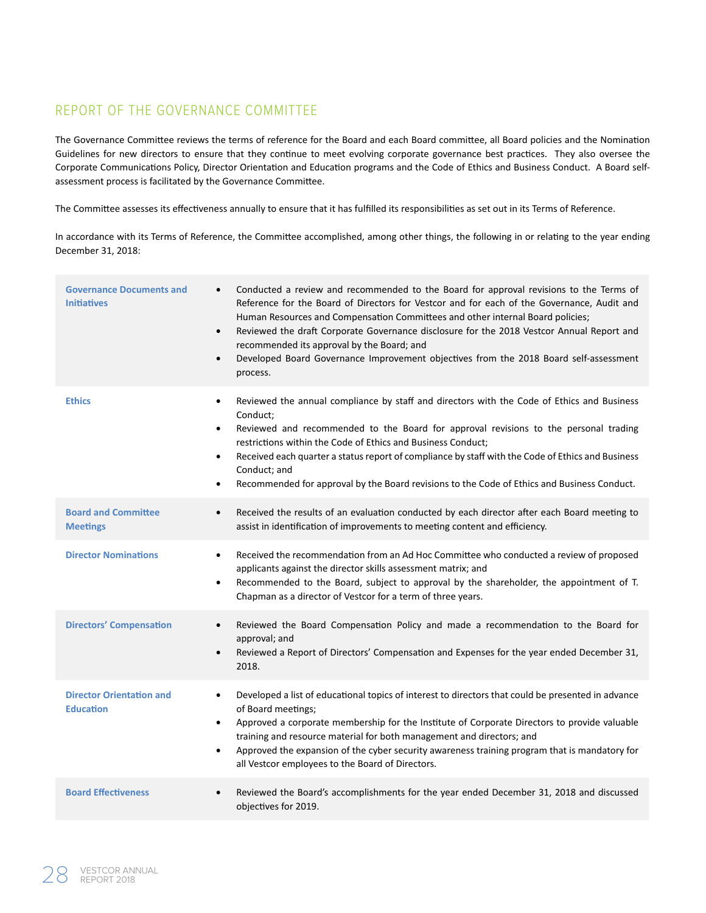## REPORT OF THE GOVERNANCE COMMITTEE

The Governance Committee reviews the terms of reference for the Board and each Board committee, all Board policies and the Nomination Guidelines for new directors to ensure that they continue to meet evolving corporate governance best practices. They also oversee the Corporate Communications Policy, Director Orientation and Education programs and the Code of Ethics and Business Conduct. A Board self-assessment process is facilitated by the Governance Committee.

The Committee assesses its effectiveness annually to ensure that it has fulfilled its responsibilities as set out in its Terms of Reference.

In accordance with its Terms of Reference, the Committee accomplished, among other things, the following in or relating to the year ending December 31, 2018:

| | |
|---|---|
| **Governance Documents and Initiatives** | • Conducted a review and recommended to the Board for approval revisions to the Terms of Reference for the Board of Directors for Vestcor and for each of the Governance, Audit and Human Resources and Compensation Committees and other internal Board policies;<br>• Reviewed the draft Corporate Governance disclosure for the 2018 Vestcor Annual Report and recommended its approval by the Board; and<br>• Developed Board Governance Improvement objectives from the 2018 Board self-assessment process. |
| **Ethics** | • Reviewed the annual compliance by staff and directors with the Code of Ethics and Business Conduct;<br>• Reviewed and recommended to the Board for approval revisions to the personal trading restrictions within the Code of Ethics and Business Conduct;<br>• Received each quarter a status report of compliance by staff with the Code of Ethics and Business Conduct; and<br>• Recommended for approval by the Board revisions to the Code of Ethics and Business Conduct. |
| **Board and Committee Meetings** | • Received the results of an evaluation conducted by each director after each Board meeting to assist in identification of improvements to meeting content and efficiency. |
| **Director Nominations** | • Received the recommendation from an Ad Hoc Committee who conducted a review of proposed applicants against the director skills assessment matrix; and<br>• Recommended to the Board, subject to approval by the shareholder, the appointment of T. Chapman as a director of Vestcor for a term of three years. |
| **Directors' Compensation** | • Reviewed the Board Compensation Policy and made a recommendation to the Board for approval; and<br>• Reviewed a Report of Directors' Compensation and Expenses for the year ended December 31, 2018. |
| **Director Orientation and Education** | • Developed a list of educational topics of interest to directors that could be presented in advance of Board meetings;<br>• Approved a corporate membership for the Institute of Corporate Directors to provide valuable training and resource material for both management and directors; and<br>• Approved the expansion of the cyber security awareness training program that is mandatory for all Vestcor employees to the Board of Directors. |
| **Board Effectiveness** | • Reviewed the Board's accomplishments for the year ended December 31, 2018 and discussed objectives for 2019. |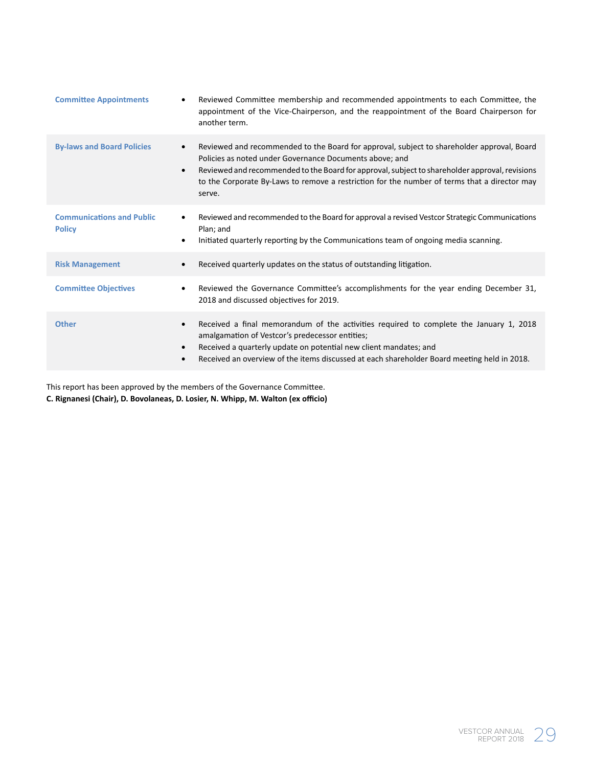| | |
|---|---|
| **Committee Appointments** | • Reviewed Committee membership and recommended appointments to each Committee, the appointment of the Vice-Chairperson, and the reappointment of the Board Chairperson for another term. |
| **By-laws and Board Policies** | • Reviewed and recommended to the Board for approval, subject to shareholder approval, Board Policies as noted under Governance Documents above; and<br>• Reviewed and recommended to the Board for approval, subject to shareholder approval, revisions to the Corporate By-Laws to remove a restriction for the number of terms that a director may serve. |
| **Communications and Public Policy** | • Reviewed and recommended to the Board for approval a revised Vestcor Strategic Communications Plan; and<br>• Initiated quarterly reporting by the Communications team of ongoing media scanning. |
| **Risk Management** | • Received quarterly updates on the status of outstanding litigation. |
| **Committee Objectives** | • Reviewed the Governance Committee's accomplishments for the year ending December 31, 2018 and discussed objectives for 2019. |
| **Other** | • Received a final memorandum of the activities required to complete the January 1, 2018 amalgamation of Vestcor's predecessor entities;<br>• Received a quarterly update on potential new client mandates; and<br>• Received an overview of the items discussed at each shareholder Board meeting held in 2018. |

This report has been approved by the members of the Governance Committee.
**C. Rignanesi (Chair), D. Bovolaneas, D. Losier, N. Whipp, M. Walton (ex officio)**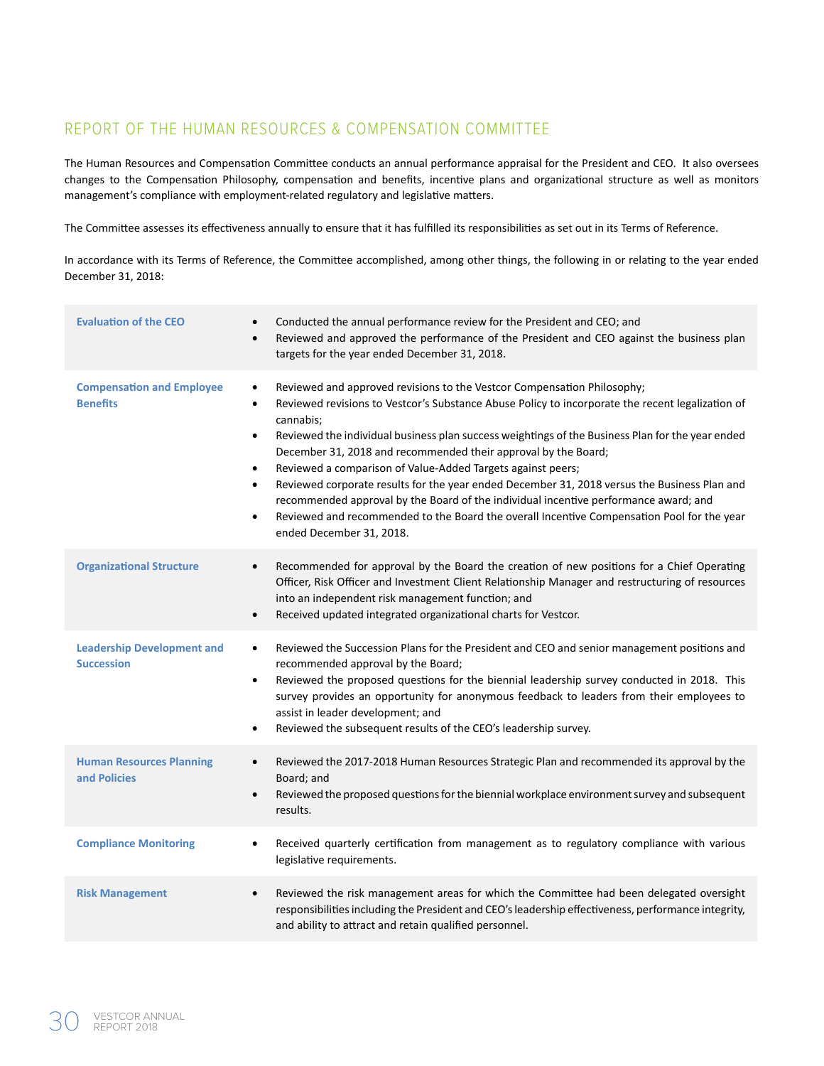## REPORT OF THE HUMAN RESOURCES & COMPENSATION COMMITTEE

The Human Resources and Compensation Committee conducts an annual performance appraisal for the President and CEO. It also oversees changes to the Compensation Philosophy, compensation and benefits, incentive plans and organizational structure as well as monitors management's compliance with employment-related regulatory and legislative matters.

The Committee assesses its effectiveness annually to ensure that it has fulfilled its responsibilities as set out in its Terms of Reference.

In accordance with its Terms of Reference, the Committee accomplished, among other things, the following in or relating to the year ended December 31, 2018:

| | |
|---|---|
| **Evaluation of the CEO** | • Conducted the annual performance review for the President and CEO; and<br>• Reviewed and approved the performance of the President and CEO against the business plan targets for the year ended December 31, 2018. |
| **Compensation and Employee Benefits** | • Reviewed and approved revisions to the Vestcor Compensation Philosophy;<br>• Reviewed revisions to Vestcor's Substance Abuse Policy to incorporate the recent legalization of cannabis;<br>• Reviewed the individual business plan success weightings of the Business Plan for the year ended December 31, 2018 and recommended their approval by the Board;<br>• Reviewed a comparison of Value-Added Targets against peers;<br>• Reviewed corporate results for the year ended December 31, 2018 versus the Business Plan and recommended approval by the Board of the individual incentive performance award; and<br>• Reviewed and recommended to the Board the overall Incentive Compensation Pool for the year ended December 31, 2018. |
| **Organizational Structure** | • Recommended for approval by the Board the creation of new positions for a Chief Operating Officer, Risk Officer and Investment Client Relationship Manager and restructuring of resources into an independent risk management function; and<br>• Received updated integrated organizational charts for Vestcor. |
| **Leadership Development and Succession** | • Reviewed the Succession Plans for the President and CEO and senior management positions and recommended approval by the Board;<br>• Reviewed the proposed questions for the biennial leadership survey conducted in 2018. This survey provides an opportunity for anonymous feedback to leaders from their employees to assist in leader development; and<br>• Reviewed the subsequent results of the CEO's leadership survey. |
| **Human Resources Planning and Policies** | • Reviewed the 2017-2018 Human Resources Strategic Plan and recommended its approval by the Board; and<br>• Reviewed the proposed questions for the biennial workplace environment survey and subsequent results. |
| **Compliance Monitoring** | • Received quarterly certification from management as to regulatory compliance with various legislative requirements. |
| **Risk Management** | • Reviewed the risk management areas for which the Committee had been delegated oversight responsibilities including the President and CEO's leadership effectiveness, performance integrity, and ability to attract and retain qualified personnel. |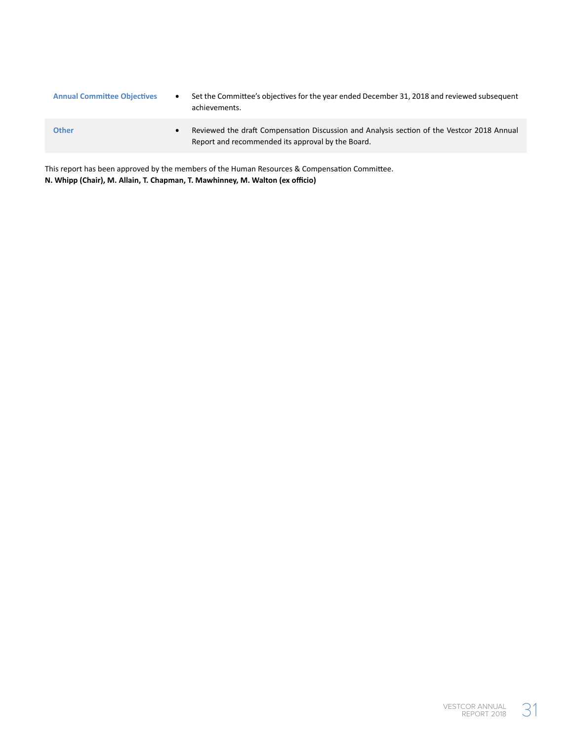| | |
|---|---|
| **Annual Committee Objectives** | • Set the Committee's objectives for the year ended December 31, 2018 and reviewed subsequent achievements. |
| **Other** | • Reviewed the draft Compensation Discussion and Analysis section of the Vestcor 2018 Annual Report and recommended its approval by the Board. |

This report has been approved by the members of the Human Resources & Compensation Committee.
**N. Whipp (Chair), M. Allain, T. Chapman, T. Mawhinney, M. Walton (ex officio)**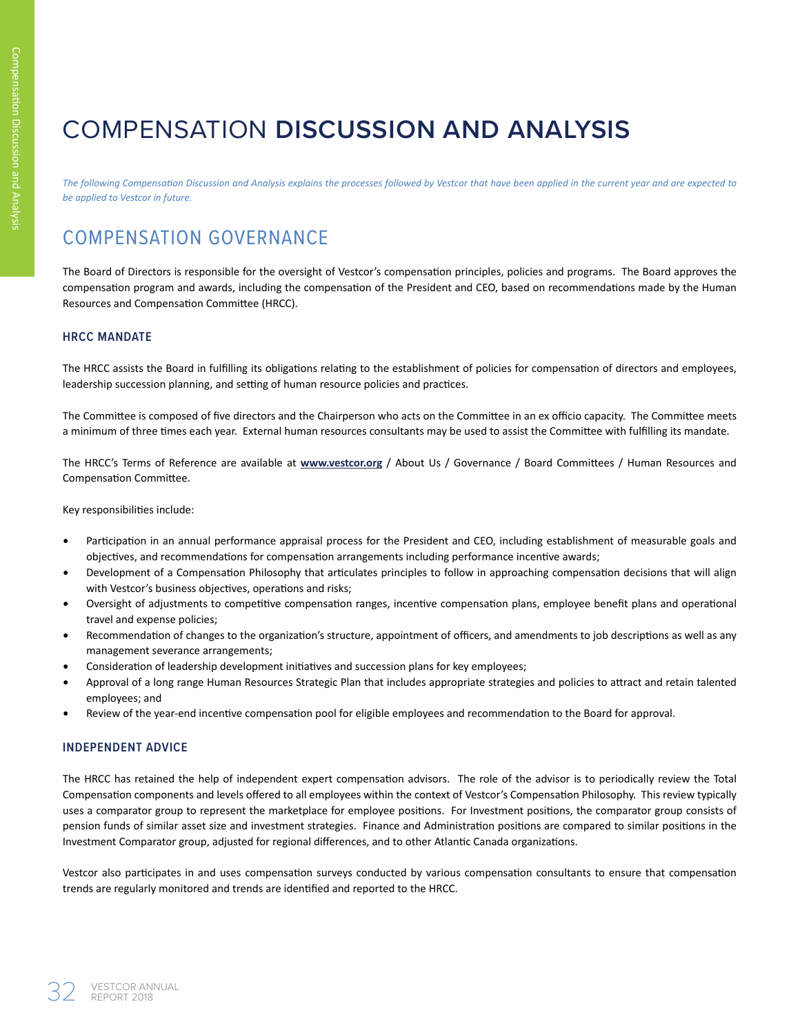# COMPENSATION **DISCUSSION AND ANALYSIS**

*The following Compensation Discussion and Analysis explains the processes followed by Vestcor that have been applied in the current year and are expected to be applied to Vestcor in future.*

## COMPENSATION GOVERNANCE

The Board of Directors is responsible for the oversight of Vestcor's compensation principles, policies and programs. The Board approves the compensation program and awards, including the compensation of the President and CEO, based on recommendations made by the Human Resources and Compensation Committee (HRCC).

### HRCC MANDATE

The HRCC assists the Board in fulfilling its obligations relating to the establishment of policies for compensation of directors and employees, leadership succession planning, and setting of human resource policies and practices.

The Committee is composed of five directors and the Chairperson who acts on the Committee in an ex officio capacity. The Committee meets a minimum of three times each year. External human resources consultants may be used to assist the Committee with fulfilling its mandate.

The HRCC's Terms of Reference are available at **www.vestcor.org** / About Us / Governance / Board Committees / Human Resources and Compensation Committee.

Key responsibilities include:

- Participation in an annual performance appraisal process for the President and CEO, including establishment of measurable goals and objectives, and recommendations for compensation arrangements including performance incentive awards;
- Development of a Compensation Philosophy that articulates principles to follow in approaching compensation decisions that will align with Vestcor's business objectives, operations and risks;
- Oversight of adjustments to competitive compensation ranges, incentive compensation plans, employee benefit plans and operational travel and expense policies;
- Recommendation of changes to the organization's structure, appointment of officers, and amendments to job descriptions as well as any management severance arrangements;
- Consideration of leadership development initiatives and succession plans for key employees;
- Approval of a long range Human Resources Strategic Plan that includes appropriate strategies and policies to attract and retain talented employees; and
- Review of the year-end incentive compensation pool for eligible employees and recommendation to the Board for approval.

### INDEPENDENT ADVICE

The HRCC has retained the help of independent expert compensation advisors. The role of the advisor is to periodically review the Total Compensation components and levels offered to all employees within the context of Vestcor's Compensation Philosophy. This review typically uses a comparator group to represent the marketplace for employee positions. For Investment positions, the comparator group consists of pension funds of similar asset size and investment strategies. Finance and Administration positions are compared to similar positions in the Investment Comparator group, adjusted for regional differences, and to other Atlantic Canada organizations.

Vestcor also participates in and uses compensation surveys conducted by various compensation consultants to ensure that compensation trends are regularly monitored and trends are identified and reported to the HRCC.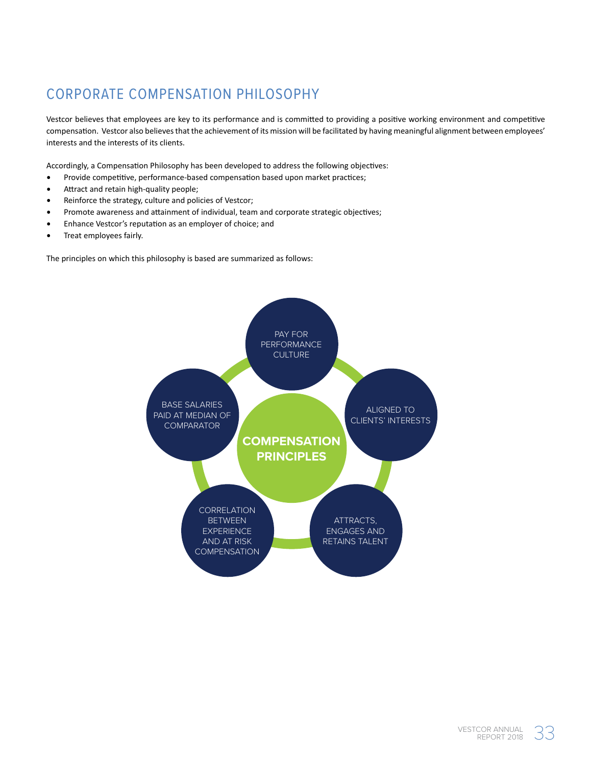# CORPORATE COMPENSATION PHILOSOPHY

Vestcor believes that employees are key to its performance and is committed to providing a positive working environment and competitive compensation. Vestcor also believes that the achievement of its mission will be facilitated by having meaningful alignment between employees' interests and the interests of its clients.

Accordingly, a Compensation Philosophy has been developed to address the following objectives:

- Provide competitive, performance-based compensation based upon market practices;
- Attract and retain high-quality people;
- Reinforce the strategy, culture and policies of Vestcor;
- Promote awareness and attainment of individual, team and corporate strategic objectives;
- Enhance Vestcor's reputation as an employer of choice; and
- Treat employees fairly.

The principles on which this philosophy is based are summarized as follows:

**COMPENSATION PRINCIPLES**

- PAY FOR PERFORMANCE CULTURE
- ALIGNED TO CLIENTS' INTERESTS
- ATTRACTS, ENGAGES AND RETAINS TALENT
- CORRELATION BETWEEN EXPERIENCE AND AT RISK COMPENSATION
- BASE SALARIES PAID AT MEDIAN OF COMPARATOR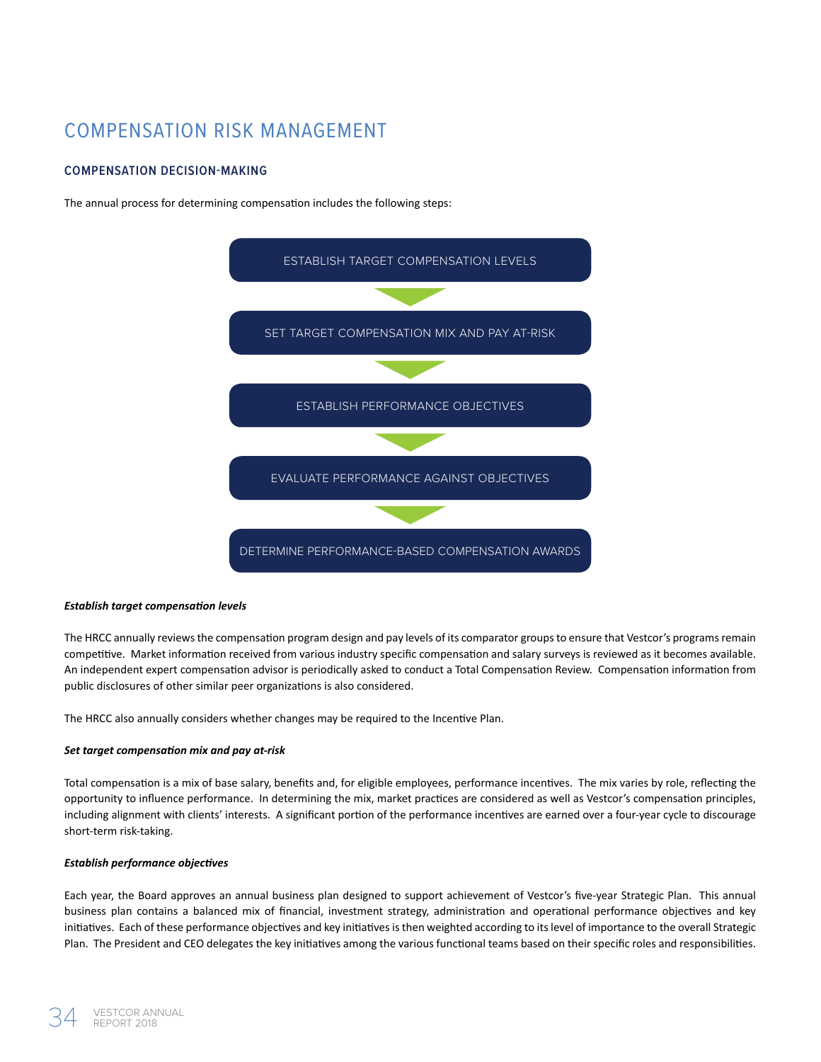# COMPENSATION RISK MANAGEMENT

## COMPENSATION DECISION-MAKING

The annual process for determining compensation includes the following steps:

1. ESTABLISH TARGET COMPENSATION LEVELS
2. SET TARGET COMPENSATION MIX AND PAY AT-RISK
3. ESTABLISH PERFORMANCE OBJECTIVES
4. EVALUATE PERFORMANCE AGAINST OBJECTIVES
5. DETERMINE PERFORMANCE-BASED COMPENSATION AWARDS

***Establish target compensation levels***

The HRCC annually reviews the compensation program design and pay levels of its comparator groups to ensure that Vestcor's programs remain competitive. Market information received from various industry specific compensation and salary surveys is reviewed as it becomes available. An independent expert compensation advisor is periodically asked to conduct a Total Compensation Review. Compensation information from public disclosures of other similar peer organizations is also considered.

The HRCC also annually considers whether changes may be required to the Incentive Plan.

***Set target compensation mix and pay at-risk***

Total compensation is a mix of base salary, benefits and, for eligible employees, performance incentives. The mix varies by role, reflecting the opportunity to influence performance. In determining the mix, market practices are considered as well as Vestcor's compensation principles, including alignment with clients' interests. A significant portion of the performance incentives are earned over a four-year cycle to discourage short-term risk-taking.

***Establish performance objectives***

Each year, the Board approves an annual business plan designed to support achievement of Vestcor's five-year Strategic Plan. This annual business plan contains a balanced mix of financial, investment strategy, administration and operational performance objectives and key initiatives. Each of these performance objectives and key initiatives is then weighted according to its level of importance to the overall Strategic Plan. The President and CEO delegates the key initiatives among the various functional teams based on their specific roles and responsibilities.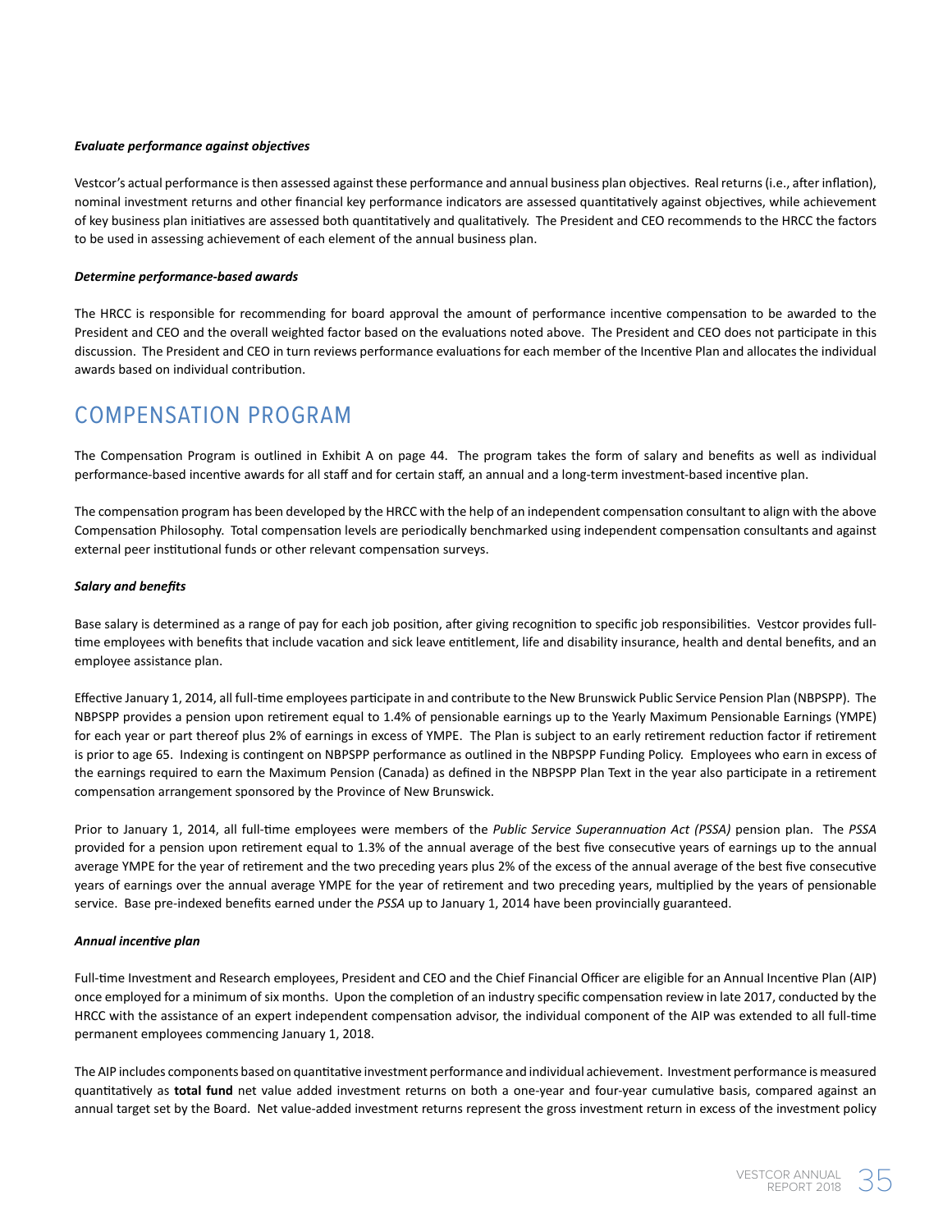***Evaluate performance against objectives***

Vestcor's actual performance is then assessed against these performance and annual business plan objectives. Real returns (i.e., after inflation), nominal investment returns and other financial key performance indicators are assessed quantitatively against objectives, while achievement of key business plan initiatives are assessed both quantitatively and qualitatively. The President and CEO recommends to the HRCC the factors to be used in assessing achievement of each element of the annual business plan.

***Determine performance-based awards***

The HRCC is responsible for recommending for board approval the amount of performance incentive compensation to be awarded to the President and CEO and the overall weighted factor based on the evaluations noted above. The President and CEO does not participate in this discussion. The President and CEO in turn reviews performance evaluations for each member of the Incentive Plan and allocates the individual awards based on individual contribution.

## COMPENSATION PROGRAM

The Compensation Program is outlined in Exhibit A on page 44. The program takes the form of salary and benefits as well as individual performance-based incentive awards for all staff and for certain staff, an annual and a long-term investment-based incentive plan.

The compensation program has been developed by the HRCC with the help of an independent compensation consultant to align with the above Compensation Philosophy. Total compensation levels are periodically benchmarked using independent compensation consultants and against external peer institutional funds or other relevant compensation surveys.

***Salary and benefits***

Base salary is determined as a range of pay for each job position, after giving recognition to specific job responsibilities. Vestcor provides full-time employees with benefits that include vacation and sick leave entitlement, life and disability insurance, health and dental benefits, and an employee assistance plan.

Effective January 1, 2014, all full-time employees participate in and contribute to the New Brunswick Public Service Pension Plan (NBPSPP). The NBPSPP provides a pension upon retirement equal to 1.4% of pensionable earnings up to the Yearly Maximum Pensionable Earnings (YMPE) for each year or part thereof plus 2% of earnings in excess of YMPE. The Plan is subject to an early retirement reduction factor if retirement is prior to age 65. Indexing is contingent on NBPSPP performance as outlined in the NBPSPP Funding Policy. Employees who earn in excess of the earnings required to earn the Maximum Pension (Canada) as defined in the NBPSPP Plan Text in the year also participate in a retirement compensation arrangement sponsored by the Province of New Brunswick.

Prior to January 1, 2014, all full-time employees were members of the *Public Service Superannuation Act (PSSA)* pension plan. The *PSSA* provided for a pension upon retirement equal to 1.3% of the annual average of the best five consecutive years of earnings up to the annual average YMPE for the year of retirement and the two preceding years plus 2% of the excess of the annual average of the best five consecutive years of earnings over the annual average YMPE for the year of retirement and two preceding years, multiplied by the years of pensionable service. Base pre-indexed benefits earned under the *PSSA* up to January 1, 2014 have been provincially guaranteed.

***Annual incentive plan***

Full-time Investment and Research employees, President and CEO and the Chief Financial Officer are eligible for an Annual Incentive Plan (AIP) once employed for a minimum of six months. Upon the completion of an industry specific compensation review in late 2017, conducted by the HRCC with the assistance of an expert independent compensation advisor, the individual component of the AIP was extended to all full-time permanent employees commencing January 1, 2018.

The AIP includes components based on quantitative investment performance and individual achievement. Investment performance is measured quantitatively as **total fund** net value added investment returns on both a one-year and four-year cumulative basis, compared against an annual target set by the Board. Net value-added investment returns represent the gross investment return in excess of the investment policy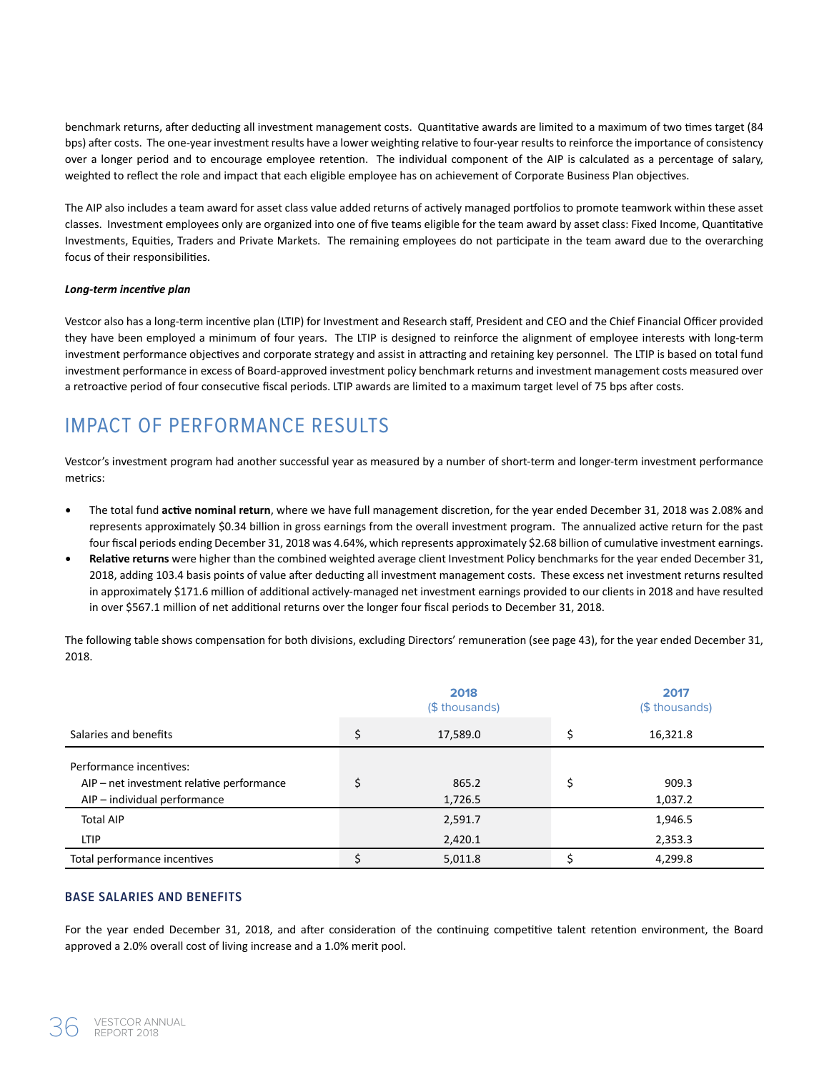benchmark returns, after deducting all investment management costs. Quantitative awards are limited to a maximum of two times target (84 bps) after costs. The one-year investment results have a lower weighting relative to four-year results to reinforce the importance of consistency over a longer period and to encourage employee retention. The individual component of the AIP is calculated as a percentage of salary, weighted to reflect the role and impact that each eligible employee has on achievement of Corporate Business Plan objectives.

The AIP also includes a team award for asset class value added returns of actively managed portfolios to promote teamwork within these asset classes. Investment employees only are organized into one of five teams eligible for the team award by asset class: Fixed Income, Quantitative Investments, Equities, Traders and Private Markets. The remaining employees do not participate in the team award due to the overarching focus of their responsibilities.

***Long-term incentive plan***

Vestcor also has a long-term incentive plan (LTIP) for Investment and Research staff, President and CEO and the Chief Financial Officer provided they have been employed a minimum of four years. The LTIP is designed to reinforce the alignment of employee interests with long-term investment performance objectives and corporate strategy and assist in attracting and retaining key personnel. The LTIP is based on total fund investment performance in excess of Board-approved investment policy benchmark returns and investment management costs measured over a retroactive period of four consecutive fiscal periods. LTIP awards are limited to a maximum target level of 75 bps after costs.

## IMPACT OF PERFORMANCE RESULTS

Vestcor's investment program had another successful year as measured by a number of short-term and longer-term investment performance metrics:

- The total fund **active nominal return**, where we have full management discretion, for the year ended December 31, 2018 was 2.08% and represents approximately $0.34 billion in gross earnings from the overall investment program. The annualized active return for the past four fiscal periods ending December 31, 2018 was 4.64%, which represents approximately $2.68 billion of cumulative investment earnings.
- **Relative returns** were higher than the combined weighted average client Investment Policy benchmarks for the year ended December 31, 2018, adding 103.4 basis points of value after deducting all investment management costs. These excess net investment returns resulted in approximately $171.6 million of additional actively-managed net investment earnings provided to our clients in 2018 and have resulted in over $567.1 million of net additional returns over the longer four fiscal periods to December 31, 2018.

The following table shows compensation for both divisions, excluding Directors' remuneration (see page 43), for the year ended December 31, 2018.

| | | 2018 ($ thousands) | | 2017 ($ thousands) |
|---|---|---|---|---|
| Salaries and benefits | $ | 17,589.0 | $ | 16,321.8 |
| Performance incentives: | | | | |
| AIP – net investment relative performance | $ | 865.2 | $ | 909.3 |
| AIP – individual performance | | 1,726.5 | | 1,037.2 |
| Total AIP | | 2,591.7 | | 1,946.5 |
| LTIP | | 2,420.1 | | 2,353.3 |
| Total performance incentives | $ | 5,011.8 | $ | 4,299.8 |

### BASE SALARIES AND BENEFITS

For the year ended December 31, 2018, and after consideration of the continuing competitive talent retention environment, the Board approved a 2.0% overall cost of living increase and a 1.0% merit pool.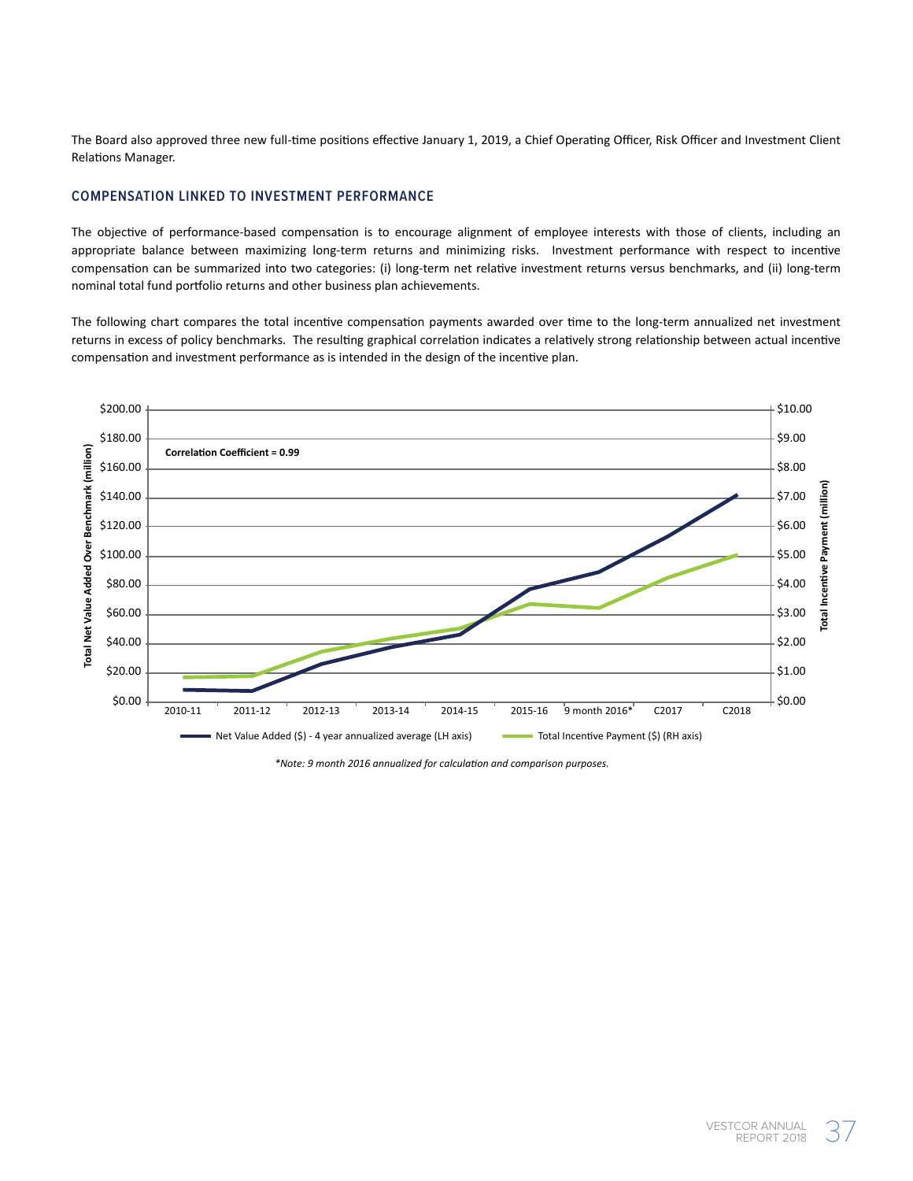The Board also approved three new full-time positions effective January 1, 2019, a Chief Operating Officer, Risk Officer and Investment Client Relations Manager.

## COMPENSATION LINKED TO INVESTMENT PERFORMANCE

The objective of performance-based compensation is to encourage alignment of employee interests with those of clients, including an appropriate balance between maximizing long-term returns and minimizing risks. Investment performance with respect to incentive compensation can be summarized into two categories: (i) long-term net relative investment returns versus benchmarks, and (ii) long-term nominal total fund portfolio returns and other business plan achievements.

The following chart compares the total incentive compensation payments awarded over time to the long-term annualized net investment returns in excess of policy benchmarks. The resulting graphical correlation indicates a relatively strong relationship between actual incentive compensation and investment performance as is intended in the design of the incentive plan.

Correlation Coefficient = 0.99

Total Net Value Added Over Benchmark (million) — Total Incentive Payment (million)

Periods: 2010-11, 2011-12, 2012-13, 2013-14, 2014-15, 2015-16, 9 month 2016*, C2017, C2018

Net Value Added ($) - 4 year annualized average (LH axis) — Total Incentive Payment ($) (RH axis)

*Note: 9 month 2016 annualized for calculation and comparison purposes.*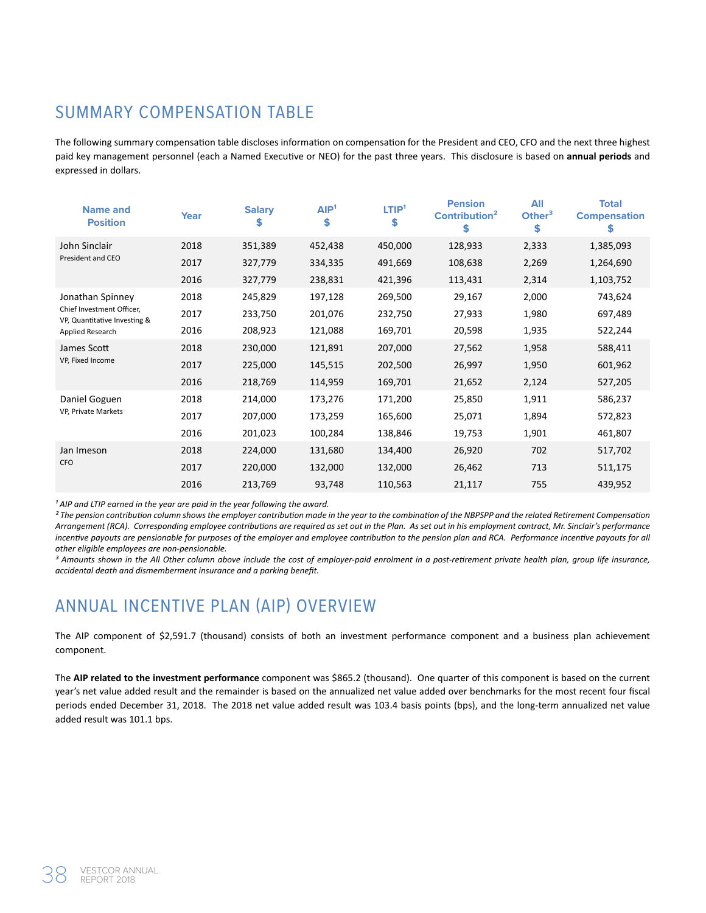## SUMMARY COMPENSATION TABLE

The following summary compensation table discloses information on compensation for the President and CEO, CFO and the next three highest paid key management personnel (each a Named Executive or NEO) for the past three years. This disclosure is based on **annual periods** and expressed in dollars.

| Name and Position | Year | Salary $ | AIP[1] $ | LTIP[1] $ | Pension Contribution[2] $ | All Other[3] $ | Total Compensation $ |
|---|---|---|---|---|---|---|---|
| John Sinclair<br>President and CEO | 2018 | 351,389 | 452,438 | 450,000 | 128,933 | 2,333 | 1,385,093 |
| | 2017 | 327,779 | 334,335 | 491,669 | 108,638 | 2,269 | 1,264,690 |
| | 2016 | 327,779 | 238,831 | 421,396 | 113,431 | 2,314 | 1,103,752 |
| Jonathan Spinney<br>Chief Investment Officer, VP, Quantitative Investing & Applied Research | 2018 | 245,829 | 197,128 | 269,500 | 29,167 | 2,000 | 743,624 |
| | 2017 | 233,750 | 201,076 | 232,750 | 27,933 | 1,980 | 697,489 |
| | 2016 | 208,923 | 121,088 | 169,701 | 20,598 | 1,935 | 522,244 |
| James Scott<br>VP, Fixed Income | 2018 | 230,000 | 121,891 | 207,000 | 27,562 | 1,958 | 588,411 |
| | 2017 | 225,000 | 145,515 | 202,500 | 26,997 | 1,950 | 601,962 |
| | 2016 | 218,769 | 114,959 | 169,701 | 21,652 | 2,124 | 527,205 |
| Daniel Goguen<br>VP, Private Markets | 2018 | 214,000 | 173,276 | 171,200 | 25,850 | 1,911 | 586,237 |
| | 2017 | 207,000 | 173,259 | 165,600 | 25,071 | 1,894 | 572,823 |
| | 2016 | 201,023 | 100,284 | 138,846 | 19,753 | 1,901 | 461,807 |
| Jan Imeson<br>CFO | 2018 | 224,000 | 131,680 | 134,400 | 26,920 | 702 | 517,702 |
| | 2017 | 220,000 | 132,000 | 132,000 | 26,462 | 713 | 511,175 |
| | 2016 | 213,769 | 93,748 | 110,563 | 21,117 | 755 | 439,952 |

*[1] AIP and LTIP earned in the year are paid in the year following the award.*

*[2] The pension contribution column shows the employer contribution made in the year to the combination of the NBPSPP and the related Retirement Compensation Arrangement (RCA). Corresponding employee contributions are required as set out in the Plan. As set out in his employment contract, Mr. Sinclair's performance incentive payouts are pensionable for purposes of the employer and employee contribution to the pension plan and RCA. Performance incentive payouts for all other eligible employees are non-pensionable.*

*[3] Amounts shown in the All Other column above include the cost of employer-paid enrolment in a post-retirement private health plan, group life insurance, accidental death and dismemberment insurance and a parking benefit.*

## ANNUAL INCENTIVE PLAN (AIP) OVERVIEW

The AIP component of $2,591.7 (thousand) consists of both an investment performance component and a business plan achievement component.

The **AIP related to the investment performance** component was $865.2 (thousand). One quarter of this component is based on the current year's net value added result and the remainder is based on the annualized net value added over benchmarks for the most recent four fiscal periods ended December 31, 2018. The 2018 net value added result was 103.4 basis points (bps), and the long-term annualized net value added result was 101.1 bps.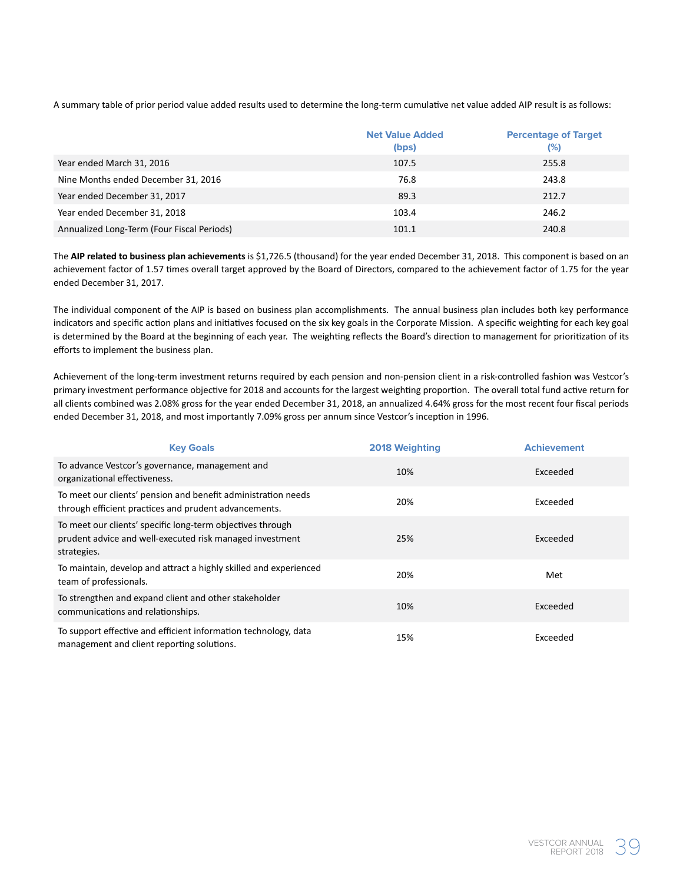A summary table of prior period value added results used to determine the long-term cumulative net value added AIP result is as follows:

| | Net Value Added (bps) | Percentage of Target (%) |
|---|---|---|
| Year ended March 31, 2016 | 107.5 | 255.8 |
| Nine Months ended December 31, 2016 | 76.8 | 243.8 |
| Year ended December 31, 2017 | 89.3 | 212.7 |
| Year ended December 31, 2018 | 103.4 | 246.2 |
| Annualized Long-Term (Four Fiscal Periods) | 101.1 | 240.8 |

The **AIP related to business plan achievements** is $1,726.5 (thousand) for the year ended December 31, 2018. This component is based on an achievement factor of 1.57 times overall target approved by the Board of Directors, compared to the achievement factor of 1.75 for the year ended December 31, 2017.

The individual component of the AIP is based on business plan accomplishments. The annual business plan includes both key performance indicators and specific action plans and initiatives focused on the six key goals in the Corporate Mission. A specific weighting for each key goal is determined by the Board at the beginning of each year. The weighting reflects the Board's direction to management for prioritization of its efforts to implement the business plan.

Achievement of the long-term investment returns required by each pension and non-pension client in a risk-controlled fashion was Vestcor's primary investment performance objective for 2018 and accounts for the largest weighting proportion. The overall total fund active return for all clients combined was 2.08% gross for the year ended December 31, 2018, an annualized 4.64% gross for the most recent four fiscal periods ended December 31, 2018, and most importantly 7.09% gross per annum since Vestcor's inception in 1996.

| Key Goals | 2018 Weighting | Achievement |
|---|---|---|
| To advance Vestcor's governance, management and organizational effectiveness. | 10% | Exceeded |
| To meet our clients' pension and benefit administration needs through efficient practices and prudent advancements. | 20% | Exceeded |
| To meet our clients' specific long-term objectives through prudent advice and well-executed risk managed investment strategies. | 25% | Exceeded |
| To maintain, develop and attract a highly skilled and experienced team of professionals. | 20% | Met |
| To strengthen and expand client and other stakeholder communications and relationships. | 10% | Exceeded |
| To support effective and efficient information technology, data management and client reporting solutions. | 15% | Exceeded |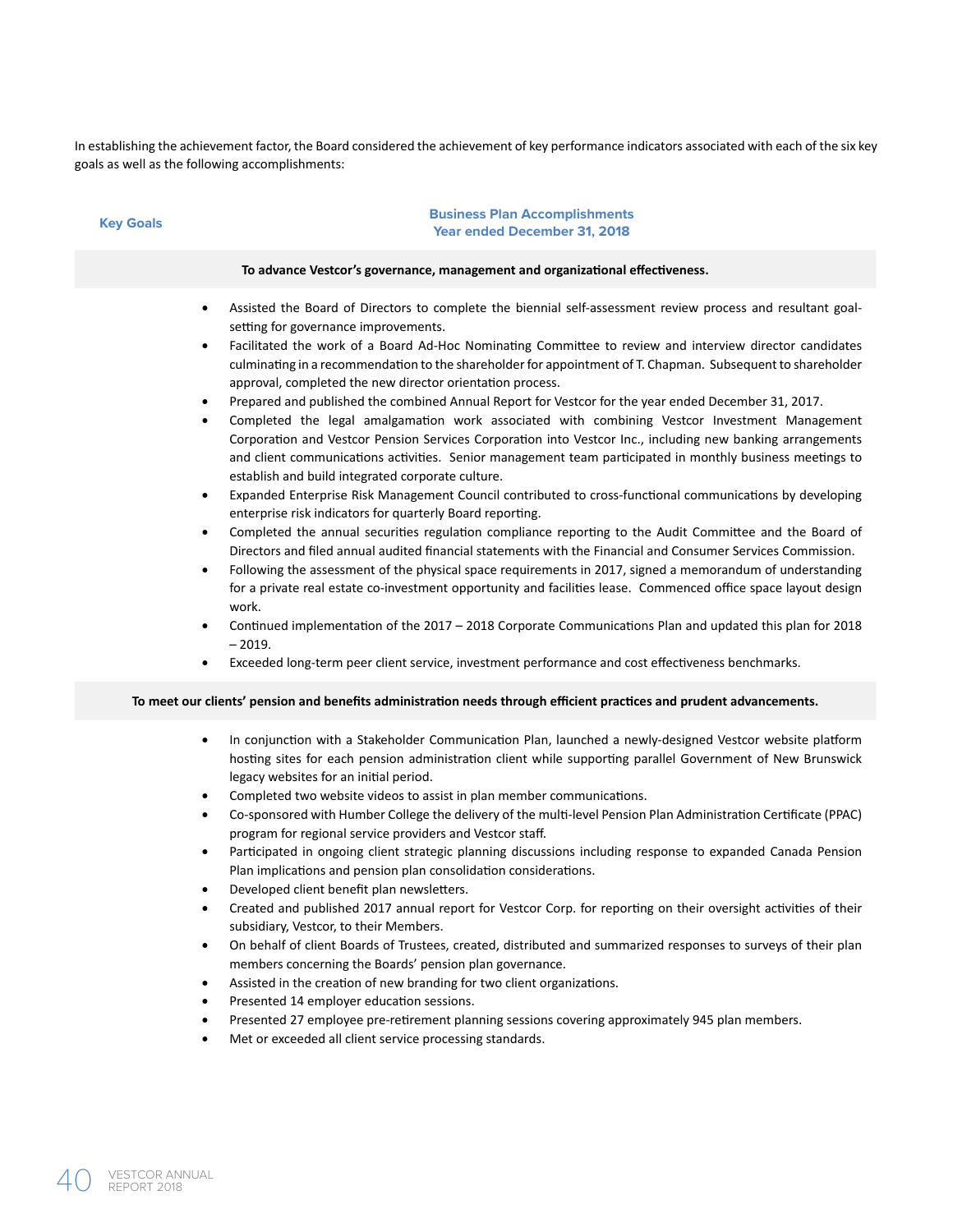In establishing the achievement factor, the Board considered the achievement of key performance indicators associated with each of the six key goals as well as the following accomplishments:

| Key Goals | Business Plan Accomplishments<br>Year ended December 31, 2018 |
|---|---|

**To advance Vestcor's governance, management and organizational effectiveness.**

- Assisted the Board of Directors to complete the biennial self-assessment review process and resultant goal-setting for governance improvements.
- Facilitated the work of a Board Ad-Hoc Nominating Committee to review and interview director candidates culminating in a recommendation to the shareholder for appointment of T. Chapman. Subsequent to shareholder approval, completed the new director orientation process.
- Prepared and published the combined Annual Report for Vestcor for the year ended December 31, 2017.
- Completed the legal amalgamation work associated with combining Vestcor Investment Management Corporation and Vestcor Pension Services Corporation into Vestcor Inc., including new banking arrangements and client communications activities. Senior management team participated in monthly business meetings to establish and build integrated corporate culture.
- Expanded Enterprise Risk Management Council contributed to cross-functional communications by developing enterprise risk indicators for quarterly Board reporting.
- Completed the annual securities regulation compliance reporting to the Audit Committee and the Board of Directors and filed annual audited financial statements with the Financial and Consumer Services Commission.
- Following the assessment of the physical space requirements in 2017, signed a memorandum of understanding for a private real estate co-investment opportunity and facilities lease. Commenced office space layout design work.
- Continued implementation of the 2017 – 2018 Corporate Communications Plan and updated this plan for 2018 – 2019.
- Exceeded long-term peer client service, investment performance and cost effectiveness benchmarks.

**To meet our clients' pension and benefits administration needs through efficient practices and prudent advancements.**

- In conjunction with a Stakeholder Communication Plan, launched a newly-designed Vestcor website platform hosting sites for each pension administration client while supporting parallel Government of New Brunswick legacy websites for an initial period.
- Completed two website videos to assist in plan member communications.
- Co-sponsored with Humber College the delivery of the multi-level Pension Plan Administration Certificate (PPAC) program for regional service providers and Vestcor staff.
- Participated in ongoing client strategic planning discussions including response to expanded Canada Pension Plan implications and pension plan consolidation considerations.
- Developed client benefit plan newsletters.
- Created and published 2017 annual report for Vestcor Corp. for reporting on their oversight activities of their subsidiary, Vestcor, to their Members.
- On behalf of client Boards of Trustees, created, distributed and summarized responses to surveys of their plan members concerning the Boards' pension plan governance.
- Assisted in the creation of new branding for two client organizations.
- Presented 14 employer education sessions.
- Presented 27 employee pre-retirement planning sessions covering approximately 945 plan members.
- Met or exceeded all client service processing standards.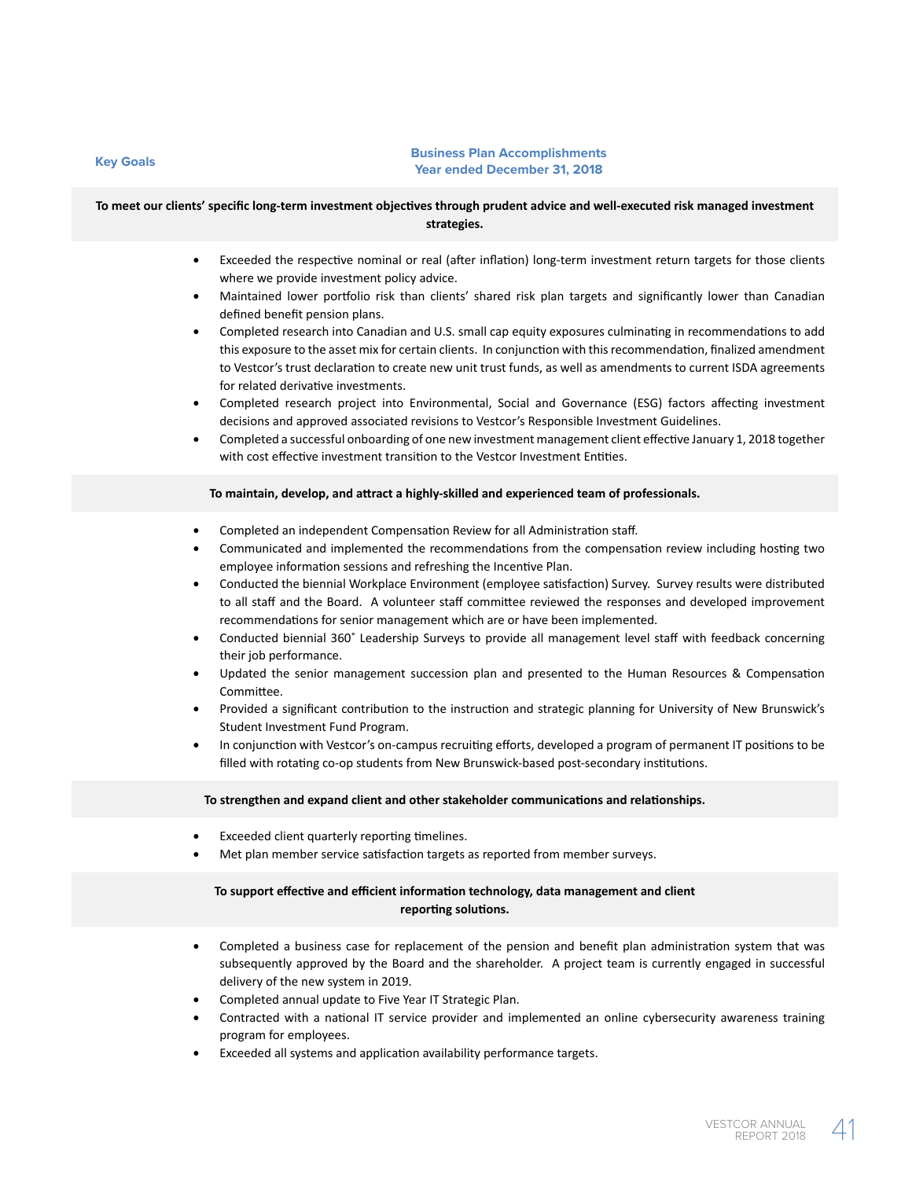**Key Goals**

**Business Plan Accomplishments**
**Year ended December 31, 2018**

**To meet our clients' specific long-term investment objectives through prudent advice and well-executed risk managed investment strategies.**

- Exceeded the respective nominal or real (after inflation) long-term investment return targets for those clients where we provide investment policy advice.
- Maintained lower portfolio risk than clients' shared risk plan targets and significantly lower than Canadian defined benefit pension plans.
- Completed research into Canadian and U.S. small cap equity exposures culminating in recommendations to add this exposure to the asset mix for certain clients. In conjunction with this recommendation, finalized amendment to Vestcor's trust declaration to create new unit trust funds, as well as amendments to current ISDA agreements for related derivative investments.
- Completed research project into Environmental, Social and Governance (ESG) factors affecting investment decisions and approved associated revisions to Vestcor's Responsible Investment Guidelines.
- Completed a successful onboarding of one new investment management client effective January 1, 2018 together with cost effective investment transition to the Vestcor Investment Entities.

**To maintain, develop, and attract a highly-skilled and experienced team of professionals.**

- Completed an independent Compensation Review for all Administration staff.
- Communicated and implemented the recommendations from the compensation review including hosting two employee information sessions and refreshing the Incentive Plan.
- Conducted the biennial Workplace Environment (employee satisfaction) Survey. Survey results were distributed to all staff and the Board. A volunteer staff committee reviewed the responses and developed improvement recommendations for senior management which are or have been implemented.
- Conducted biennial 360˚ Leadership Surveys to provide all management level staff with feedback concerning their job performance.
- Updated the senior management succession plan and presented to the Human Resources & Compensation Committee.
- Provided a significant contribution to the instruction and strategic planning for University of New Brunswick's Student Investment Fund Program.
- In conjunction with Vestcor's on-campus recruiting efforts, developed a program of permanent IT positions to be filled with rotating co-op students from New Brunswick-based post-secondary institutions.

**To strengthen and expand client and other stakeholder communications and relationships.**

- Exceeded client quarterly reporting timelines.
- Met plan member service satisfaction targets as reported from member surveys.

**To support effective and efficient information technology, data management and client reporting solutions.**

- Completed a business case for replacement of the pension and benefit plan administration system that was subsequently approved by the Board and the shareholder. A project team is currently engaged in successful delivery of the new system in 2019.
- Completed annual update to Five Year IT Strategic Plan.
- Contracted with a national IT service provider and implemented an online cybersecurity awareness training program for employees.
- Exceeded all systems and application availability performance targets.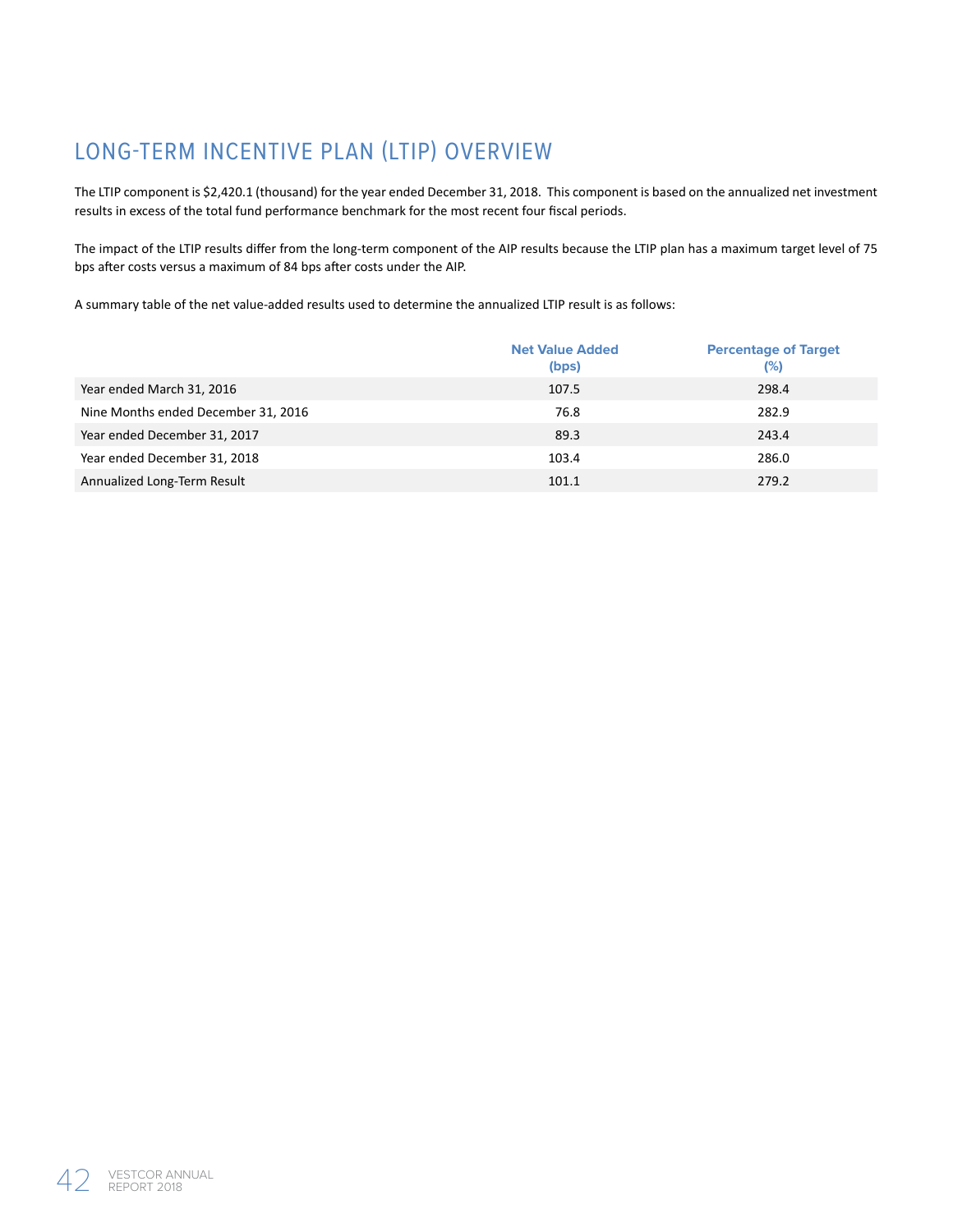# LONG-TERM INCENTIVE PLAN (LTIP) OVERVIEW

The LTIP component is $2,420.1 (thousand) for the year ended December 31, 2018. This component is based on the annualized net investment results in excess of the total fund performance benchmark for the most recent four fiscal periods.

The impact of the LTIP results differ from the long-term component of the AIP results because the LTIP plan has a maximum target level of 75 bps after costs versus a maximum of 84 bps after costs under the AIP.

A summary table of the net value-added results used to determine the annualized LTIP result is as follows:

| | Net Value Added (bps) | Percentage of Target (%) |
|---|---|---|
| Year ended March 31, 2016 | 107.5 | 298.4 |
| Nine Months ended December 31, 2016 | 76.8 | 282.9 |
| Year ended December 31, 2017 | 89.3 | 243.4 |
| Year ended December 31, 2018 | 103.4 | 286.0 |
| Annualized Long-Term Result | 101.1 | 279.2 |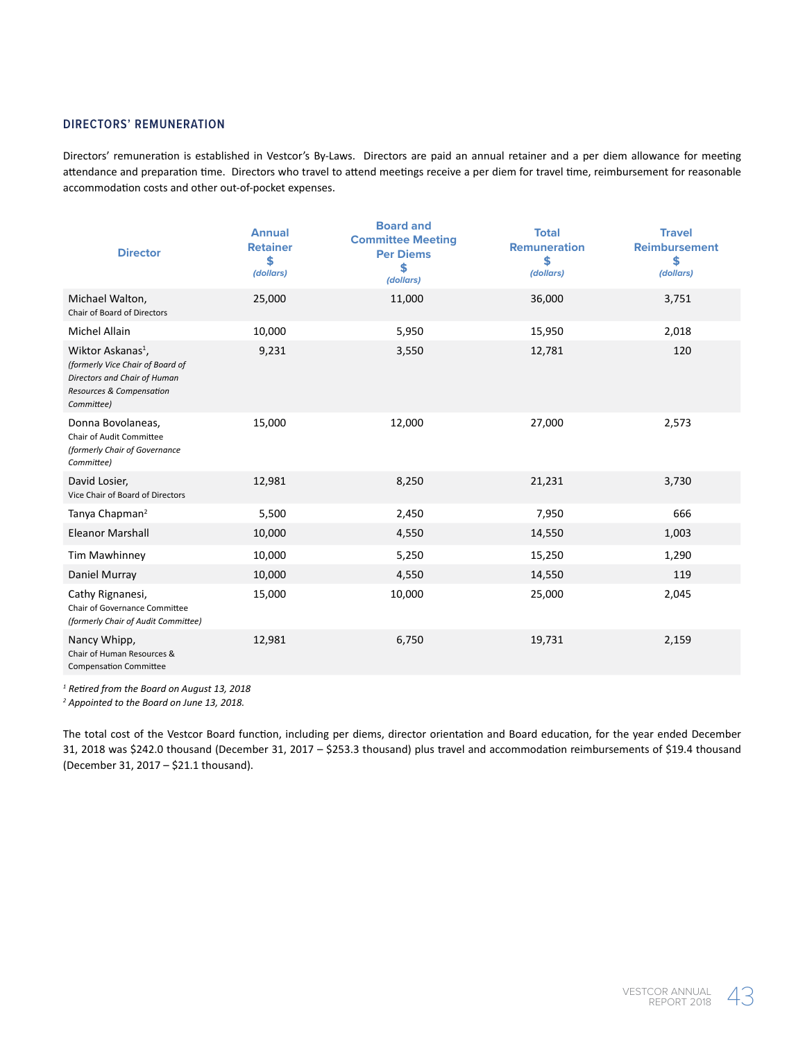## DIRECTORS' REMUNERATION

Directors' remuneration is established in Vestcor's By-Laws. Directors are paid an annual retainer and a per diem allowance for meeting attendance and preparation time. Directors who travel to attend meetings receive a per diem for travel time, reimbursement for reasonable accommodation costs and other out-of-pocket expenses.

| Director | Annual Retainer $ *(dollars)* | Board and Committee Meeting Per Diems $ *(dollars)* | Total Remuneration $ *(dollars)* | Travel Reimbursement $ *(dollars)* |
|---|---|---|---|---|
| Michael Walton, Chair of Board of Directors | 25,000 | 11,000 | 36,000 | 3,751 |
| Michel Allain | 10,000 | 5,950 | 15,950 | 2,018 |
| Wiktor Askanas[1], *(formerly Vice Chair of Board of Directors and Chair of Human Resources & Compensation Committee)* | 9,231 | 3,550 | 12,781 | 120 |
| Donna Bovolaneas, Chair of Audit Committee *(formerly Chair of Governance Committee)* | 15,000 | 12,000 | 27,000 | 2,573 |
| David Losier, Vice Chair of Board of Directors | 12,981 | 8,250 | 21,231 | 3,730 |
| Tanya Chapman[2] | 5,500 | 2,450 | 7,950 | 666 |
| Eleanor Marshall | 10,000 | 4,550 | 14,550 | 1,003 |
| Tim Mawhinney | 10,000 | 5,250 | 15,250 | 1,290 |
| Daniel Murray | 10,000 | 4,550 | 14,550 | 119 |
| Cathy Rignanesi, Chair of Governance Committee *(formerly Chair of Audit Committee)* | 15,000 | 10,000 | 25,000 | 2,045 |
| Nancy Whipp, Chair of Human Resources & Compensation Committee | 12,981 | 6,750 | 19,731 | 2,159 |

*[1] Retired from the Board on August 13, 2018*
*[2] Appointed to the Board on June 13, 2018.*

The total cost of the Vestcor Board function, including per diems, director orientation and Board education, for the year ended December 31, 2018 was $242.0 thousand (December 31, 2017 – $253.3 thousand) plus travel and accommodation reimbursements of $19.4 thousand (December 31, 2017 – $21.1 thousand).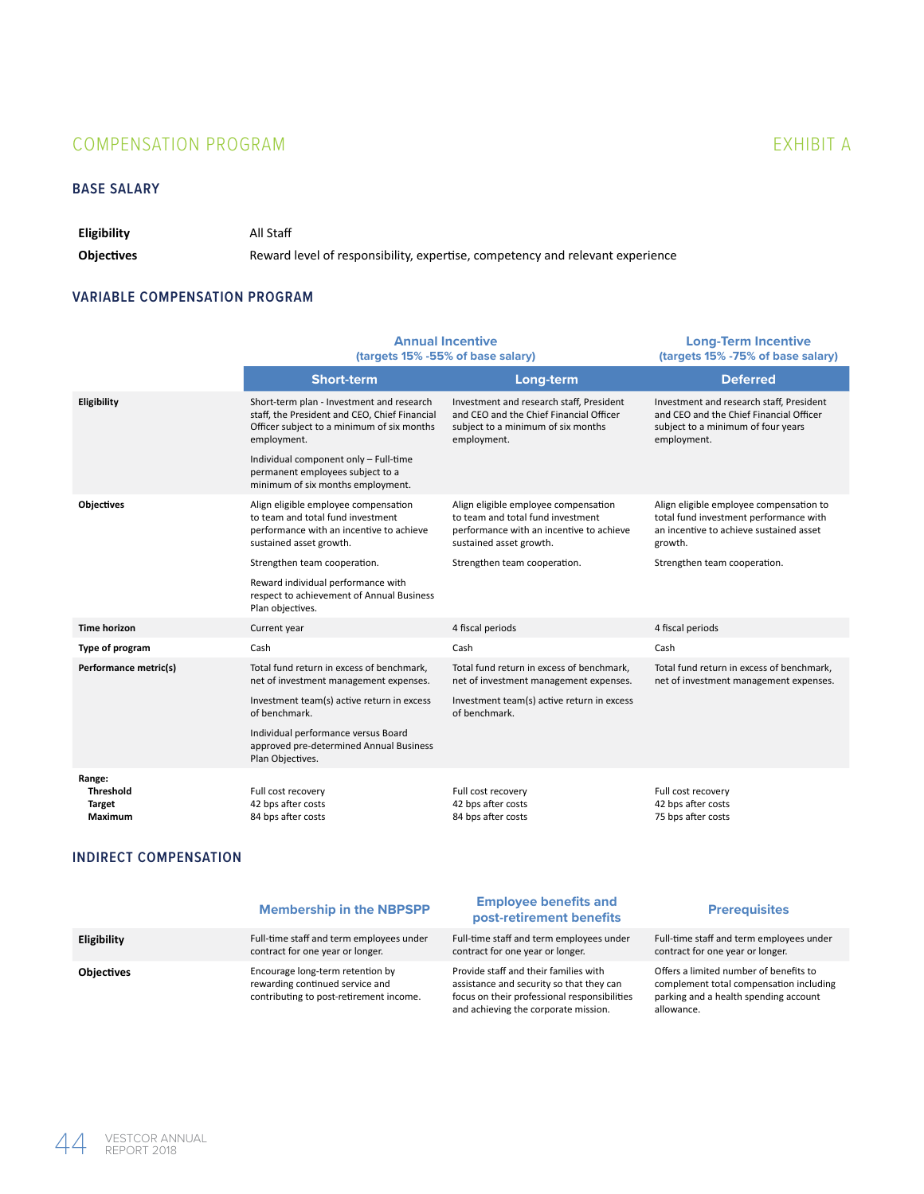# COMPENSATION PROGRAM

EXHIBIT A

## BASE SALARY

| | |
|---|---|
| **Eligibility** | All Staff |
| **Objectives** | Reward level of responsibility, expertise, competency and relevant experience |

## VARIABLE COMPENSATION PROGRAM

| | Annual Incentive (targets 15% -55% of base salary) | | Long-Term Incentive (targets 15% -75% of base salary) |
|---|---|---|---|
| | **Short-term** | **Long-term** | **Deferred** |
| **Eligibility** | Short-term plan - Investment and research staff, the President and CEO, Chief Financial Officer subject to a minimum of six months employment.<br><br>Individual component only – Full-time permanent employees subject to a minimum of six months employment. | Investment and research staff, President and CEO and the Chief Financial Officer subject to a minimum of six months employment. | Investment and research staff, President and CEO and the Chief Financial Officer subject to a minimum of four years employment. |
| **Objectives** | Align eligible employee compensation to team and total fund investment performance with an incentive to achieve sustained asset growth.<br><br>Strengthen team cooperation.<br><br>Reward individual performance with respect to achievement of Annual Business Plan objectives. | Align eligible employee compensation to team and total fund investment performance with an incentive to achieve sustained asset growth.<br><br>Strengthen team cooperation. | Align eligible employee compensation to total fund investment performance with an incentive to achieve sustained asset growth.<br><br>Strengthen team cooperation. |
| **Time horizon** | Current year | 4 fiscal periods | 4 fiscal periods |
| **Type of program** | Cash | Cash | Cash |
| **Performance metric(s)** | Total fund return in excess of benchmark, net of investment management expenses.<br><br>Investment team(s) active return in excess of benchmark.<br><br>Individual performance versus Board approved pre-determined Annual Business Plan Objectives. | Total fund return in excess of benchmark, net of investment management expenses.<br><br>Investment team(s) active return in excess of benchmark. | Total fund return in excess of benchmark, net of investment management expenses. |
| **Range:** | | | |
| **Threshold** | Full cost recovery | Full cost recovery | Full cost recovery |
| **Target** | 42 bps after costs | 42 bps after costs | 42 bps after costs |
| **Maximum** | 84 bps after costs | 84 bps after costs | 75 bps after costs |

## INDIRECT COMPENSATION

| | Membership in the NBPSPP | Employee benefits and post-retirement benefits | Prerequisites |
|---|---|---|---|
| **Eligibility** | Full-time staff and term employees under contract for one year or longer. | Full-time staff and term employees under contract for one year or longer. | Full-time staff and term employees under contract for one year or longer. |
| **Objectives** | Encourage long-term retention by rewarding continued service and contributing to post-retirement income. | Provide staff and their families with assistance and security so that they can focus on their professional responsibilities and achieving the corporate mission. | Offers a limited number of benefits to complement total compensation including parking and a health spending account allowance. |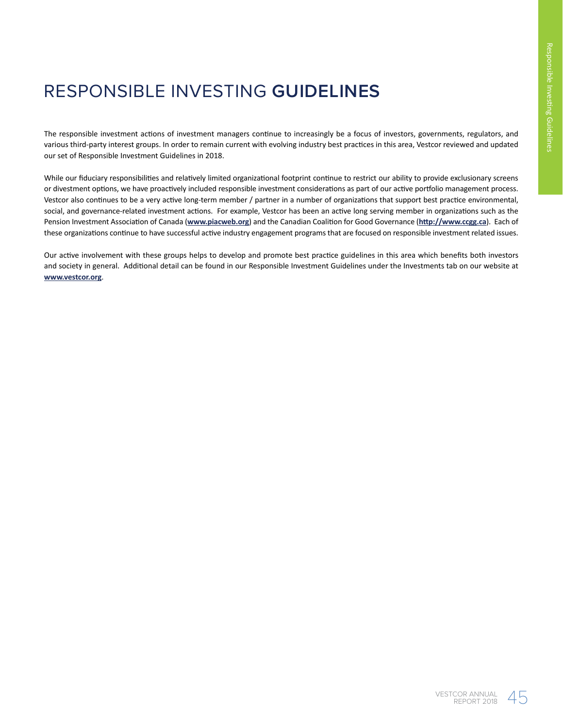# RESPONSIBLE INVESTING **GUIDELINES**

The responsible investment actions of investment managers continue to increasingly be a focus of investors, governments, regulators, and various third-party interest groups. In order to remain current with evolving industry best practices in this area, Vestcor reviewed and updated our set of Responsible Investment Guidelines in 2018.

While our fiduciary responsibilities and relatively limited organizational footprint continue to restrict our ability to provide exclusionary screens or divestment options, we have proactively included responsible investment considerations as part of our active portfolio management process. Vestcor also continues to be a very active long-term member / partner in a number of organizations that support best practice environmental, social, and governance-related investment actions. For example, Vestcor has been an active long serving member in organizations such as the Pension Investment Association of Canada (**www.piacweb.org**) and the Canadian Coalition for Good Governance (**http://www.ccgg.ca**). Each of these organizations continue to have successful active industry engagement programs that are focused on responsible investment related issues.

Our active involvement with these groups helps to develop and promote best practice guidelines in this area which benefits both investors and society in general. Additional detail can be found in our Responsible Investment Guidelines under the Investments tab on our website at **www.vestcor.org**.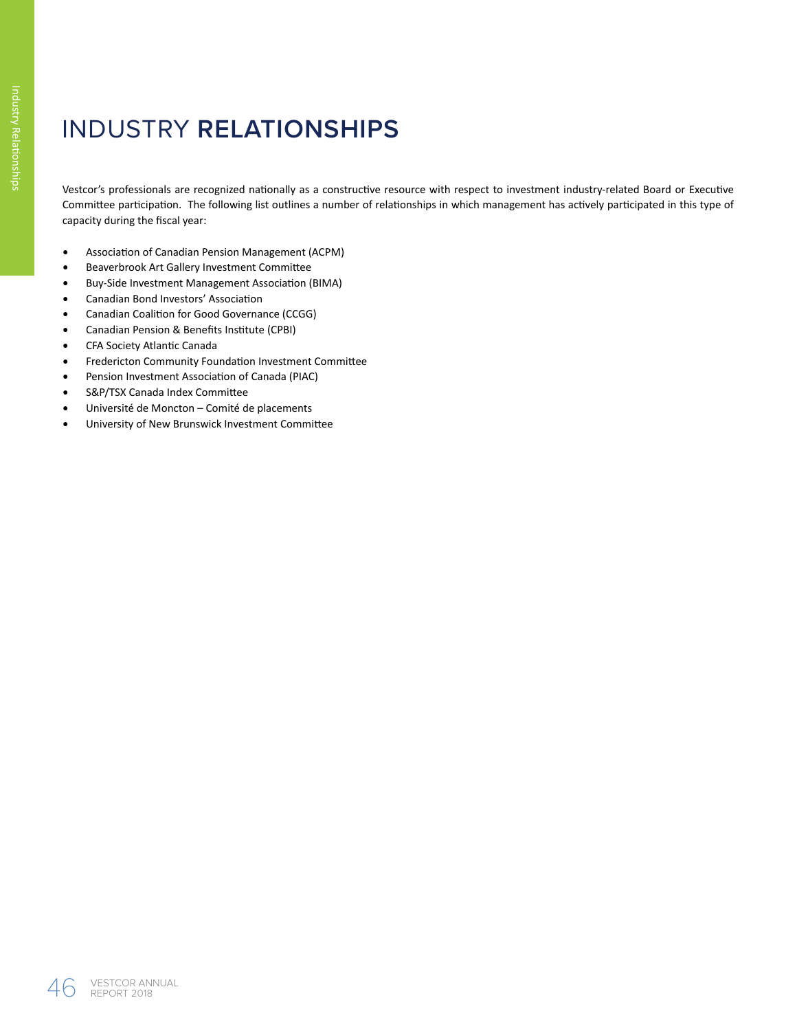# INDUSTRY **RELATIONSHIPS**

Vestcor's professionals are recognized nationally as a constructive resource with respect to investment industry-related Board or Executive Committee participation. The following list outlines a number of relationships in which management has actively participated in this type of capacity during the fiscal year:

- Association of Canadian Pension Management (ACPM)
- Beaverbrook Art Gallery Investment Committee
- Buy-Side Investment Management Association (BIMA)
- Canadian Bond Investors' Association
- Canadian Coalition for Good Governance (CCGG)
- Canadian Pension & Benefits Institute (CPBI)
- CFA Society Atlantic Canada
- Fredericton Community Foundation Investment Committee
- Pension Investment Association of Canada (PIAC)
- S&P/TSX Canada Index Committee
- Université de Moncton – Comité de placements
- University of New Brunswick Investment Committee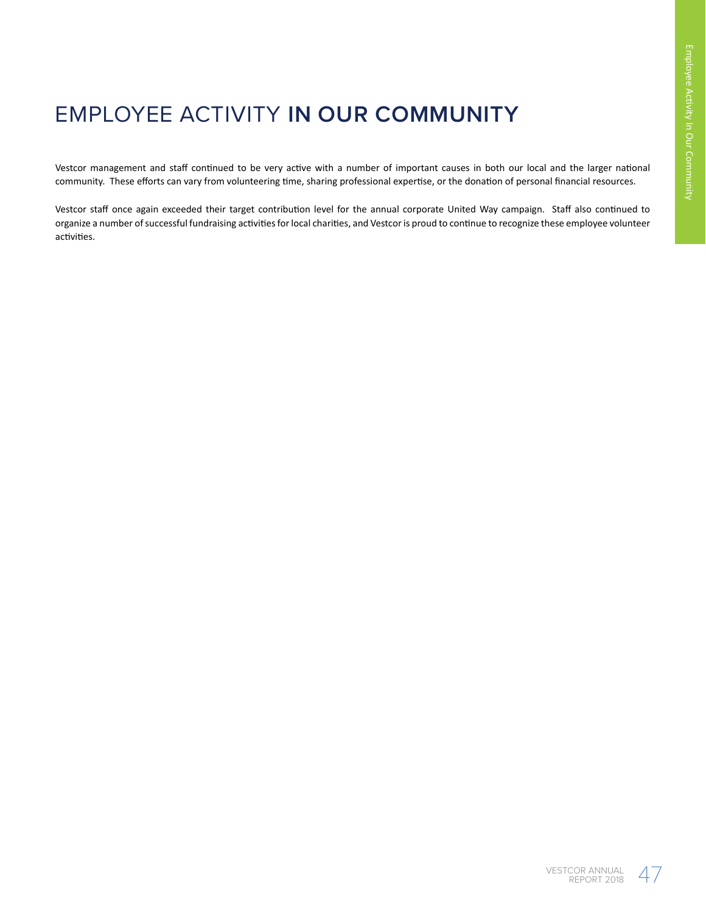# EMPLOYEE ACTIVITY **IN OUR COMMUNITY**

Vestcor management and staff continued to be very active with a number of important causes in both our local and the larger national community. These efforts can vary from volunteering time, sharing professional expertise, or the donation of personal financial resources.

Vestcor staff once again exceeded their target contribution level for the annual corporate United Way campaign. Staff also continued to organize a number of successful fundraising activities for local charities, and Vestcor is proud to continue to recognize these employee volunteer activities.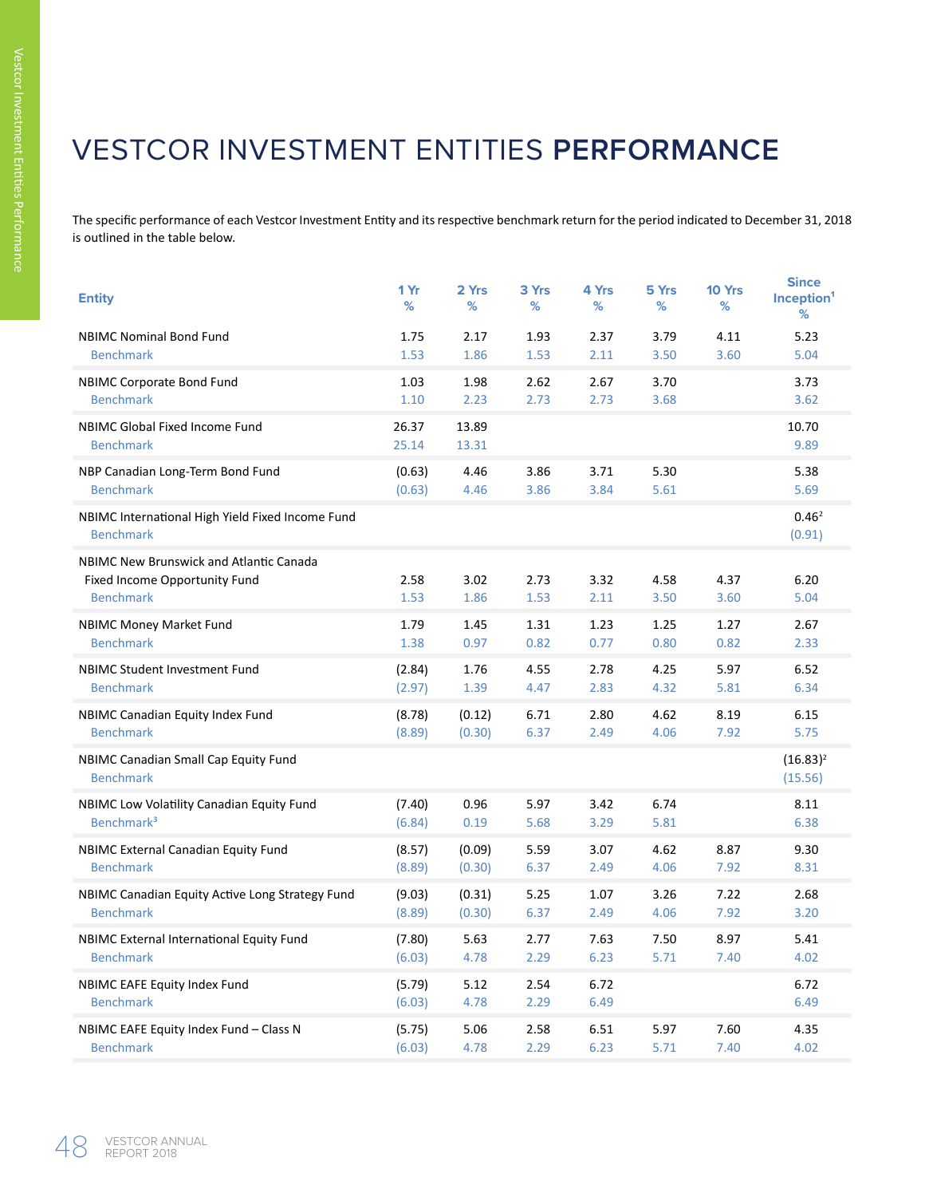# VESTCOR INVESTMENT ENTITIES **PERFORMANCE**

The specific performance of each Vestcor Investment Entity and its respective benchmark return for the period indicated to December 31, 2018 is outlined in the table below.

| Entity | 1 Yr % | 2 Yrs % | 3 Yrs % | 4 Yrs % | 5 Yrs % | 10 Yrs % | Since Inception[1] % |
|---|---|---|---|---|---|---|---|
| NBIMC Nominal Bond Fund | 1.75 | 2.17 | 1.93 | 2.37 | 3.79 | 4.11 | 5.23 |
| Benchmark | 1.53 | 1.86 | 1.53 | 2.11 | 3.50 | 3.60 | 5.04 |
| NBIMC Corporate Bond Fund | 1.03 | 1.98 | 2.62 | 2.67 | 3.70 | | 3.73 |
| Benchmark | 1.10 | 2.23 | 2.73 | 2.73 | 3.68 | | 3.62 |
| NBIMC Global Fixed Income Fund | 26.37 | 13.89 | | | | | 10.70 |
| Benchmark | 25.14 | 13.31 | | | | | 9.89 |
| NBP Canadian Long-Term Bond Fund | (0.63) | 4.46 | 3.86 | 3.71 | 5.30 | | 5.38 |
| Benchmark | (0.63) | 4.46 | 3.86 | 3.84 | 5.61 | | 5.69 |
| NBIMC International High Yield Fixed Income Fund | | | | | | | 0.46[2] |
| Benchmark | | | | | | | (0.91) |
| NBIMC New Brunswick and Atlantic Canada Fixed Income Opportunity Fund | 2.58 | 3.02 | 2.73 | 3.32 | 4.58 | 4.37 | 6.20 |
| Benchmark | 1.53 | 1.86 | 1.53 | 2.11 | 3.50 | 3.60 | 5.04 |
| NBIMC Money Market Fund | 1.79 | 1.45 | 1.31 | 1.23 | 1.25 | 1.27 | 2.67 |
| Benchmark | 1.38 | 0.97 | 0.82 | 0.77 | 0.80 | 0.82 | 2.33 |
| NBIMC Student Investment Fund | (2.84) | 1.76 | 4.55 | 2.78 | 4.25 | 5.97 | 6.52 |
| Benchmark | (2.97) | 1.39 | 4.47 | 2.83 | 4.32 | 5.81 | 6.34 |
| NBIMC Canadian Equity Index Fund | (8.78) | (0.12) | 6.71 | 2.80 | 4.62 | 8.19 | 6.15 |
| Benchmark | (8.89) | (0.30) | 6.37 | 2.49 | 4.06 | 7.92 | 5.75 |
| NBIMC Canadian Small Cap Equity Fund | | | | | | | (16.83)[2] |
| Benchmark | | | | | | | (15.56) |
| NBIMC Low Volatility Canadian Equity Fund | (7.40) | 0.96 | 5.97 | 3.42 | 6.74 | | 8.11 |
| Benchmark[3] | (6.84) | 0.19 | 5.68 | 3.29 | 5.81 | | 6.38 |
| NBIMC External Canadian Equity Fund | (8.57) | (0.09) | 5.59 | 3.07 | 4.62 | 8.87 | 9.30 |
| Benchmark | (8.89) | (0.30) | 6.37 | 2.49 | 4.06 | 7.92 | 8.31 |
| NBIMC Canadian Equity Active Long Strategy Fund | (9.03) | (0.31) | 5.25 | 1.07 | 3.26 | 7.22 | 2.68 |
| Benchmark | (8.89) | (0.30) | 6.37 | 2.49 | 4.06 | 7.92 | 3.20 |
| NBIMC External International Equity Fund | (7.80) | 5.63 | 2.77 | 7.63 | 7.50 | 8.97 | 5.41 |
| Benchmark | (6.03) | 4.78 | 2.29 | 6.23 | 5.71 | 7.40 | 4.02 |
| NBIMC EAFE Equity Index Fund | (5.79) | 5.12 | 2.54 | 6.72 | | | 6.72 |
| Benchmark | (6.03) | 4.78 | 2.29 | 6.49 | | | 6.49 |
| NBIMC EAFE Equity Index Fund – Class N | (5.75) | 5.06 | 2.58 | 6.51 | 5.97 | 7.60 | 4.35 |
| Benchmark | (6.03) | 4.78 | 2.29 | 6.23 | 5.71 | 7.40 | 4.02 |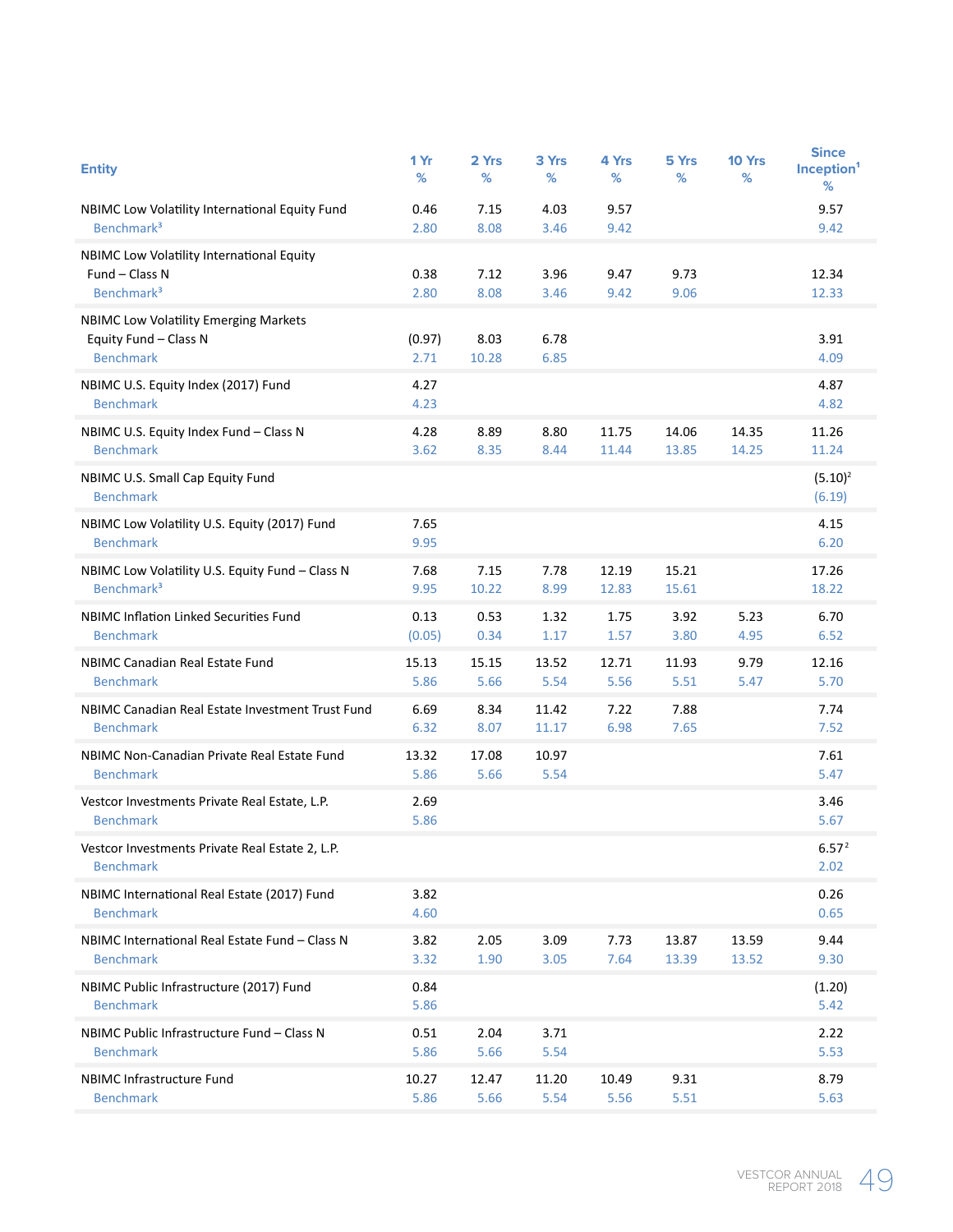| Entity | 1 Yr % | 2 Yrs % | 3 Yrs % | 4 Yrs % | 5 Yrs % | 10 Yrs % | Since Inception[1] % |
|---|---|---|---|---|---|---|---|
| NBIMC Low Volatility International Equity Fund | 0.46 | 7.15 | 4.03 | 9.57 | | | 9.57 |
| Benchmark[3] | 2.80 | 8.08 | 3.46 | 9.42 | | | 9.42 |
| NBIMC Low Volatility International Equity Fund – Class N | 0.38 | 7.12 | 3.96 | 9.47 | 9.73 | | 12.34 |
| Benchmark[3] | 2.80 | 8.08 | 3.46 | 9.42 | 9.06 | | 12.33 |
| NBIMC Low Volatility Emerging Markets Equity Fund – Class N | (0.97) | 8.03 | 6.78 | | | | 3.91 |
| Benchmark | 2.71 | 10.28 | 6.85 | | | | 4.09 |
| NBIMC U.S. Equity Index (2017) Fund | 4.27 | | | | | | 4.87 |
| Benchmark | 4.23 | | | | | | 4.82 |
| NBIMC U.S. Equity Index Fund – Class N | 4.28 | 8.89 | 8.80 | 11.75 | 14.06 | 14.35 | 11.26 |
| Benchmark | 3.62 | 8.35 | 8.44 | 11.44 | 13.85 | 14.25 | 11.24 |
| NBIMC U.S. Small Cap Equity Fund | | | | | | | (5.10)[2] |
| Benchmark | | | | | | | (6.19) |
| NBIMC Low Volatility U.S. Equity (2017) Fund | 7.65 | | | | | | 4.15 |
| Benchmark | 9.95 | | | | | | 6.20 |
| NBIMC Low Volatility U.S. Equity Fund – Class N | 7.68 | 7.15 | 7.78 | 12.19 | 15.21 | | 17.26 |
| Benchmark[3] | 9.95 | 10.22 | 8.99 | 12.83 | 15.61 | | 18.22 |
| NBIMC Inflation Linked Securities Fund | 0.13 | 0.53 | 1.32 | 1.75 | 3.92 | 5.23 | 6.70 |
| Benchmark | (0.05) | 0.34 | 1.17 | 1.57 | 3.80 | 4.95 | 6.52 |
| NBIMC Canadian Real Estate Fund | 15.13 | 15.15 | 13.52 | 12.71 | 11.93 | 9.79 | 12.16 |
| Benchmark | 5.86 | 5.66 | 5.54 | 5.56 | 5.51 | 5.47 | 5.70 |
| NBIMC Canadian Real Estate Investment Trust Fund | 6.69 | 8.34 | 11.42 | 7.22 | 7.88 | | 7.74 |
| Benchmark | 6.32 | 8.07 | 11.17 | 6.98 | 7.65 | | 7.52 |
| NBIMC Non-Canadian Private Real Estate Fund | 13.32 | 17.08 | 10.97 | | | | 7.61 |
| Benchmark | 5.86 | 5.66 | 5.54 | | | | 5.47 |
| Vestcor Investments Private Real Estate, L.P. | 2.69 | | | | | | 3.46 |
| Benchmark | 5.86 | | | | | | 5.67 |
| Vestcor Investments Private Real Estate 2, L.P. | | | | | | | 6.57[2] |
| Benchmark | | | | | | | 2.02 |
| NBIMC International Real Estate (2017) Fund | 3.82 | | | | | | 0.26 |
| Benchmark | 4.60 | | | | | | 0.65 |
| NBIMC International Real Estate Fund – Class N | 3.82 | 2.05 | 3.09 | 7.73 | 13.87 | 13.59 | 9.44 |
| Benchmark | 3.32 | 1.90 | 3.05 | 7.64 | 13.39 | 13.52 | 9.30 |
| NBIMC Public Infrastructure (2017) Fund | 0.84 | | | | | | (1.20) |
| Benchmark | 5.86 | | | | | | 5.42 |
| NBIMC Public Infrastructure Fund – Class N | 0.51 | 2.04 | 3.71 | | | | 2.22 |
| Benchmark | 5.86 | 5.66 | 5.54 | | | | 5.53 |
| NBIMC Infrastructure Fund | 10.27 | 12.47 | 11.20 | 10.49 | 9.31 | | 8.79 |
| Benchmark | 5.86 | 5.66 | 5.54 | 5.56 | 5.51 | | 5.63 |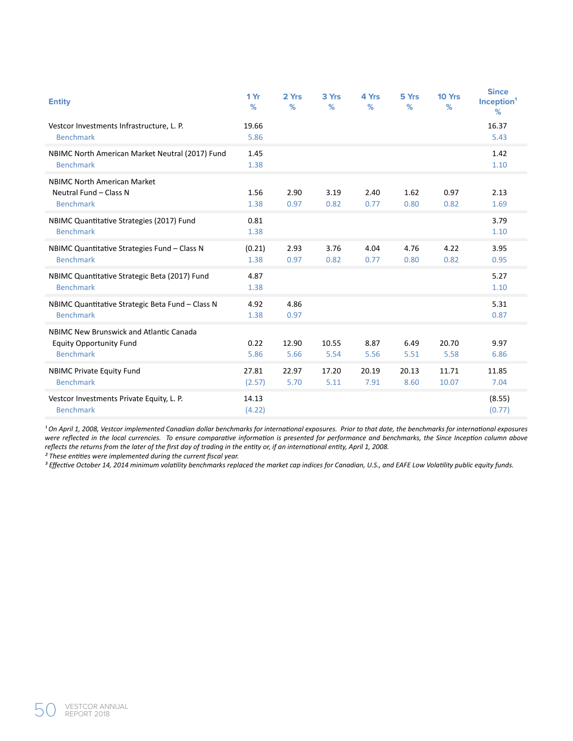| Entity | 1 Yr % | 2 Yrs % | 3 Yrs % | 4 Yrs % | 5 Yrs % | 10 Yrs % | Since Inception[1] % |
|---|---|---|---|---|---|---|---|
| Vestcor Investments Infrastructure, L. P. | 19.66 | | | | | | 16.37 |
| Benchmark | 5.86 | | | | | | 5.43 |
| NBIMC North American Market Neutral (2017) Fund | 1.45 | | | | | | 1.42 |
| Benchmark | 1.38 | | | | | | 1.10 |
| NBIMC North American Market Neutral Fund – Class N | 1.56 | 2.90 | 3.19 | 2.40 | 1.62 | 0.97 | 2.13 |
| Benchmark | 1.38 | 0.97 | 0.82 | 0.77 | 0.80 | 0.82 | 1.69 |
| NBIMC Quantitative Strategies (2017) Fund | 0.81 | | | | | | 3.79 |
| Benchmark | 1.38 | | | | | | 1.10 |
| NBIMC Quantitative Strategies Fund – Class N | (0.21) | 2.93 | 3.76 | 4.04 | 4.76 | 4.22 | 3.95 |
| Benchmark | 1.38 | 0.97 | 0.82 | 0.77 | 0.80 | 0.82 | 0.95 |
| NBIMC Quantitative Strategic Beta (2017) Fund | 4.87 | | | | | | 5.27 |
| Benchmark | 1.38 | | | | | | 1.10 |
| NBIMC Quantitative Strategic Beta Fund – Class N | 4.92 | 4.86 | | | | | 5.31 |
| Benchmark | 1.38 | 0.97 | | | | | 0.87 |
| NBIMC New Brunswick and Atlantic Canada Equity Opportunity Fund | 0.22 | 12.90 | 10.55 | 8.87 | 6.49 | 20.70 | 9.97 |
| Benchmark | 5.86 | 5.66 | 5.54 | 5.56 | 5.51 | 5.58 | 6.86 |
| NBIMC Private Equity Fund | 27.81 | 22.97 | 17.20 | 20.19 | 20.13 | 11.71 | 11.85 |
| Benchmark | (2.57) | 5.70 | 5.11 | 7.91 | 8.60 | 10.07 | 7.04 |
| Vestcor Investments Private Equity, L. P. | 14.13 | | | | | | (8.55) |
| Benchmark | (4.22) | | | | | | (0.77) |

*[1] On April 1, 2008, Vestcor implemented Canadian dollar benchmarks for international exposures. Prior to that date, the benchmarks for international exposures were reflected in the local currencies. To ensure comparative information is presented for performance and benchmarks, the Since Inception column above reflects the returns from the later of the first day of trading in the entity or, if an international entity, April 1, 2008.*
*[2] These entities were implemented during the current fiscal year.*
*[3] Effective October 14, 2014 minimum volatility benchmarks replaced the market cap indices for Canadian, U.S., and EAFE Low Volatility public equity funds.*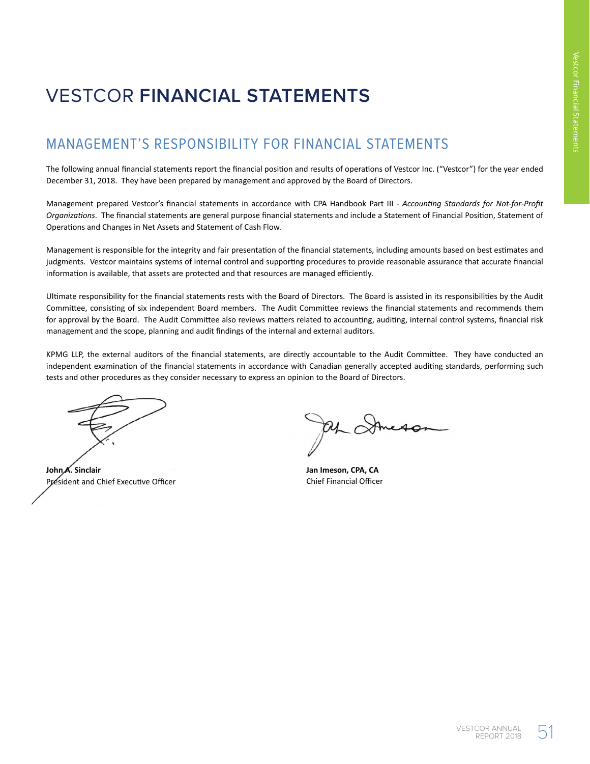# VESTCOR **FINANCIAL STATEMENTS**

## MANAGEMENT'S RESPONSIBILITY FOR FINANCIAL STATEMENTS

The following annual financial statements report the financial position and results of operations of Vestcor Inc. ("Vestcor") for the year ended December 31, 2018. They have been prepared by management and approved by the Board of Directors.

Management prepared Vestcor's financial statements in accordance with CPA Handbook Part III - *Accounting Standards for Not-for-Profit Organizations*. The financial statements are general purpose financial statements and include a Statement of Financial Position, Statement of Operations and Changes in Net Assets and Statement of Cash Flow.

Management is responsible for the integrity and fair presentation of the financial statements, including amounts based on best estimates and judgments. Vestcor maintains systems of internal control and supporting procedures to provide reasonable assurance that accurate financial information is available, that assets are protected and that resources are managed efficiently.

Ultimate responsibility for the financial statements rests with the Board of Directors. The Board is assisted in its responsibilities by the Audit Committee, consisting of six independent Board members. The Audit Committee reviews the financial statements and recommends them for approval by the Board. The Audit Committee also reviews matters related to accounting, auditing, internal control systems, financial risk management and the scope, planning and audit findings of the internal and external auditors.

KPMG LLP, the external auditors of the financial statements, are directly accountable to the Audit Committee. They have conducted an independent examination of the financial statements in accordance with Canadian generally accepted auditing standards, performing such tests and other procedures as they consider necessary to express an opinion to the Board of Directors.

**John A. Sinclair**
President and Chief Executive Officer

**Jan Imeson, CPA, CA**
Chief Financial Officer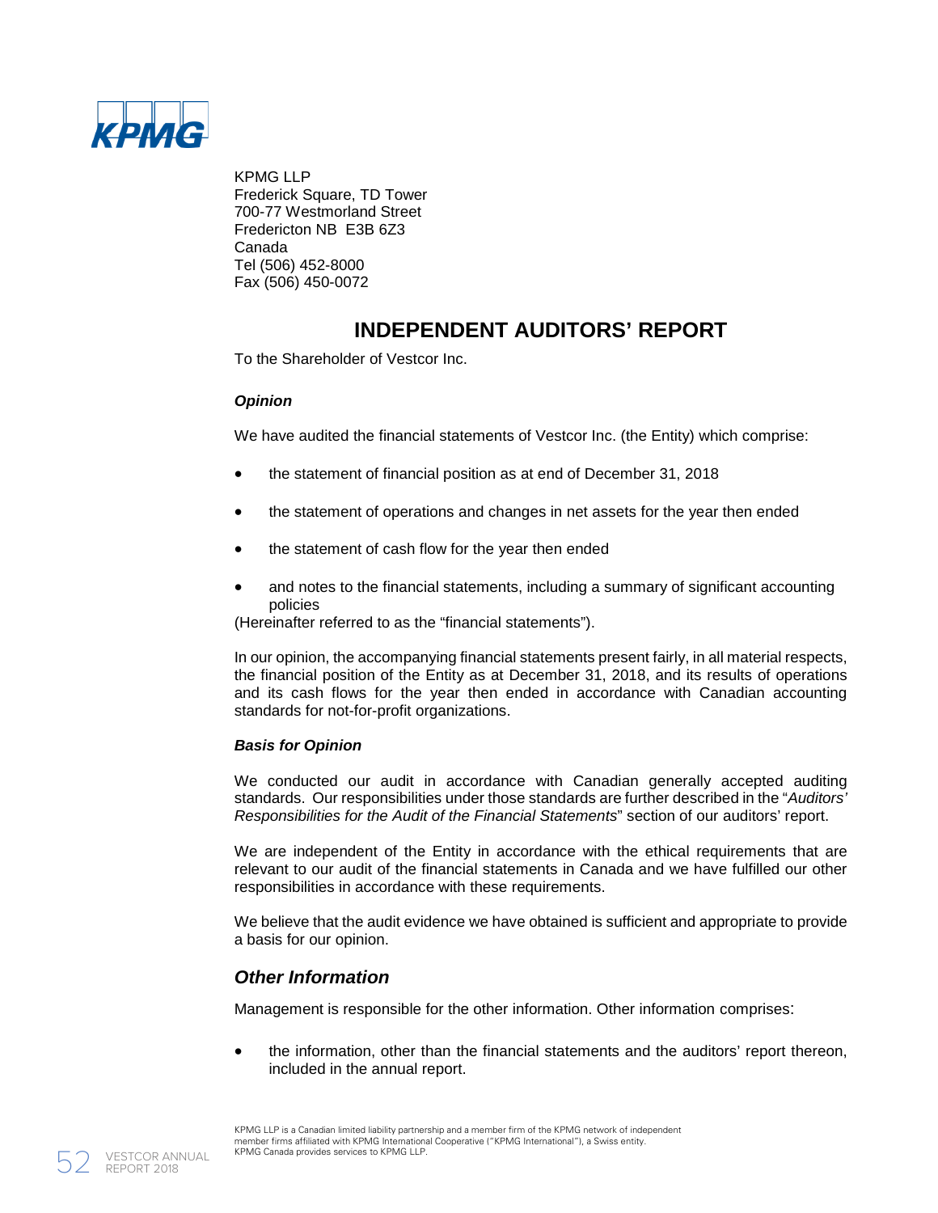KPMG

KPMG LLP
Frederick Square, TD Tower
700-77 Westmorland Street
Fredericton NB E3B 6Z3
Canada
Tel (506) 452-8000
Fax (506) 450-0072

# INDEPENDENT AUDITORS' REPORT

To the Shareholder of Vestcor Inc.

### *Opinion*

We have audited the financial statements of Vestcor Inc. (the Entity) which comprise:

- the statement of financial position as at end of December 31, 2018
- the statement of operations and changes in net assets for the year then ended
- the statement of cash flow for the year then ended
- and notes to the financial statements, including a summary of significant accounting policies

(Hereinafter referred to as the "financial statements").

In our opinion, the accompanying financial statements present fairly, in all material respects, the financial position of the Entity as at December 31, 2018, and its results of operations and its cash flows for the year then ended in accordance with Canadian accounting standards for not-for-profit organizations.

### *Basis for Opinion*

We conducted our audit in accordance with Canadian generally accepted auditing standards. Our responsibilities under those standards are further described in the "*Auditors' Responsibilities for the Audit of the Financial Statements*" section of our auditors' report.

We are independent of the Entity in accordance with the ethical requirements that are relevant to our audit of the financial statements in Canada and we have fulfilled our other responsibilities in accordance with these requirements.

We believe that the audit evidence we have obtained is sufficient and appropriate to provide a basis for our opinion.

## *Other Information*

Management is responsible for the other information. Other information comprises:

- the information, other than the financial statements and the auditors' report thereon, included in the annual report.

KPMG LLP is a Canadian limited liability partnership and a member firm of the KPMG network of independent member firms affiliated with KPMG International Cooperative ("KPMG International"), a Swiss entity. KPMG Canada provides services to KPMG LLP.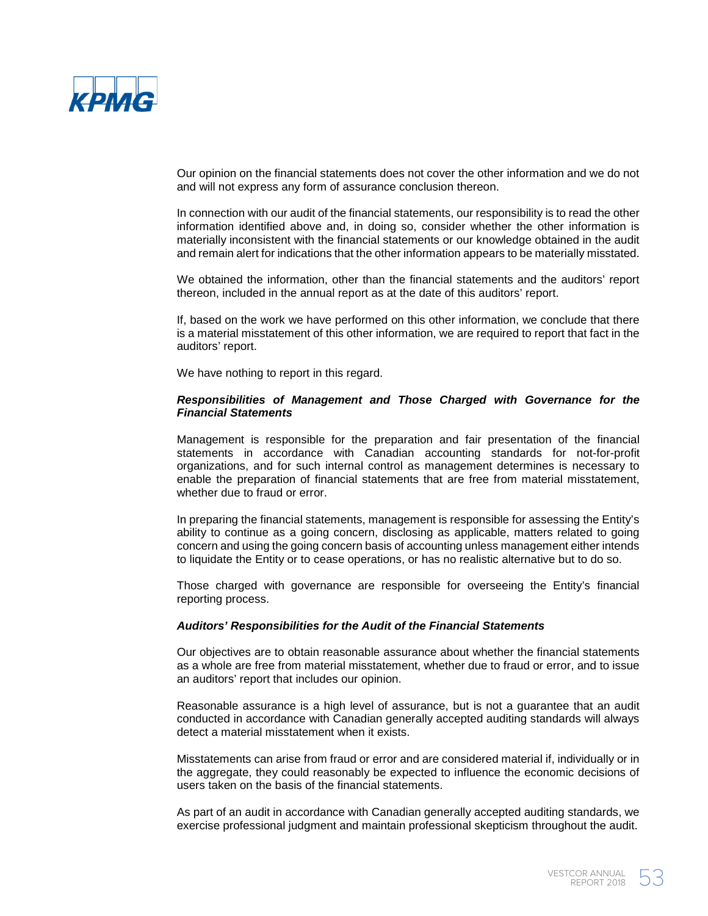Our opinion on the financial statements does not cover the other information and we do not and will not express any form of assurance conclusion thereon.

In connection with our audit of the financial statements, our responsibility is to read the other information identified above and, in doing so, consider whether the other information is materially inconsistent with the financial statements or our knowledge obtained in the audit and remain alert for indications that the other information appears to be materially misstated.

We obtained the information, other than the financial statements and the auditors' report thereon, included in the annual report as at the date of this auditors' report.

If, based on the work we have performed on this other information, we conclude that there is a material misstatement of this other information, we are required to report that fact in the auditors' report.

We have nothing to report in this regard.

***Responsibilities of Management and Those Charged with Governance for the Financial Statements***

Management is responsible for the preparation and fair presentation of the financial statements in accordance with Canadian accounting standards for not-for-profit organizations, and for such internal control as management determines is necessary to enable the preparation of financial statements that are free from material misstatement, whether due to fraud or error.

In preparing the financial statements, management is responsible for assessing the Entity's ability to continue as a going concern, disclosing as applicable, matters related to going concern and using the going concern basis of accounting unless management either intends to liquidate the Entity or to cease operations, or has no realistic alternative but to do so.

Those charged with governance are responsible for overseeing the Entity's financial reporting process.

***Auditors' Responsibilities for the Audit of the Financial Statements***

Our objectives are to obtain reasonable assurance about whether the financial statements as a whole are free from material misstatement, whether due to fraud or error, and to issue an auditors' report that includes our opinion.

Reasonable assurance is a high level of assurance, but is not a guarantee that an audit conducted in accordance with Canadian generally accepted auditing standards will always detect a material misstatement when it exists.

Misstatements can arise from fraud or error and are considered material if, individually or in the aggregate, they could reasonably be expected to influence the economic decisions of users taken on the basis of the financial statements.

As part of an audit in accordance with Canadian generally accepted auditing standards, we exercise professional judgment and maintain professional skepticism throughout the audit.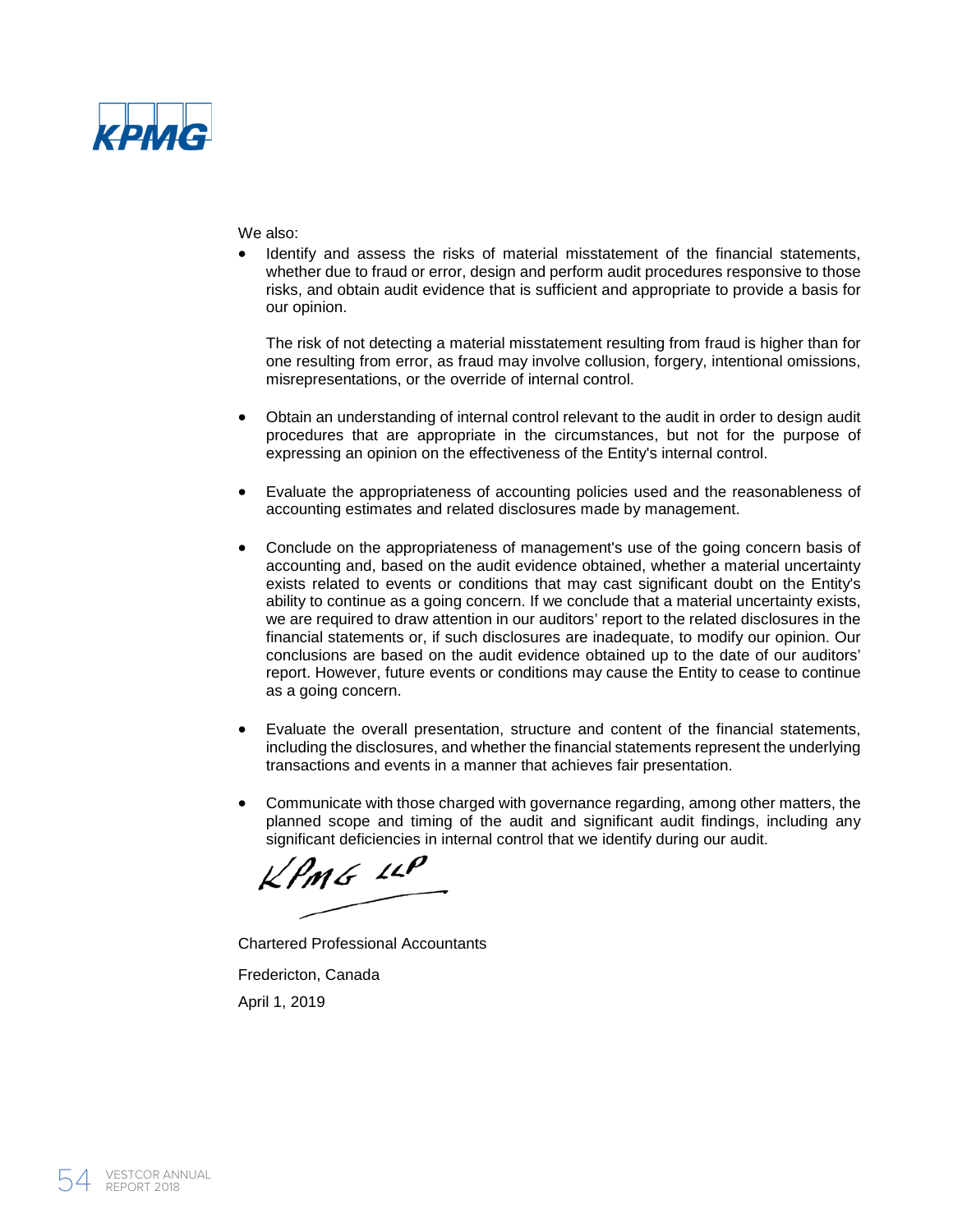We also:

- Identify and assess the risks of material misstatement of the financial statements, whether due to fraud or error, design and perform audit procedures responsive to those risks, and obtain audit evidence that is sufficient and appropriate to provide a basis for our opinion.

  The risk of not detecting a material misstatement resulting from fraud is higher than for one resulting from error, as fraud may involve collusion, forgery, intentional omissions, misrepresentations, or the override of internal control.

- Obtain an understanding of internal control relevant to the audit in order to design audit procedures that are appropriate in the circumstances, but not for the purpose of expressing an opinion on the effectiveness of the Entity's internal control.

- Evaluate the appropriateness of accounting policies used and the reasonableness of accounting estimates and related disclosures made by management.

- Conclude on the appropriateness of management's use of the going concern basis of accounting and, based on the audit evidence obtained, whether a material uncertainty exists related to events or conditions that may cast significant doubt on the Entity's ability to continue as a going concern. If we conclude that a material uncertainty exists, we are required to draw attention in our auditors' report to the related disclosures in the financial statements or, if such disclosures are inadequate, to modify our opinion. Our conclusions are based on the audit evidence obtained up to the date of our auditors' report. However, future events or conditions may cause the Entity to cease to continue as a going concern.

- Evaluate the overall presentation, structure and content of the financial statements, including the disclosures, and whether the financial statements represent the underlying transactions and events in a manner that achieves fair presentation.

- Communicate with those charged with governance regarding, among other matters, the planned scope and timing of the audit and significant audit findings, including any significant deficiencies in internal control that we identify during our audit.

KPMG LLP

Chartered Professional Accountants

Fredericton, Canada

April 1, 2019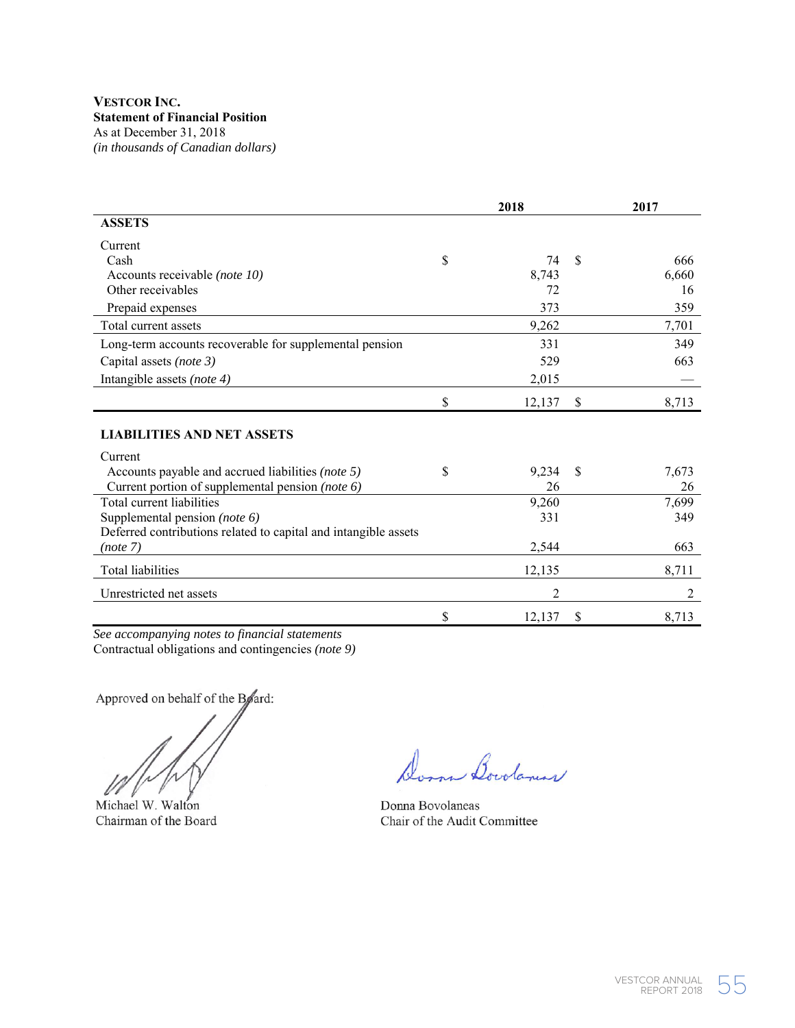**VESTCOR INC.**
**Statement of Financial Position**
As at December 31, 2018
*(in thousands of Canadian dollars)*

| | 2018 | 2017 |
|---|---|---|
| **ASSETS** | | |
| Current | | |
| Cash | $ 74 | $ 666 |
| Accounts receivable *(note 10)* | 8,743 | 6,660 |
| Other receivables | 72 | 16 |
| Prepaid expenses | 373 | 359 |
| Total current assets | 9,262 | 7,701 |
| Long-term accounts recoverable for supplemental pension | 331 | 349 |
| Capital assets *(note 3)* | 529 | 663 |
| Intangible assets *(note 4)* | 2,015 | — |
| | $ 12,137 | $ 8,713 |
| **LIABILITIES AND NET ASSETS** | | |
| Current | | |
| Accounts payable and accrued liabilities *(note 5)* | $ 9,234 | $ 7,673 |
| Current portion of supplemental pension *(note 6)* | 26 | 26 |
| Total current liabilities | 9,260 | 7,699 |
| Supplemental pension *(note 6)* | 331 | 349 |
| Deferred contributions related to capital and intangible assets *(note 7)* | 2,544 | 663 |
| Total liabilities | 12,135 | 8,711 |
| Unrestricted net assets | 2 | 2 |
| | $ 12,137 | $ 8,713 |

*See accompanying notes to financial statements*
Contractual obligations and contingencies *(note 9)*

Approved on behalf of the Board:

Michael W. Walton
Chairman of the Board

Donna Bovolaneas
Chair of the Audit Committee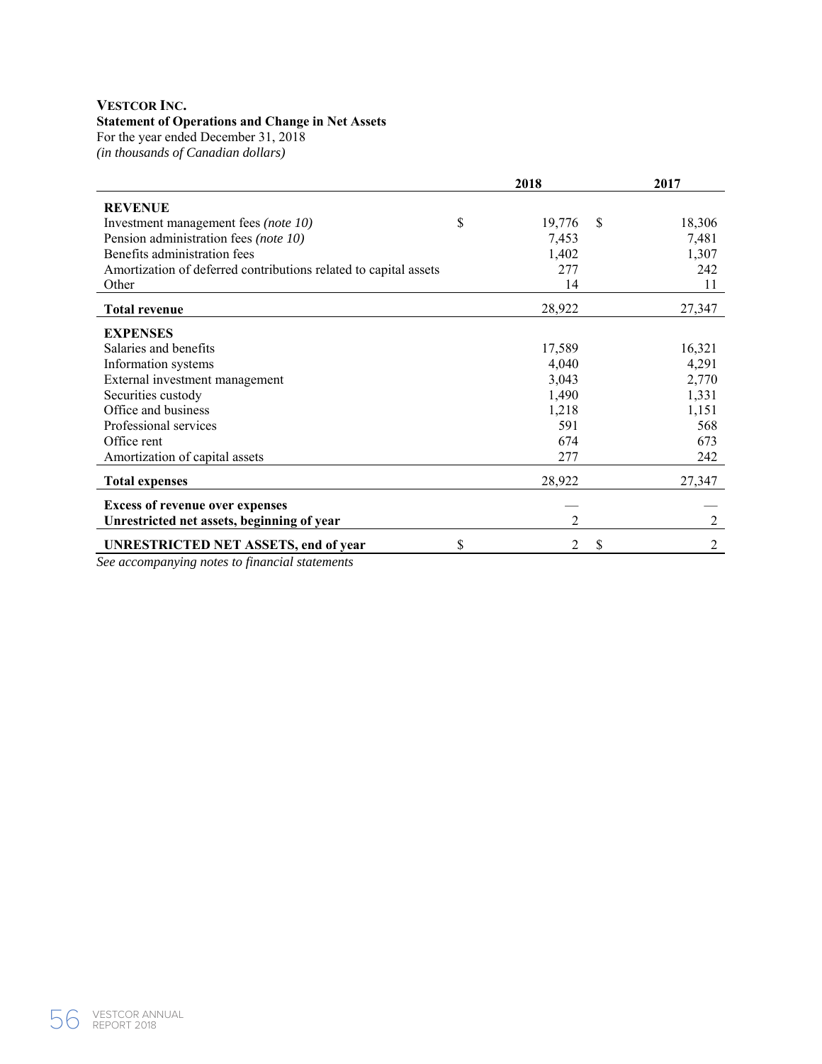**VESTCOR INC.**
**Statement of Operations and Change in Net Assets**
For the year ended December 31, 2018
*(in thousands of Canadian dollars)*

| | 2018 | 2017 |
|---|---|---|
| **REVENUE** | | |
| Investment management fees *(note 10)* | $ 19,776 | $ 18,306 |
| Pension administration fees *(note 10)* | 7,453 | 7,481 |
| Benefits administration fees | 1,402 | 1,307 |
| Amortization of deferred contributions related to capital assets | 277 | 242 |
| Other | 14 | 11 |
| **Total revenue** | 28,922 | 27,347 |
| **EXPENSES** | | |
| Salaries and benefits | 17,589 | 16,321 |
| Information systems | 4,040 | 4,291 |
| External investment management | 3,043 | 2,770 |
| Securities custody | 1,490 | 1,331 |
| Office and business | 1,218 | 1,151 |
| Professional services | 591 | 568 |
| Office rent | 674 | 673 |
| Amortization of capital assets | 277 | 242 |
| **Total expenses** | 28,922 | 27,347 |
| **Excess of revenue over expenses** | — | — |
| **Unrestricted net assets, beginning of year** | 2 | 2 |
| **UNRESTRICTED NET ASSETS, end of year** | $ 2 | $ 2 |

*See accompanying notes to financial statements*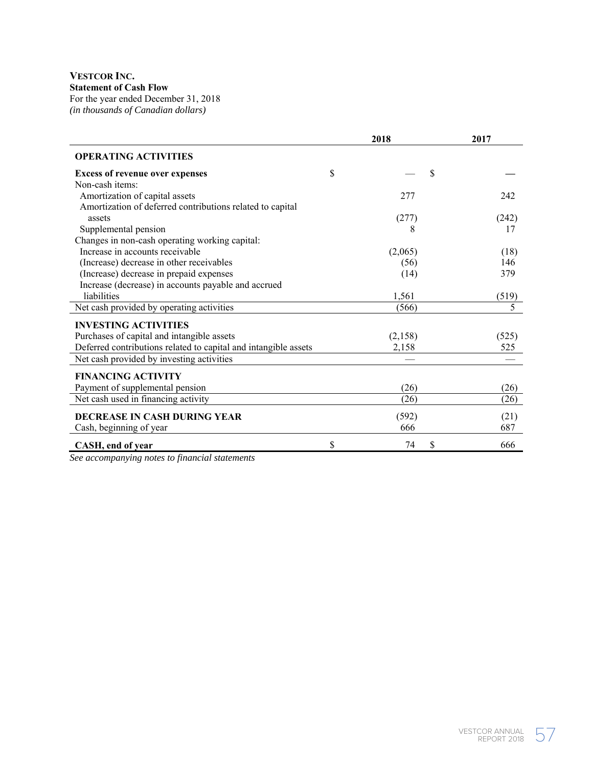**VESTCOR INC.**
**Statement of Cash Flow**
For the year ended December 31, 2018
*(in thousands of Canadian dollars)*

| | 2018 | 2017 |
|---|---|---|
| **OPERATING ACTIVITIES** | | |
| **Excess of revenue over expenses** | $ — | $ — |
| Non-cash items: | | |
| Amortization of capital assets | 277 | 242 |
| Amortization of deferred contributions related to capital assets | (277) | (242) |
| Supplemental pension | 8 | 17 |
| Changes in non-cash operating working capital: | | |
| Increase in accounts receivable | (2,065) | (18) |
| (Increase) decrease in other receivables | (56) | 146 |
| (Increase) decrease in prepaid expenses | (14) | 379 |
| Increase (decrease) in accounts payable and accrued liabilities | 1,561 | (519) |
| Net cash provided by operating activities | (566) | 5 |
| **INVESTING ACTIVITIES** | | |
| Purchases of capital and intangible assets | (2,158) | (525) |
| Deferred contributions related to capital and intangible assets | 2,158 | 525 |
| Net cash provided by investing activities | — | — |
| **FINANCING ACTIVITY** | | |
| Payment of supplemental pension | (26) | (26) |
| Net cash used in financing activity | (26) | (26) |
| **DECREASE IN CASH DURING YEAR** | (592) | (21) |
| Cash, beginning of year | 666 | 687 |
| **CASH, end of year** | $ 74 | $ 666 |

*See accompanying notes to financial statements*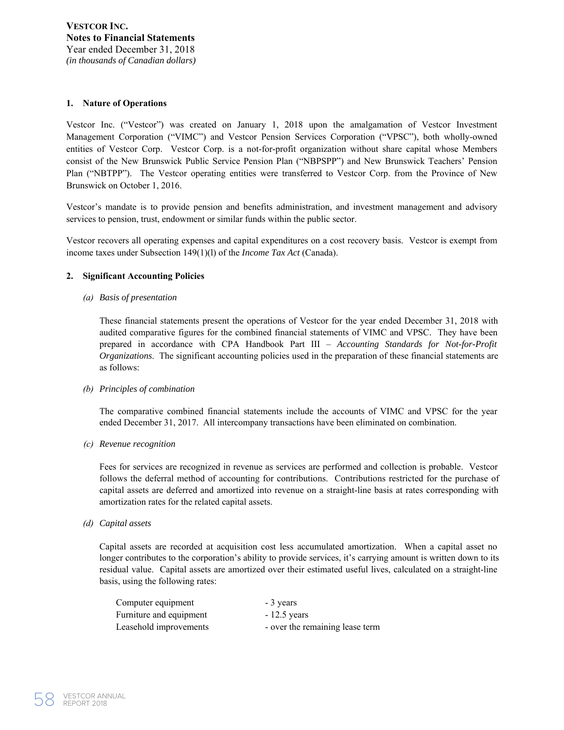**VESTCOR INC.**
**Notes to Financial Statements**
Year ended December 31, 2018
*(in thousands of Canadian dollars)*

## 1. Nature of Operations

Vestcor Inc. ("Vestcor") was created on January 1, 2018 upon the amalgamation of Vestcor Investment Management Corporation ("VIMC") and Vestcor Pension Services Corporation ("VPSC"), both wholly-owned entities of Vestcor Corp. Vestcor Corp. is a not-for-profit organization without share capital whose Members consist of the New Brunswick Public Service Pension Plan ("NBPSPP") and New Brunswick Teachers' Pension Plan ("NBTPP"). The Vestcor operating entities were transferred to Vestcor Corp. from the Province of New Brunswick on October 1, 2016.

Vestcor's mandate is to provide pension and benefits administration, and investment management and advisory services to pension, trust, endowment or similar funds within the public sector.

Vestcor recovers all operating expenses and capital expenditures on a cost recovery basis. Vestcor is exempt from income taxes under Subsection 149(1)(l) of the *Income Tax Act* (Canada).

## 2. Significant Accounting Policies

*(a) Basis of presentation*

These financial statements present the operations of Vestcor for the year ended December 31, 2018 with audited comparative figures for the combined financial statements of VIMC and VPSC. They have been prepared in accordance with CPA Handbook Part III – *Accounting Standards for Not-for-Profit Organizations*. The significant accounting policies used in the preparation of these financial statements are as follows:

*(b) Principles of combination*

The comparative combined financial statements include the accounts of VIMC and VPSC for the year ended December 31, 2017. All intercompany transactions have been eliminated on combination.

*(c) Revenue recognition*

Fees for services are recognized in revenue as services are performed and collection is probable. Vestcor follows the deferral method of accounting for contributions. Contributions restricted for the purchase of capital assets are deferred and amortized into revenue on a straight-line basis at rates corresponding with amortization rates for the related capital assets.

*(d) Capital assets*

Capital assets are recorded at acquisition cost less accumulated amortization. When a capital asset no longer contributes to the corporation's ability to provide services, it's carrying amount is written down to its residual value. Capital assets are amortized over their estimated useful lives, calculated on a straight-line basis, using the following rates:

| | |
|---|---|
| Computer equipment | - 3 years |
| Furniture and equipment | - 12.5 years |
| Leasehold improvements | - over the remaining lease term |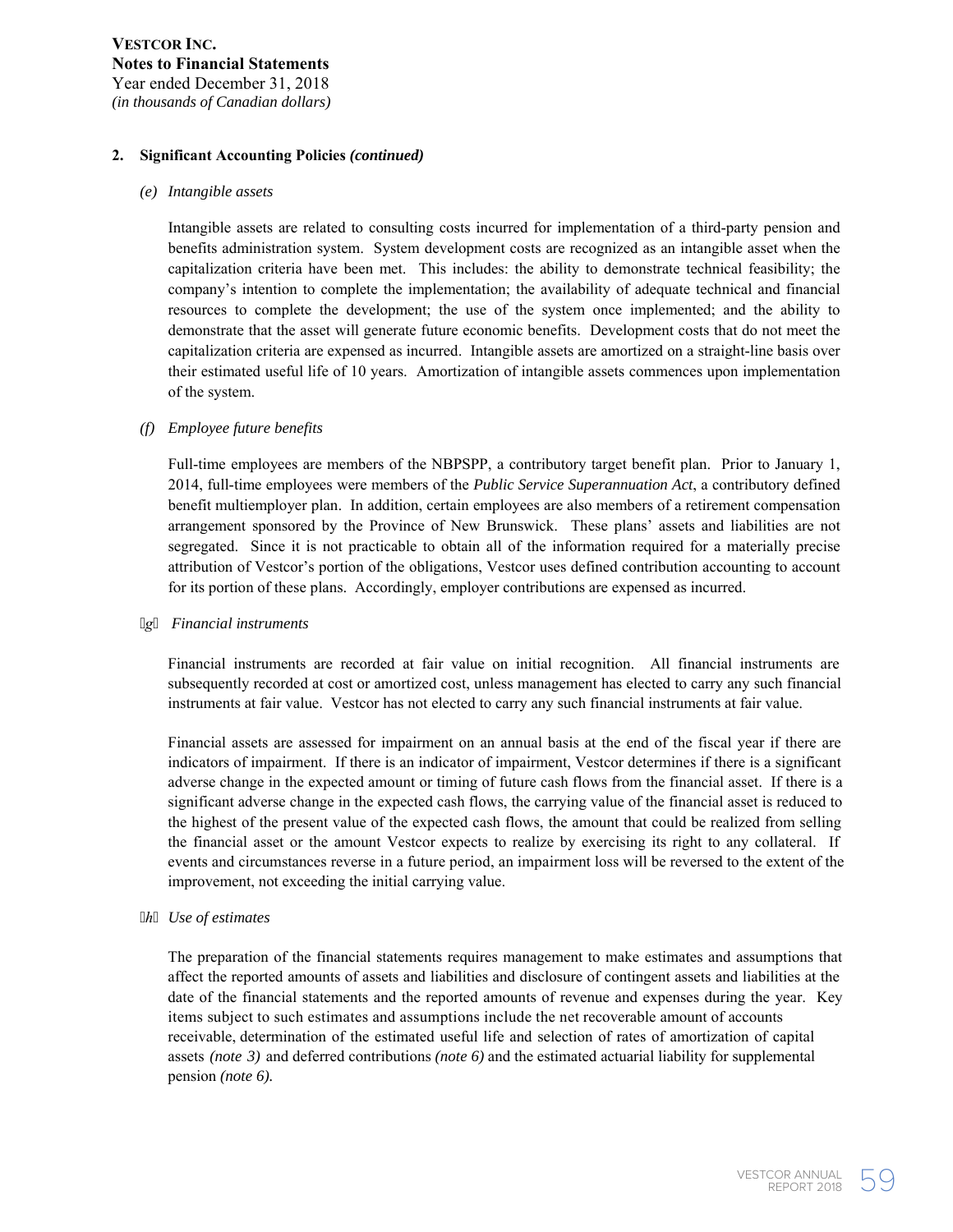**VESTCOR INC.**
**Notes to Financial Statements**
Year ended December 31, 2018
*(in thousands of Canadian dollars)*

**2. Significant Accounting Policies *(continued)***

*(e) Intangible assets*

Intangible assets are related to consulting costs incurred for implementation of a third-party pension and benefits administration system. System development costs are recognized as an intangible asset when the capitalization criteria have been met. This includes: the ability to demonstrate technical feasibility; the company's intention to complete the implementation; the availability of adequate technical and financial resources to complete the development; the use of the system once implemented; and the ability to demonstrate that the asset will generate future economic benefits. Development costs that do not meet the capitalization criteria are expensed as incurred. Intangible assets are amortized on a straight-line basis over their estimated useful life of 10 years. Amortization of intangible assets commences upon implementation of the system.

*(f) Employee future benefits*

Full-time employees are members of the NBPSPP, a contributory target benefit plan. Prior to January 1, 2014, full-time employees were members of the *Public Service Superannuation Act*, a contributory defined benefit multiemployer plan. In addition, certain employees are also members of a retirement compensation arrangement sponsored by the Province of New Brunswick. These plans' assets and liabilities are not segregated. Since it is not practicable to obtain all of the information required for a materially precise attribution of Vestcor's portion of the obligations, Vestcor uses defined contribution accounting to account for its portion of these plans. Accordingly, employer contributions are expensed as incurred.

*(g) Financial instruments*

Financial instruments are recorded at fair value on initial recognition. All financial instruments are subsequently recorded at cost or amortized cost, unless management has elected to carry any such financial instruments at fair value. Vestcor has not elected to carry any such financial instruments at fair value.

Financial assets are assessed for impairment on an annual basis at the end of the fiscal year if there are indicators of impairment. If there is an indicator of impairment, Vestcor determines if there is a significant adverse change in the expected amount or timing of future cash flows from the financial asset. If there is a significant adverse change in the expected cash flows, the carrying value of the financial asset is reduced to the highest of the present value of the expected cash flows, the amount that could be realized from selling the financial asset or the amount Vestcor expects to realize by exercising its right to any collateral. If events and circumstances reverse in a future period, an impairment loss will be reversed to the extent of the improvement, not exceeding the initial carrying value.

*(h) Use of estimates*

The preparation of the financial statements requires management to make estimates and assumptions that affect the reported amounts of assets and liabilities and disclosure of contingent assets and liabilities at the date of the financial statements and the reported amounts of revenue and expenses during the year. Key items subject to such estimates and assumptions include the net recoverable amount of accounts receivable, determination of the estimated useful life and selection of rates of amortization of capital assets *(note 3)* and deferred contributions *(note 6)* and the estimated actuarial liability for supplemental pension *(note 6).*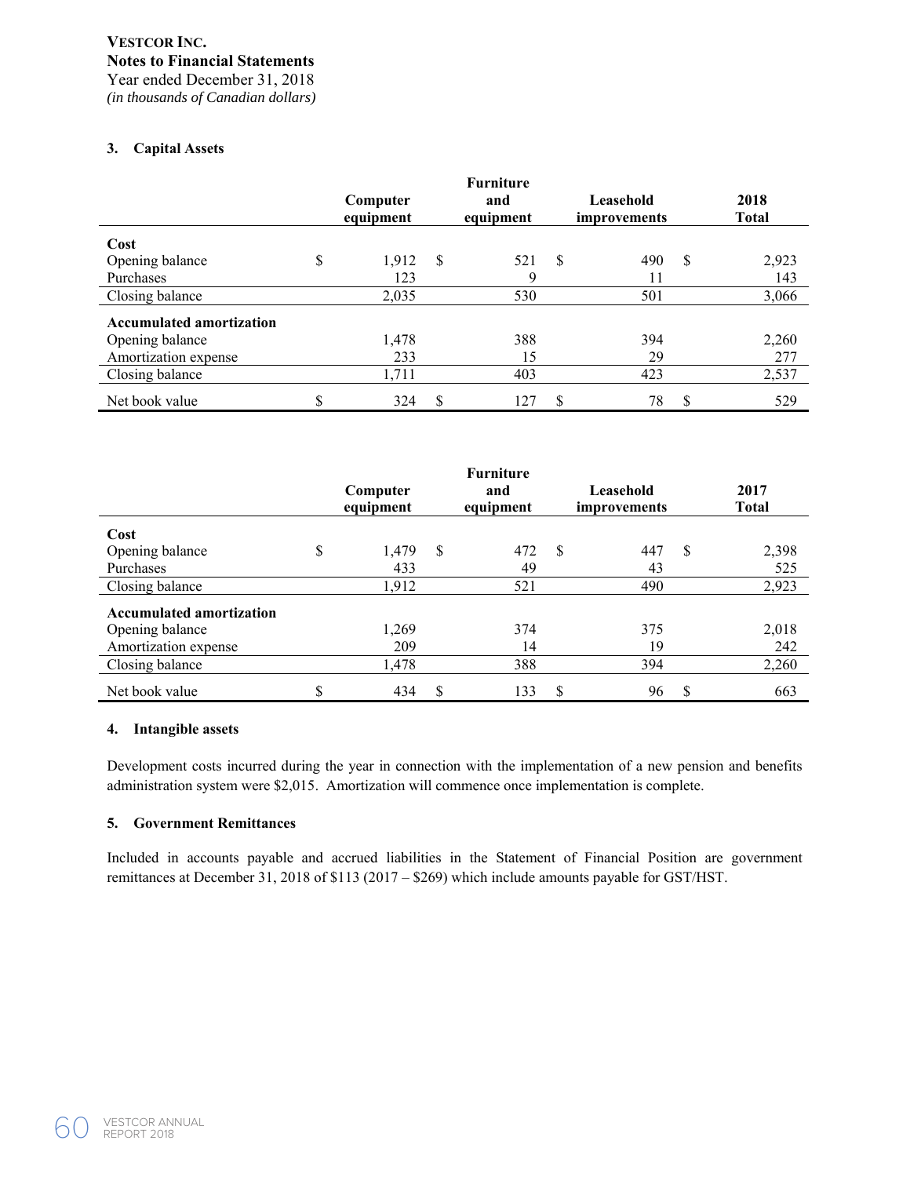**VESTCOR INC.**
**Notes to Financial Statements**
Year ended December 31, 2018
*(in thousands of Canadian dollars)*

### 3. Capital Assets

| | Computer equipment | Furniture and equipment | Leasehold improvements | 2018 Total |
|---|---|---|---|---|
| **Cost** | | | | |
| Opening balance | $ 1,912 | $ 521 | $ 490 | $ 2,923 |
| Purchases | 123 | 9 | 11 | 143 |
| Closing balance | 2,035 | 530 | 501 | 3,066 |
| **Accumulated amortization** | | | | |
| Opening balance | 1,478 | 388 | 394 | 2,260 |
| Amortization expense | 233 | 15 | 29 | 277 |
| Closing balance | 1,711 | 403 | 423 | 2,537 |
| Net book value | $ 324 | $ 127 | $ 78 | $ 529 |

| | Computer equipment | Furniture and equipment | Leasehold improvements | 2017 Total |
|---|---|---|---|---|
| **Cost** | | | | |
| Opening balance | $ 1,479 | $ 472 | $ 447 | $ 2,398 |
| Purchases | 433 | 49 | 43 | 525 |
| Closing balance | 1,912 | 521 | 490 | 2,923 |
| **Accumulated amortization** | | | | |
| Opening balance | 1,269 | 374 | 375 | 2,018 |
| Amortization expense | 209 | 14 | 19 | 242 |
| Closing balance | 1,478 | 388 | 394 | 2,260 |
| Net book value | $ 434 | $ 133 | $ 96 | $ 663 |

### 4. Intangible assets

Development costs incurred during the year in connection with the implementation of a new pension and benefits administration system were $2,015. Amortization will commence once implementation is complete.

### 5. Government Remittances

Included in accounts payable and accrued liabilities in the Statement of Financial Position are government remittances at December 31, 2018 of $113 (2017 – $269) which include amounts payable for GST/HST.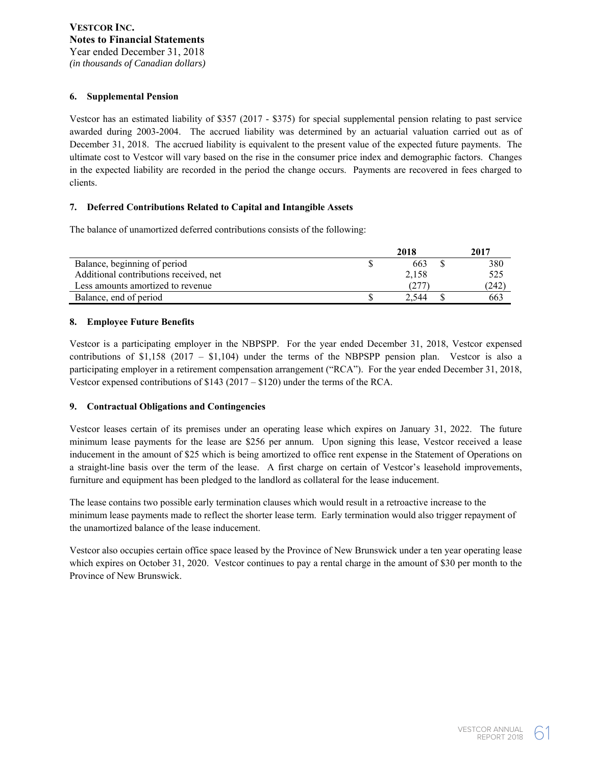**VESTCOR INC.**
**Notes to Financial Statements**
Year ended December 31, 2018
*(in thousands of Canadian dollars)*

## 6. Supplemental Pension

Vestcor has an estimated liability of $357 (2017 - $375) for special supplemental pension relating to past service awarded during 2003-2004. The accrued liability was determined by an actuarial valuation carried out as of December 31, 2018. The accrued liability is equivalent to the present value of the expected future payments. The ultimate cost to Vestcor will vary based on the rise in the consumer price index and demographic factors. Changes in the expected liability are recorded in the period the change occurs. Payments are recovered in fees charged to clients.

## 7. Deferred Contributions Related to Capital and Intangible Assets

The balance of unamortized deferred contributions consists of the following:

| | 2018 | 2017 |
|---|---|---|
| Balance, beginning of period | $ 663 | $ 380 |
| Additional contributions received, net | 2,158 | 525 |
| Less amounts amortized to revenue | (277) | (242) |
| Balance, end of period | $ 2,544 | $ 663 |

## 8. Employee Future Benefits

Vestcor is a participating employer in the NBPSPP. For the year ended December 31, 2018, Vestcor expensed contributions of $1,158 (2017 – $1,104) under the terms of the NBPSPP pension plan. Vestcor is also a participating employer in a retirement compensation arrangement ("RCA"). For the year ended December 31, 2018, Vestcor expensed contributions of $143 (2017 – $120) under the terms of the RCA.

## 9. Contractual Obligations and Contingencies

Vestcor leases certain of its premises under an operating lease which expires on January 31, 2022. The future minimum lease payments for the lease are $256 per annum. Upon signing this lease, Vestcor received a lease inducement in the amount of $25 which is being amortized to office rent expense in the Statement of Operations on a straight-line basis over the term of the lease. A first charge on certain of Vestcor's leasehold improvements, furniture and equipment has been pledged to the landlord as collateral for the lease inducement.

The lease contains two possible early termination clauses which would result in a retroactive increase to the minimum lease payments made to reflect the shorter lease term. Early termination would also trigger repayment of the unamortized balance of the lease inducement.

Vestcor also occupies certain office space leased by the Province of New Brunswick under a ten year operating lease which expires on October 31, 2020. Vestcor continues to pay a rental charge in the amount of $30 per month to the Province of New Brunswick.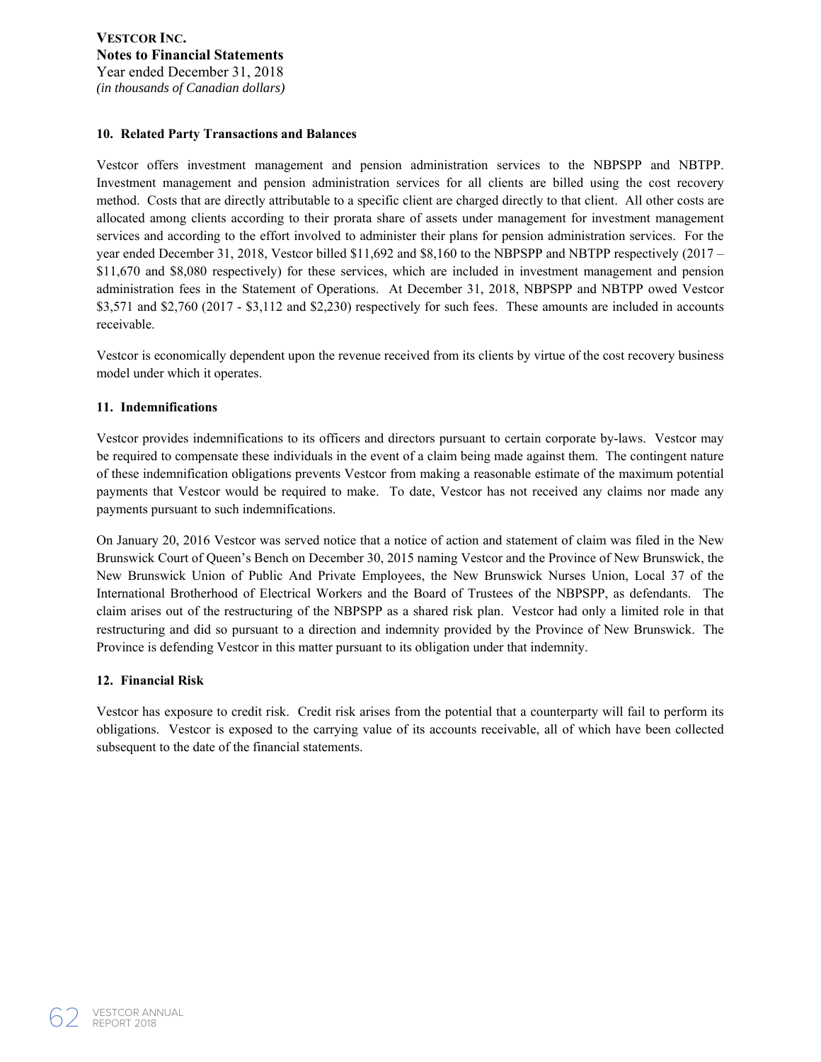**VESTCOR INC.**
**Notes to Financial Statements**
Year ended December 31, 2018
*(in thousands of Canadian dollars)*

### 10. Related Party Transactions and Balances

Vestcor offers investment management and pension administration services to the NBPSPP and NBTPP. Investment management and pension administration services for all clients are billed using the cost recovery method. Costs that are directly attributable to a specific client are charged directly to that client. All other costs are allocated among clients according to their prorata share of assets under management for investment management services and according to the effort involved to administer their plans for pension administration services. For the year ended December 31, 2018, Vestcor billed $11,692 and $8,160 to the NBPSPP and NBTPP respectively (2017 – $11,670 and $8,080 respectively) for these services, which are included in investment management and pension administration fees in the Statement of Operations. At December 31, 2018, NBPSPP and NBTPP owed Vestcor $3,571 and $2,760 (2017 - $3,112 and $2,230) respectively for such fees. These amounts are included in accounts receivable.

Vestcor is economically dependent upon the revenue received from its clients by virtue of the cost recovery business model under which it operates.

### 11. Indemnifications

Vestcor provides indemnifications to its officers and directors pursuant to certain corporate by-laws. Vestcor may be required to compensate these individuals in the event of a claim being made against them. The contingent nature of these indemnification obligations prevents Vestcor from making a reasonable estimate of the maximum potential payments that Vestcor would be required to make. To date, Vestcor has not received any claims nor made any payments pursuant to such indemnifications.

On January 20, 2016 Vestcor was served notice that a notice of action and statement of claim was filed in the New Brunswick Court of Queen's Bench on December 30, 2015 naming Vestcor and the Province of New Brunswick, the New Brunswick Union of Public And Private Employees, the New Brunswick Nurses Union, Local 37 of the International Brotherhood of Electrical Workers and the Board of Trustees of the NBPSPP, as defendants. The claim arises out of the restructuring of the NBPSPP as a shared risk plan. Vestcor had only a limited role in that restructuring and did so pursuant to a direction and indemnity provided by the Province of New Brunswick. The Province is defending Vestcor in this matter pursuant to its obligation under that indemnity.

### 12. Financial Risk

Vestcor has exposure to credit risk. Credit risk arises from the potential that a counterparty will fail to perform its obligations. Vestcor is exposed to the carrying value of its accounts receivable, all of which have been collected subsequent to the date of the financial statements.